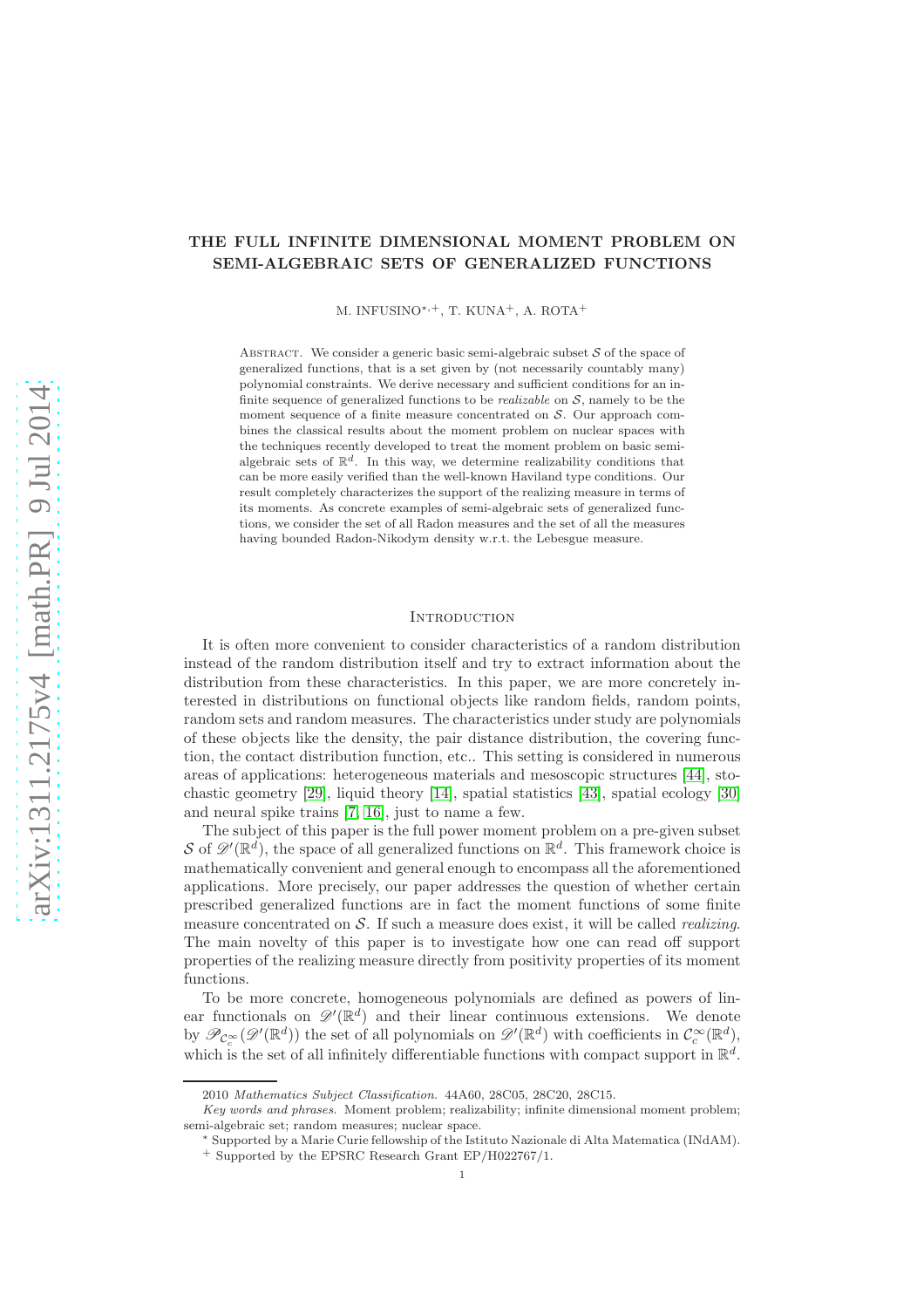# THE FULL INFINITE DIMENSIONAL MOMENT PROBLEM ON SEMI-ALGEBRAIC SETS OF GENERALIZED FUNCTIONS

M. INFUSINO[*,+], T. KUNA[+], A. ROTA[+]

Abstract. We consider a generic basic semi-algebraic subset $\mathcal{S}$ of the space of generalized functions, that is a set given by (not necessarily countably many) polynomial constraints. We derive necessary and sufficient conditions for an infinite sequence of generalized functions to be *realizable* on $\mathcal{S}$, namely to be the moment sequence of a finite measure concentrated on $\mathcal{S}$. Our approach combines the classical results about the moment problem on nuclear spaces with the techniques recently developed to treat the moment problem on basic semi-algebraic sets of $\mathbb{R}^d$. In this way, we determine realizability conditions that can be more easily verified than the well-known Haviland type conditions. Our result completely characterizes the support of the realizing measure in terms of its moments. As concrete examples of semi-algebraic sets of generalized functions, we consider the set of all Radon measures and the set of all the measures having bounded Radon-Nikodym density w.r.t. the Lebesgue measure.

## Introduction

It is often more convenient to consider characteristics of a random distribution instead of the random distribution itself and try to extract information about the distribution from these characteristics. In this paper, we are more concretely interested in distributions on functional objects like random fields, random points, random sets and random measures. The characteristics under study are polynomials of these objects like the density, the pair distance distribution, the covering function, the contact distribution function, etc.. This setting is considered in numerous areas of applications: heterogeneous materials and mesoscopic structures [44], stochastic geometry [29], liquid theory [14], spatial statistics [43], spatial ecology [30] and neural spike trains [7, 16], just to name a few.

The subject of this paper is the full power moment problem on a pre-given subset $\mathcal{S}$ of $\mathscr{D}'(\mathbb{R}^d)$, the space of all generalized functions on $\mathbb{R}^d$. This framework choice is mathematically convenient and general enough to encompass all the aforementioned applications. More precisely, our paper addresses the question of whether certain prescribed generalized functions are in fact the moment functions of some finite measure concentrated on $\mathcal{S}$. If such a measure does exist, it will be called *realizing*. The main novelty of this paper is to investigate how one can read off support properties of the realizing measure directly from positivity properties of its moment functions.

To be more concrete, homogeneous polynomials are defined as powers of linear functionals on $\mathscr{D}'(\mathbb{R}^d)$ and their linear continuous extensions. We denote by $\mathscr{P}_{\mathcal{C}_c^\infty}(\mathscr{D}'(\mathbb{R}^d))$ the set of all polynomials on $\mathscr{D}'(\mathbb{R}^d)$ with coefficients in $\mathcal{C}_c^\infty(\mathbb{R}^d)$, which is the set of all infinitely differentiable functions with compact support in $\mathbb{R}^d$.

---

2010 *Mathematics Subject Classification.* 44A60, 28C05, 28C20, 28C15.

*Key words and phrases.* Moment problem; realizability; infinite dimensional moment problem; semi-algebraic set; random measures; nuclear space.

[*] Supported by a Marie Curie fellowship of the Istituto Nazionale di Alta Matematica (INdAM).

[+] Supported by the EPSRC Research Grant EP/H022767/1.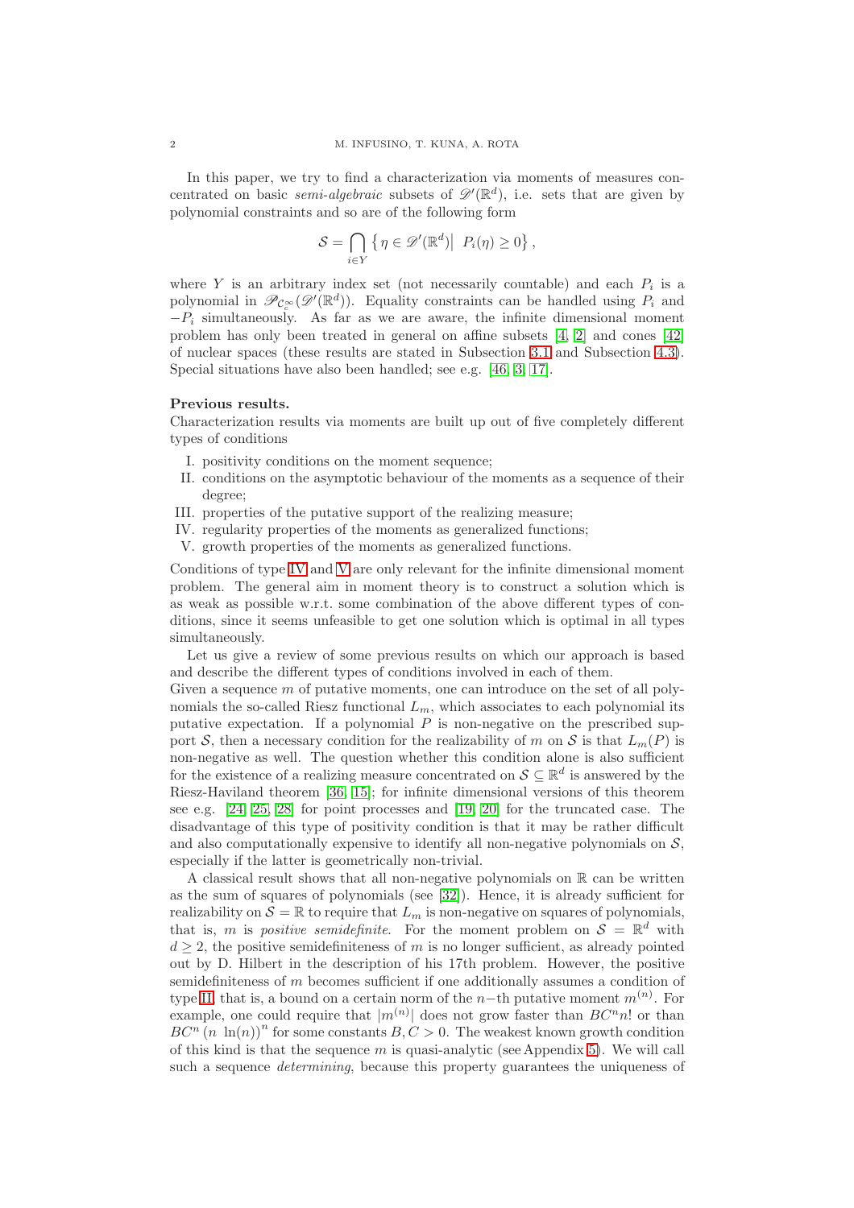In this paper, we try to find a characterization via moments of measures concentrated on basic *semi-algebraic* subsets of $\mathscr{D}'(\mathbb{R}^d)$, i.e. sets that are given by polynomial constraints and so are of the following form

$$\mathcal{S} = \bigcap_{i\in Y} \left\{ \eta \in \mathscr{D}'(\mathbb{R}^d) \middle|\ P_i(\eta) \geq 0 \right\},$$

where $Y$ is an arbitrary index set (not necessarily countable) and each $P_i$ is a polynomial in $\mathscr{P}_{\mathcal{C}_c^\infty}(\mathscr{D}'(\mathbb{R}^d))$. Equality constraints can be handled using $P_i$ and $-P_i$ simultaneously. As far as we are aware, the infinite dimensional moment problem has only been treated in general on affine subsets [4, 2] and cones [42] of nuclear spaces (these results are stated in Subsection 3.1 and Subsection 4.3). Special situations have also been handled; see e.g. [46, 3, 17].

**Previous results.**
Characterization results via moments are built up out of five completely different types of conditions

I. positivity conditions on the moment sequence;
II. conditions on the asymptotic behaviour of the moments as a sequence of their degree;
III. properties of the putative support of the realizing measure;
IV. regularity properties of the moments as generalized functions;
V. growth properties of the moments as generalized functions.

Conditions of type IV and V are only relevant for the infinite dimensional moment problem. The general aim in moment theory is to construct a solution which is as weak as possible w.r.t. some combination of the above different types of conditions, since it seems unfeasible to get one solution which is optimal in all types simultaneously.

Let us give a review of some previous results on which our approach is based and describe the different types of conditions involved in each of them.
Given a sequence $m$ of putative moments, one can introduce on the set of all polynomials the so-called Riesz functional $L_m$, which associates to each polynomial its putative expectation. If a polynomial $P$ is non-negative on the prescribed support $\mathcal{S}$, then a necessary condition for the realizability of $m$ on $\mathcal{S}$ is that $L_m(P)$ is non-negative as well. The question whether this condition alone is also sufficient for the existence of a realizing measure concentrated on $\mathcal{S} \subseteq \mathbb{R}^d$ is answered by the Riesz-Haviland theorem [36, 15]; for infinite dimensional versions of this theorem see e.g. [24, 25, 28] for point processes and [19, 20] for the truncated case. The disadvantage of this type of positivity condition is that it may be rather difficult and also computationally expensive to identify all non-negative polynomials on $\mathcal{S}$, especially if the latter is geometrically non-trivial.

A classical result shows that all non-negative polynomials on $\mathbb{R}$ can be written as the sum of squares of polynomials (see [32]). Hence, it is already sufficient for realizability on $\mathcal{S} = \mathbb{R}$ to require that $L_m$ is non-negative on squares of polynomials, that is, $m$ is *positive semidefinite*. For the moment problem on $\mathcal{S} = \mathbb{R}^d$ with $d \geq 2$, the positive semidefiniteness of $m$ is no longer sufficient, as already pointed out by D. Hilbert in the description of his 17th problem. However, the positive semidefiniteness of $m$ becomes sufficient if one additionally assumes a condition of type II, that is, a bound on a certain norm of the $n-$th putative moment $m^{(n)}$. For example, one could require that $|m^{(n)}|$ does not grow faster than $BC^n n!$ or than $BC^n \left(n\ \ln(n)\right)^n$ for some constants $B, C > 0$. The weakest known growth condition of this kind is that the sequence $m$ is quasi-analytic (see Appendix 5). We will call such a sequence *determining*, because this property guarantees the uniqueness of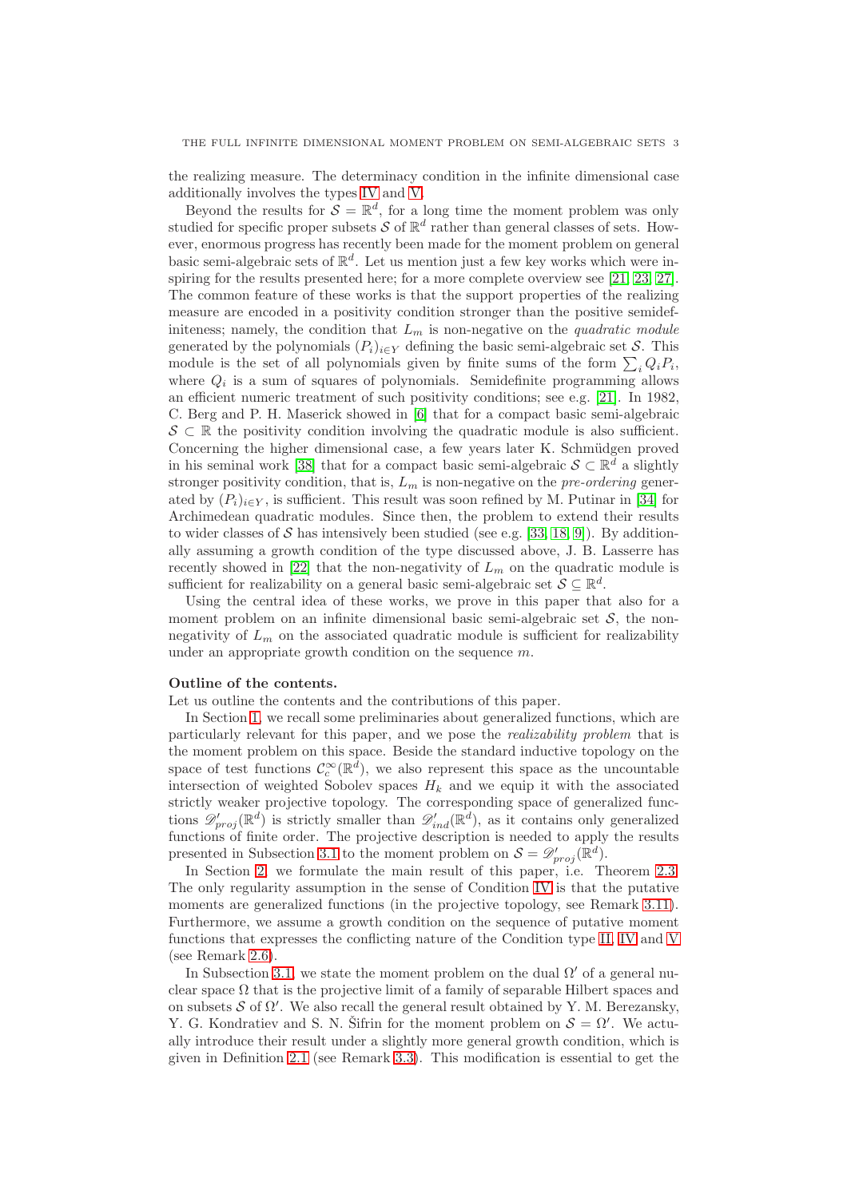the realizing measure. The determinacy condition in the infinite dimensional case additionally involves the types IV and V.

Beyond the results for $\mathcal{S} = \mathbb{R}^d$, for a long time the moment problem was only studied for specific proper subsets $\mathcal{S}$ of $\mathbb{R}^d$ rather than general classes of sets. However, enormous progress has recently been made for the moment problem on general basic semi-algebraic sets of $\mathbb{R}^d$. Let us mention just a few key works which were inspiring for the results presented here; for a more complete overview see [21, 23, 27]. The common feature of these works is that the support properties of the realizing measure are encoded in a positivity condition stronger than the positive semidefiniteness; namely, the condition that $L_m$ is non-negative on the *quadratic module* generated by the polynomials $(P_i)_{i\in Y}$ defining the basic semi-algebraic set $\mathcal{S}$. This module is the set of all polynomials given by finite sums of the form $\sum_i Q_i P_i$, where $Q_i$ is a sum of squares of polynomials. Semidefinite programming allows an efficient numeric treatment of such positivity conditions; see e.g. [21]. In 1982, C. Berg and P. H. Maserick showed in [6] that for a compact basic semi-algebraic $\mathcal{S} \subset \mathbb{R}$ the positivity condition involving the quadratic module is also sufficient. Concerning the higher dimensional case, a few years later K. Schmüdgen proved in his seminal work [38] that for a compact basic semi-algebraic $\mathcal{S} \subset \mathbb{R}^d$ a slightly stronger positivity condition, that is, $L_m$ is non-negative on the *pre-ordering* generated by $(P_i)_{i\in Y}$, is sufficient. This result was soon refined by M. Putinar in [34] for Archimedean quadratic modules. Since then, the problem to extend their results to wider classes of $\mathcal{S}$ has intensively been studied (see e.g. [33, 18, 9]). By additionally assuming a growth condition of the type discussed above, J. B. Lasserre has recently showed in [22] that the non-negativity of $L_m$ on the quadratic module is sufficient for realizability on a general basic semi-algebraic set $\mathcal{S} \subseteq \mathbb{R}^d$.

Using the central idea of these works, we prove in this paper that also for a moment problem on an infinite dimensional basic semi-algebraic set $\mathcal{S}$, the non-negativity of $L_m$ on the associated quadratic module is sufficient for realizability under an appropriate growth condition on the sequence $m$.

**Outline of the contents.**

Let us outline the contents and the contributions of this paper.

In Section 1, we recall some preliminaries about generalized functions, which are particularly relevant for this paper, and we pose the *realizability problem* that is the moment problem on this space. Beside the standard inductive topology on the space of test functions $\mathcal{C}_c^\infty(\mathbb{R}^d)$, we also represent this space as the uncountable intersection of weighted Sobolev spaces $H_k$ and we equip it with the associated strictly weaker projective topology. The corresponding space of generalized functions $\mathscr{D}'_{proj}(\mathbb{R}^d)$ is strictly smaller than $\mathscr{D}'_{ind}(\mathbb{R}^d)$, as it contains only generalized functions of finite order. The projective description is needed to apply the results presented in Subsection 3.1 to the moment problem on $\mathcal{S} = \mathscr{D}'_{proj}(\mathbb{R}^d)$.

In Section 2, we formulate the main result of this paper, i.e. Theorem 2.3. The only regularity assumption in the sense of Condition IV is that the putative moments are generalized functions (in the projective topology, see Remark 3.11). Furthermore, we assume a growth condition on the sequence of putative moment functions that expresses the conflicting nature of the Condition type II, IV and V (see Remark 2.6).

In Subsection 3.1, we state the moment problem on the dual $\Omega'$ of a general nuclear space $\Omega$ that is the projective limit of a family of separable Hilbert spaces and on subsets $\mathcal{S}$ of $\Omega'$. We also recall the general result obtained by Y. M. Berezansky, Y. G. Kondratiev and S. N. Šifrin for the moment problem on $\mathcal{S} = \Omega'$. We actually introduce their result under a slightly more general growth condition, which is given in Definition 2.1 (see Remark 3.3). This modification is essential to get the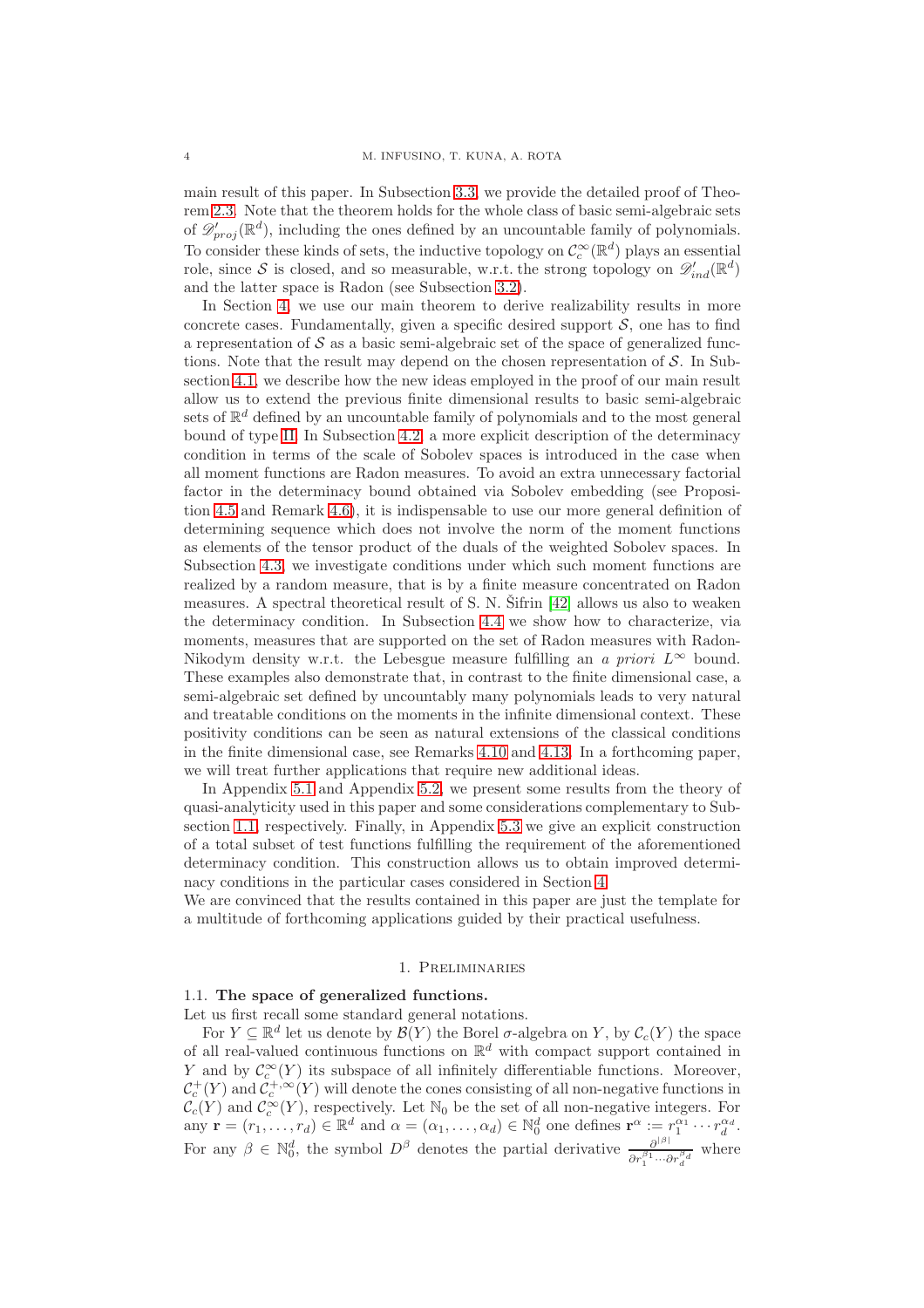main result of this paper. In Subsection 3.3, we provide the detailed proof of Theorem 2.3. Note that the theorem holds for the whole class of basic semi-algebraic sets of $\mathscr{D}'_{proj}(\mathbb{R}^d)$, including the ones defined by an uncountable family of polynomials. To consider these kinds of sets, the inductive topology on $\mathcal{C}_c^\infty(\mathbb{R}^d)$ plays an essential role, since $\mathcal{S}$ is closed, and so measurable, w.r.t. the strong topology on $\mathscr{D}'_{ind}(\mathbb{R}^d)$ and the latter space is Radon (see Subsection 3.2).

In Section 4, we use our main theorem to derive realizability results in more concrete cases. Fundamentally, given a specific desired support $\mathcal{S}$, one has to find a representation of $\mathcal{S}$ as a basic semi-algebraic set of the space of generalized functions. Note that the result may depend on the chosen representation of $\mathcal{S}$. In Subsection 4.1, we describe how the new ideas employed in the proof of our main result allow us to extend the previous finite dimensional results to basic semi-algebraic sets of $\mathbb{R}^d$ defined by an uncountable family of polynomials and to the most general bound of type II. In Subsection 4.2, a more explicit description of the determinacy condition in terms of the scale of Sobolev spaces is introduced in the case when all moment functions are Radon measures. To avoid an extra unnecessary factorial factor in the determinacy bound obtained via Sobolev embedding (see Proposition 4.5 and Remark 4.6), it is indispensable to use our more general definition of determining sequence which does not involve the norm of the moment functions as elements of the tensor product of the duals of the weighted Sobolev spaces. In Subsection 4.3, we investigate conditions under which such moment functions are realized by a random measure, that is by a finite measure concentrated on Radon measures. A spectral theoretical result of S. N. Šifrin [42] allows us also to weaken the determinacy condition. In Subsection 4.4 we show how to characterize, via moments, measures that are supported on the set of Radon measures with Radon-Nikodym density w.r.t. the Lebesgue measure fulfilling an *a priori* $L^\infty$ bound. These examples also demonstrate that, in contrast to the finite dimensional case, a semi-algebraic set defined by uncountably many polynomials leads to very natural and treatable conditions on the moments in the infinite dimensional context. These positivity conditions can be seen as natural extensions of the classical conditions in the finite dimensional case, see Remarks 4.10 and 4.13. In a forthcoming paper, we will treat further applications that require new additional ideas.

In Appendix 5.1 and Appendix 5.2, we present some results from the theory of quasi-analyticity used in this paper and some considerations complementary to Subsection 1.1, respectively. Finally, in Appendix 5.3 we give an explicit construction of a total subset of test functions fulfilling the requirement of the aforementioned determinacy condition. This construction allows us to obtain improved determinacy conditions in the particular cases considered in Section 4.

We are convinced that the results contained in this paper are just the template for a multitude of forthcoming applications guided by their practical usefulness.

## 1. Preliminaries

### 1.1. The space of generalized functions.

Let us first recall some standard general notations.

For $Y \subseteq \mathbb{R}^d$ let us denote by $\mathcal{B}(Y)$ the Borel $\sigma$-algebra on $Y$, by $\mathcal{C}_c(Y)$ the space of all real-valued continuous functions on $\mathbb{R}^d$ with compact support contained in $Y$ and by $\mathcal{C}_c^\infty(Y)$ its subspace of all infinitely differentiable functions. Moreover, $\mathcal{C}_c^+(Y)$ and $\mathcal{C}_c^{+,\infty}(Y)$ will denote the cones consisting of all non-negative functions in $\mathcal{C}_c(Y)$ and $\mathcal{C}_c^\infty(Y)$, respectively. Let $\mathbb{N}_0$ be the set of all non-negative integers. For any $\mathbf{r} = (r_1, \ldots, r_d) \in \mathbb{R}^d$ and $\alpha = (\alpha_1, \ldots, \alpha_d) \in \mathbb{N}_0^d$ one defines $\mathbf{r}^\alpha := r_1^{\alpha_1} \cdots r_d^{\alpha_d}$. For any $\beta \in \mathbb{N}_0^d$, the symbol $D^\beta$ denotes the partial derivative $\frac{\partial^{|\beta|}}{\partial r_1^{\beta_1} \cdots \partial r_d^{\beta_d}}$ where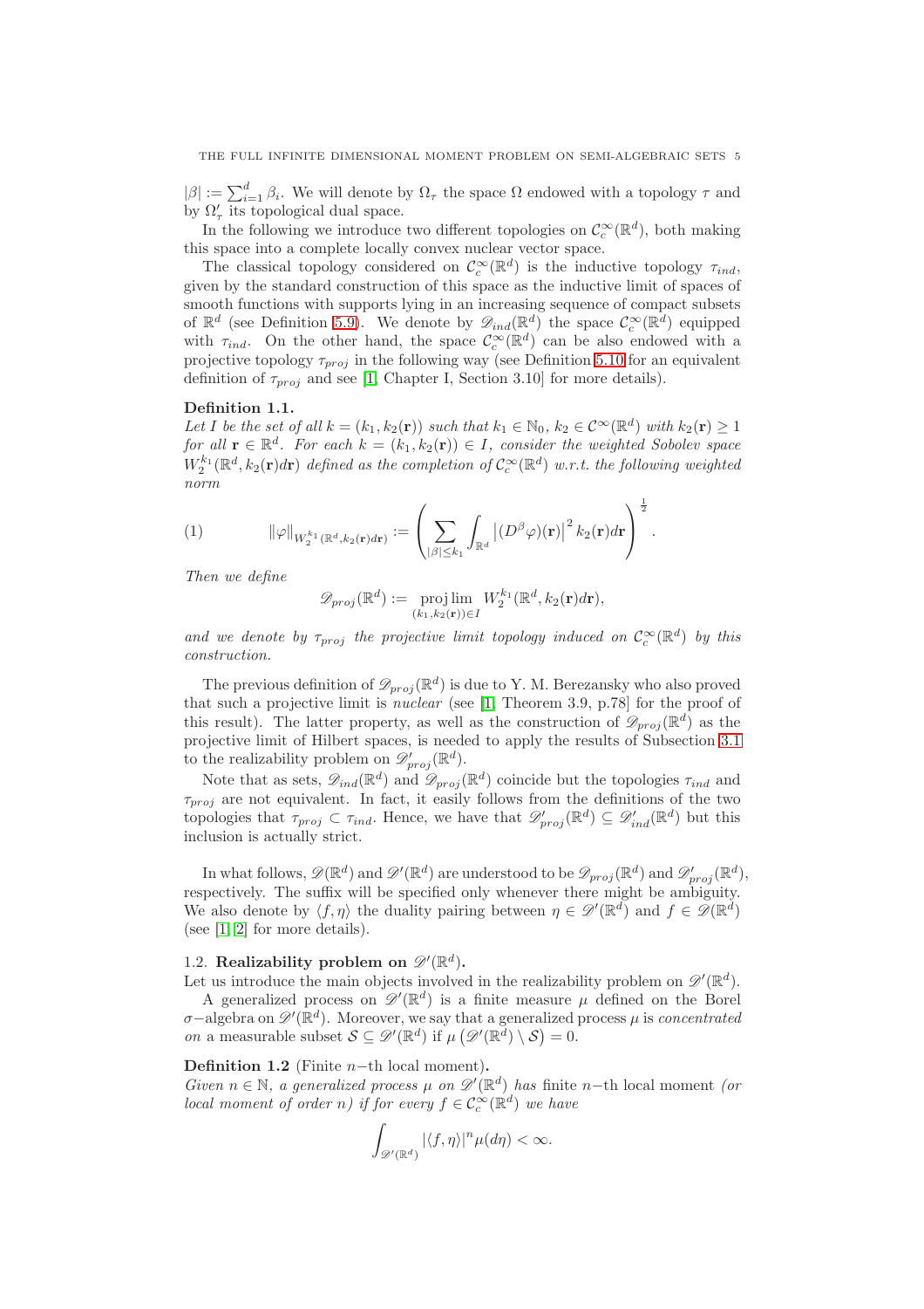$|\beta| := \sum_{i=1}^{d} \beta_i$. We will denote by $\Omega_\tau$ the space $\Omega$ endowed with a topology $\tau$ and by $\Omega'_\tau$ its topological dual space.

In the following we introduce two different topologies on $\mathcal{C}_c^\infty(\mathbb{R}^d)$, both making this space into a complete locally convex nuclear vector space.

The classical topology considered on $\mathcal{C}_c^\infty(\mathbb{R}^d)$ is the inductive topology $\tau_{ind}$, given by the standard construction of this space as the inductive limit of spaces of smooth functions with supports lying in an increasing sequence of compact subsets of $\mathbb{R}^d$ (see Definition 5.9). We denote by $\mathscr{D}_{ind}(\mathbb{R}^d)$ the space $\mathcal{C}_c^\infty(\mathbb{R}^d)$ equipped with $\tau_{ind}$. On the other hand, the space $\mathcal{C}_c^\infty(\mathbb{R}^d)$ can be also endowed with a projective topology $\tau_{proj}$ in the following way (see Definition 5.10 for an equivalent definition of $\tau_{proj}$ and see [1, Chapter I, Section 3.10] for more details).

**Definition 1.1.**
*Let $I$ be the set of all $k = (k_1, k_2(\mathbf{r}))$ such that $k_1 \in \mathbb{N}_0$, $k_2 \in \mathcal{C}^\infty(\mathbb{R}^d)$ with $k_2(\mathbf{r}) \geq 1$ for all $\mathbf{r} \in \mathbb{R}^d$. For each $k = (k_1, k_2(\mathbf{r})) \in I$, consider the weighted Sobolev space $W_2^{k_1}(\mathbb{R}^d, k_2(\mathbf{r})d\mathbf{r})$ defined as the completion of $\mathcal{C}_c^\infty(\mathbb{R}^d)$ w.r.t. the following weighted norm*

$$\|\varphi\|_{W_2^{k_1}(\mathbb{R}^d, k_2(\mathbf{r})d\mathbf{r})} := \left( \sum_{|\beta| \leq k_1} \int_{\mathbb{R}^d} \left|(D^\beta \varphi)(\mathbf{r})\right|^2 k_2(\mathbf{r}) d\mathbf{r} \right)^{\frac{1}{2}}. \tag{1}$$

*Then we define*

$$\mathscr{D}_{proj}(\mathbb{R}^d) := \underset{(k_1, k_2(\mathbf{r})) \in I}{\operatorname{proj\,lim}} \; W_2^{k_1}(\mathbb{R}^d, k_2(\mathbf{r})d\mathbf{r}),$$

*and we denote by $\tau_{proj}$ the projective limit topology induced on $\mathcal{C}_c^\infty(\mathbb{R}^d)$ by this construction.*

The previous definition of $\mathscr{D}_{proj}(\mathbb{R}^d)$ is due to Y. M. Berezansky who also proved that such a projective limit is *nuclear* (see [1, Theorem 3.9, p.78] for the proof of this result). The latter property, as well as the construction of $\mathscr{D}_{proj}(\mathbb{R}^d)$ as the projective limit of Hilbert spaces, is needed to apply the results of Subsection 3.1 to the realizability problem on $\mathscr{D}'_{proj}(\mathbb{R}^d)$.

Note that as sets, $\mathscr{D}_{ind}(\mathbb{R}^d)$ and $\mathscr{D}_{proj}(\mathbb{R}^d)$ coincide but the topologies $\tau_{ind}$ and $\tau_{proj}$ are not equivalent. In fact, it easily follows from the definitions of the two topologies that $\tau_{proj} \subset \tau_{ind}$. Hence, we have that $\mathscr{D}'_{proj}(\mathbb{R}^d) \subseteq \mathscr{D}'_{ind}(\mathbb{R}^d)$ but this inclusion is actually strict.

In what follows, $\mathscr{D}(\mathbb{R}^d)$ and $\mathscr{D}'(\mathbb{R}^d)$ are understood to be $\mathscr{D}_{proj}(\mathbb{R}^d)$ and $\mathscr{D}'_{proj}(\mathbb{R}^d)$, respectively. The suffix will be specified only whenever there might be ambiguity. We also denote by $\langle f, \eta \rangle$ the duality pairing between $\eta \in \mathscr{D}'(\mathbb{R}^d)$ and $f \in \mathscr{D}(\mathbb{R}^d)$ (see [1, 2] for more details).

### 1.2. **Realizability problem on $\mathscr{D}'(\mathbb{R}^d)$.**

Let us introduce the main objects involved in the realizability problem on $\mathscr{D}'(\mathbb{R}^d)$.

A generalized process on $\mathscr{D}'(\mathbb{R}^d)$ is a finite measure $\mu$ defined on the Borel $\sigma-$algebra on $\mathscr{D}'(\mathbb{R}^d)$. Moreover, we say that a generalized process $\mu$ is *concentrated on* a measurable subset $\mathcal{S} \subseteq \mathscr{D}'(\mathbb{R}^d)$ if $\mu\left(\mathscr{D}'(\mathbb{R}^d) \setminus \mathcal{S}\right) = 0$.

**Definition 1.2** (Finite $n-$th local moment)**.**
*Given $n \in \mathbb{N}$, a generalized process $\mu$ on $\mathscr{D}'(\mathbb{R}^d)$ has* finite $n-$th local moment *(or local moment of order $n$) if for every $f \in \mathcal{C}_c^\infty(\mathbb{R}^d)$ we have*

$$\int_{\mathscr{D}'(\mathbb{R}^d)} |\langle f, \eta \rangle|^n \mu(d\eta) < \infty.$$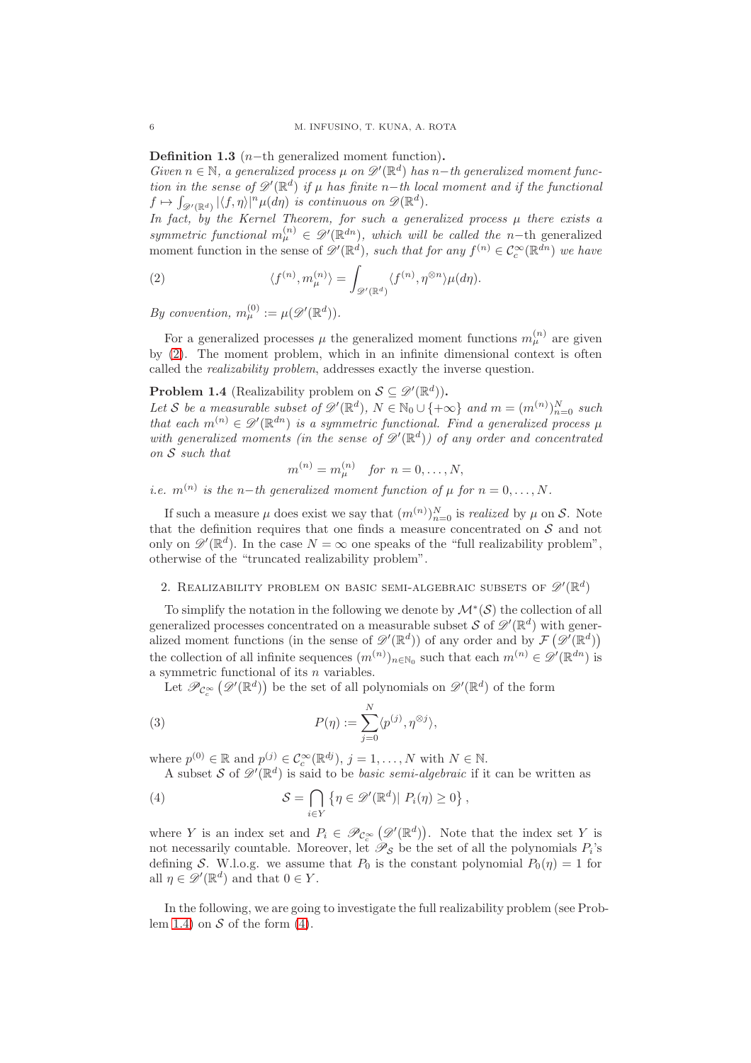**Definition 1.3** ($n-$th generalized moment function)**.**
*Given $n \in \mathbb{N}$, a generalized process $\mu$ on $\mathscr{D}'(\mathbb{R}^d)$ has $n-$th generalized moment function in the sense of $\mathscr{D}'(\mathbb{R}^d)$ if $\mu$ has finite $n-$th local moment and if the functional $f \mapsto \int_{\mathscr{D}'(\mathbb{R}^d)} |\langle f, \eta\rangle|^n \mu(d\eta)$ is continuous on $\mathscr{D}(\mathbb{R}^d)$.*
*In fact, by the Kernel Theorem, for such a generalized process $\mu$ there exists a symmetric functional $m_\mu^{(n)} \in \mathscr{D}'(\mathbb{R}^{dn})$, which will be called the* $n-$th generalized moment function in the sense of $\mathscr{D}'(\mathbb{R}^d)$*, such that for any $f^{(n)} \in \mathcal{C}_c^\infty(\mathbb{R}^{dn})$ we have*

$$\langle f^{(n)}, m_\mu^{(n)}\rangle = \int_{\mathscr{D}'(\mathbb{R}^d)} \langle f^{(n)}, \eta^{\otimes n}\rangle \mu(d\eta). \tag{2}$$

*By convention, $m_\mu^{(0)} := \mu(\mathscr{D}'(\mathbb{R}^d))$.*

For a generalized processes $\mu$ the generalized moment functions $m_\mu^{(n)}$ are given by (2). The moment problem, which in an infinite dimensional context is often called the *realizability problem*, addresses exactly the inverse question.

**Problem 1.4** (Realizability problem on $\mathcal{S} \subseteq \mathscr{D}'(\mathbb{R}^d)$)**.**
*Let $\mathcal{S}$ be a measurable subset of $\mathscr{D}'(\mathbb{R}^d)$, $N \in \mathbb{N}_0 \cup \{+\infty\}$ and $m = (m^{(n)})_{n=0}^N$ such that each $m^{(n)} \in \mathscr{D}'(\mathbb{R}^{dn})$ is a symmetric functional. Find a generalized process $\mu$ with generalized moments (in the sense of $\mathscr{D}'(\mathbb{R}^d)$) of any order and concentrated on $\mathcal{S}$ such that*

$$m^{(n)} = m_\mu^{(n)} \quad \textit{for } n = 0, \ldots, N,$$

*i.e. $m^{(n)}$ is the $n-$th generalized moment function of $\mu$ for $n = 0, \ldots, N$.*

If such a measure $\mu$ does exist we say that $(m^{(n)})_{n=0}^N$ is *realized* by $\mu$ on $\mathcal{S}$. Note that the definition requires that one finds a measure concentrated on $\mathcal{S}$ and not only on $\mathscr{D}'(\mathbb{R}^d)$. In the case $N = \infty$ one speaks of the "full realizability problem", otherwise of the "truncated realizability problem".

## 2. Realizability problem on basic semi-algebraic subsets of $\mathscr{D}'(\mathbb{R}^d)$

To simplify the notation in the following we denote by $\mathcal{M}^*(\mathcal{S})$ the collection of all generalized processes concentrated on a measurable subset $\mathcal{S}$ of $\mathscr{D}'(\mathbb{R}^d)$ with generalized moment functions (in the sense of $\mathscr{D}'(\mathbb{R}^d)$) of any order and by $\mathcal{F}\left(\mathscr{D}'(\mathbb{R}^d)\right)$ the collection of all infinite sequences $(m^{(n)})_{n\in\mathbb{N}_0}$ such that each $m^{(n)} \in \mathscr{D}'(\mathbb{R}^{dn})$ is a symmetric functional of its $n$ variables.

Let $\mathscr{P}_{\mathcal{C}_c^\infty}\left(\mathscr{D}'(\mathbb{R}^d)\right)$ be the set of all polynomials on $\mathscr{D}'(\mathbb{R}^d)$ of the form

$$P(\eta) := \sum_{j=0}^N \langle p^{(j)}, \eta^{\otimes j}\rangle, \tag{3}$$

where $p^{(0)} \in \mathbb{R}$ and $p^{(j)} \in \mathcal{C}_c^\infty(\mathbb{R}^{dj})$, $j = 1, \ldots, N$ with $N \in \mathbb{N}$.

A subset $\mathcal{S}$ of $\mathscr{D}'(\mathbb{R}^d)$ is said to be *basic semi-algebraic* if it can be written as

$$\mathcal{S} = \bigcap_{i\in Y} \left\{\eta \in \mathscr{D}'(\mathbb{R}^d) |\ P_i(\eta) \geq 0\right\}, \tag{4}$$

where $Y$ is an index set and $P_i \in \mathscr{P}_{\mathcal{C}_c^\infty}\left(\mathscr{D}'(\mathbb{R}^d)\right)$. Note that the index set $Y$ is not necessarily countable. Moreover, let $\mathscr{P}_\mathcal{S}$ be the set of all the polynomials $P_i$'s defining $\mathcal{S}$. W.l.o.g. we assume that $P_0$ is the constant polynomial $P_0(\eta) = 1$ for all $\eta \in \mathscr{D}'(\mathbb{R}^d)$ and that $0 \in Y$.

In the following, we are going to investigate the full realizability problem (see Problem 1.4) on $\mathcal{S}$ of the form (4).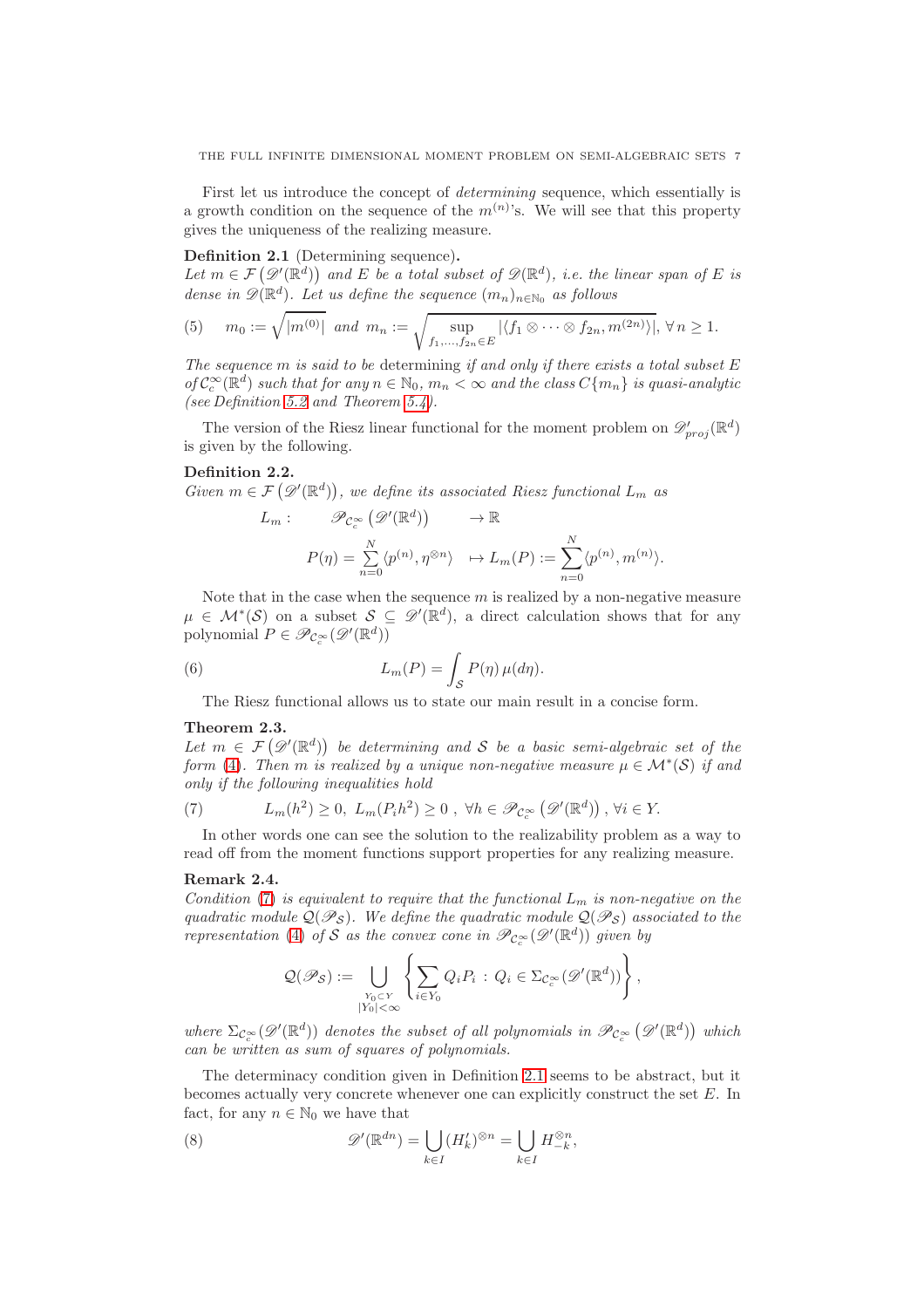First let us introduce the concept of *determining* sequence, which essentially is a growth condition on the sequence of the $m^{(n)}$'s. We will see that this property gives the uniqueness of the realizing measure.

**Definition 2.1** (Determining sequence)**.**
*Let $m \in \mathcal{F}\left(\mathscr{D}'(\mathbb{R}^d)\right)$ and $E$ be a total subset of $\mathscr{D}(\mathbb{R}^d)$, i.e. the linear span of $E$ is dense in $\mathscr{D}(\mathbb{R}^d)$. Let us define the sequence $(m_n)_{n\in\mathbb{N}_0}$ as follows*

$$
m_0 := \sqrt{|m^{(0)}|} \text{ and } m_n := \sqrt{\sup_{f_1,\dots,f_{2n}\in E} |\langle f_1 \otimes \cdots \otimes f_{2n}, m^{(2n)}\rangle|}, \ \forall\, n \geq 1. \tag{5}
$$

*The sequence $m$ is said to be* determining *if and only if there exists a total subset $E$ of $\mathcal{C}_c^\infty(\mathbb{R}^d)$ such that for any $n \in \mathbb{N}_0$, $m_n < \infty$ and the class $C\{m_n\}$ is quasi-analytic (see Definition 5.2 and Theorem 5.4).*

The version of the Riesz linear functional for the moment problem on $\mathscr{D}'_{proj}(\mathbb{R}^d)$ is given by the following.

**Definition 2.2.**
*Given $m \in \mathcal{F}\left(\mathscr{D}'(\mathbb{R}^d)\right)$, we define its associated Riesz functional $L_m$ as*

$$
\begin{aligned}
L_m : \qquad \mathscr{P}_{\mathcal{C}_c^\infty}\left(\mathscr{D}'(\mathbb{R}^d)\right) &\to \mathbb{R}\\
P(\eta) = \sum_{n=0}^{N} \langle p^{(n)}, \eta^{\otimes n}\rangle &\mapsto L_m(P) := \sum_{n=0}^{N} \langle p^{(n)}, m^{(n)}\rangle.
\end{aligned}
$$

Note that in the case when the sequence $m$ is realized by a non-negative measure $\mu \in \mathcal{M}^*(\mathcal{S})$ on a subset $\mathcal{S} \subseteq \mathscr{D}'(\mathbb{R}^d)$, a direct calculation shows that for any polynomial $P \in \mathscr{P}_{\mathcal{C}_c^\infty}(\mathscr{D}'(\mathbb{R}^d))$

$$
L_m(P) = \int_{\mathcal{S}} P(\eta)\, \mu(d\eta). \tag{6}
$$

The Riesz functional allows us to state our main result in a concise form.

**Theorem 2.3.**
*Let $m \in \mathcal{F}\left(\mathscr{D}'(\mathbb{R}^d)\right)$ be determining and $\mathcal{S}$ be a basic semi-algebraic set of the form (4). Then $m$ is realized by a unique non-negative measure $\mu \in \mathcal{M}^*(\mathcal{S})$ if and only if the following inequalities hold*

$$
L_m(h^2) \geq 0,\ L_m(P_i h^2) \geq 0\ ,\ \forall h \in \mathscr{P}_{\mathcal{C}_c^\infty}\left(\mathscr{D}'(\mathbb{R}^d)\right), \forall i \in Y. \tag{7}
$$

In other words one can see the solution to the realizability problem as a way to read off from the moment functions support properties for any realizing measure.

**Remark 2.4.**
*Condition (7) is equivalent to require that the functional $L_m$ is non-negative on the quadratic module $\mathcal{Q}(\mathscr{P}_{\mathcal{S}})$. We define the quadratic module $\mathcal{Q}(\mathscr{P}_{\mathcal{S}})$ associated to the representation (4) of $\mathcal{S}$ as the convex cone in $\mathscr{P}_{\mathcal{C}_c^\infty}(\mathscr{D}'(\mathbb{R}^d))$ given by*

$$
\mathcal{Q}(\mathscr{P}_{\mathcal{S}}) := \bigcup_{\substack{Y_0\subset Y\\ |Y_0|<\infty}} \left\{ \sum_{i\in Y_0} Q_i P_i \,:\, Q_i \in \Sigma_{\mathcal{C}_c^\infty}(\mathscr{D}'(\mathbb{R}^d)) \right\},
$$

*where $\Sigma_{\mathcal{C}_c^\infty}(\mathscr{D}'(\mathbb{R}^d))$ denotes the subset of all polynomials in $\mathscr{P}_{\mathcal{C}_c^\infty}\left(\mathscr{D}'(\mathbb{R}^d)\right)$ which can be written as sum of squares of polynomials.*

The determinacy condition given in Definition 2.1 seems to be abstract, but it becomes actually very concrete whenever one can explicitly construct the set $E$. In fact, for any $n \in \mathbb{N}_0$ we have that

$$
\mathscr{D}'(\mathbb{R}^{dn}) = \bigcup_{k\in I} (H'_k)^{\otimes n} = \bigcup_{k\in I} H_{-k}^{\otimes n}, \tag{8}
$$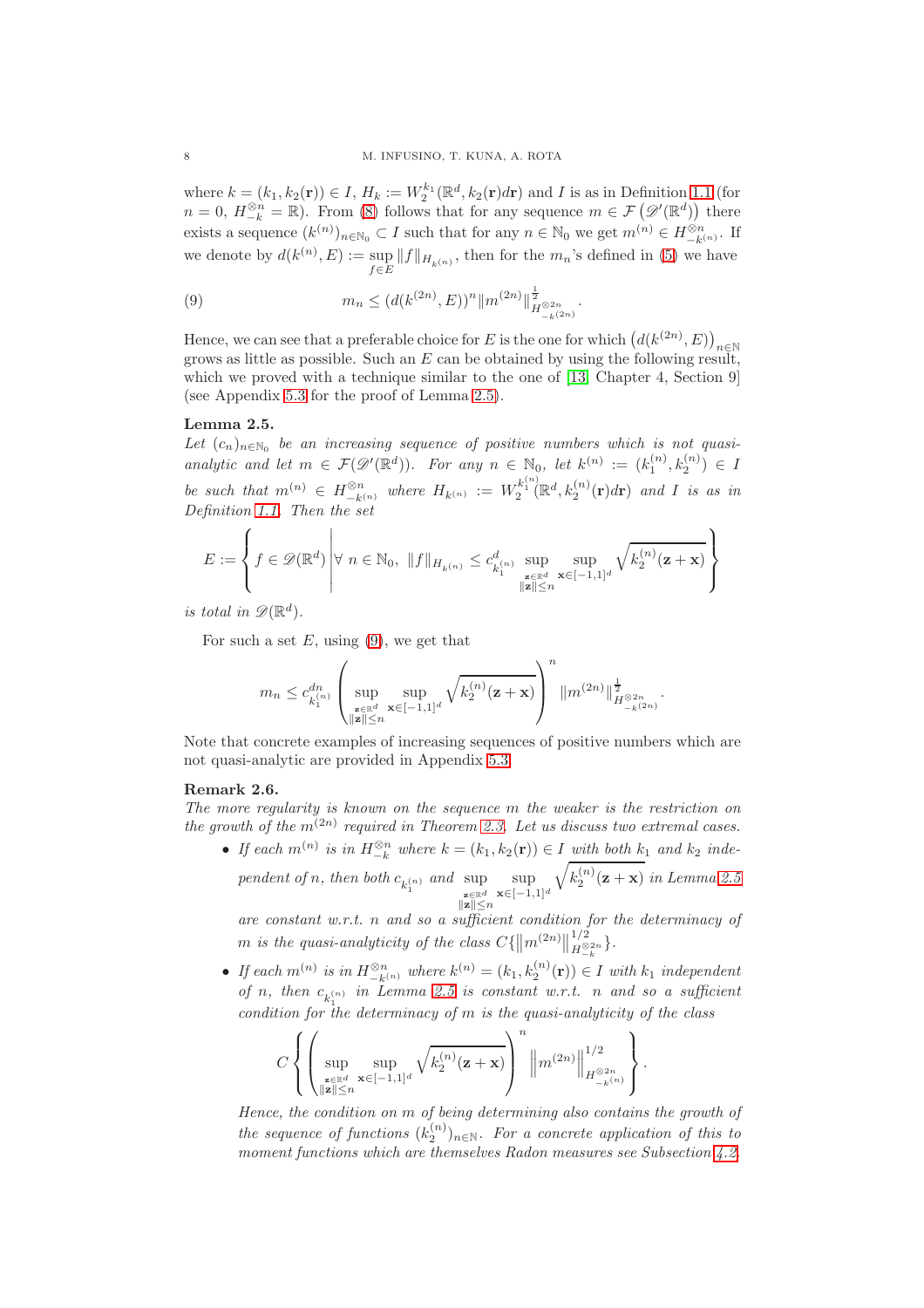where $k = (k_1, k_2(\mathbf{r})) \in I$, $H_k := W_2^{k_1}(\mathbb{R}^d, k_2(\mathbf{r})d\mathbf{r})$ and $I$ is as in Definition 1.1 (for $n = 0$, $H_{-k}^{\otimes n} = \mathbb{R}$). From (8) follows that for any sequence $m \in \mathcal{F}\left(\mathscr{D}'(\mathbb{R}^d)\right)$ there exists a sequence $(k^{(n)})_{n\in\mathbb{N}_0} \subset I$ such that for any $n \in \mathbb{N}_0$ we get $m^{(n)} \in H_{-k^{(n)}}^{\otimes n}$. If we denote by $d(k^{(n)}, E) := \sup_{f\in E} \|f\|_{H_{k^{(n)}}}$, then for the $m_n$'s defined in (5) we have

$$m_n \leq (d(k^{(2n)}, E))^n \|m^{(2n)}\|^{\frac{1}{2}}_{H_{-k^{(2n)}}^{\otimes 2n}}. \tag{9}$$

Hence, we can see that a preferable choice for $E$ is the one for which $\left(d(k^{(2n)}, E)\right)_{n\in\mathbb{N}}$ grows as little as possible. Such an $E$ can be obtained by using the following result, which we proved with a technique similar to the one of [13, Chapter 4, Section 9] (see Appendix 5.3 for the proof of Lemma 2.5).

**Lemma 2.5.**
*Let $(c_n)_{n\in\mathbb{N}_0}$ be an increasing sequence of positive numbers which is not quasi-analytic and let $m \in \mathcal{F}(\mathscr{D}'(\mathbb{R}^d))$. For any $n \in \mathbb{N}_0$, let $k^{(n)} := (k_1^{(n)}, k_2^{(n)}) \in I$ be such that $m^{(n)} \in H_{-k^{(n)}}^{\otimes n}$ where $H_{k^{(n)}} := W_2^{k_1^{(n)}}(\mathbb{R}^d, k_2^{(n)}(\mathbf{r})d\mathbf{r})$ and $I$ is as in Definition 1.1. Then the set*

$$E := \left\{ f \in \mathscr{D}(\mathbb{R}^d) \,\middle|\, \forall\, n \in \mathbb{N}_0,\ \|f\|_{H_{k^{(n)}}} \leq c^d_{k_1^{(n)}} \sup_{\substack{\mathbf{z}\in\mathbb{R}^d\\ \|\mathbf{z}\|\leq n}} \sup_{\mathbf{x}\in[-1,1]^d} \sqrt{k_2^{(n)}(\mathbf{z}+\mathbf{x})} \right\}$$

*is total in $\mathscr{D}(\mathbb{R}^d)$.*

For such a set $E$, using (9), we get that

$$m_n \leq c^{dn}_{k_1^{(n)}} \left( \sup_{\substack{\mathbf{z}\in\mathbb{R}^d\\ \|\mathbf{z}\|\leq n}} \sup_{\mathbf{x}\in[-1,1]^d} \sqrt{k_2^{(n)}(\mathbf{z}+\mathbf{x})} \right)^n \|m^{(2n)}\|^{\frac{1}{2}}_{H_{-k^{(2n)}}^{\otimes 2n}}.$$

Note that concrete examples of increasing sequences of positive numbers which are not quasi-analytic are provided in Appendix 5.3.

**Remark 2.6.**
*The more regularity is known on the sequence $m$ the weaker is the restriction on the growth of the $m^{(2n)}$ required in Theorem 2.3. Let us discuss two extremal cases.*

- *If each $m^{(n)}$ is in $H_{-k}^{\otimes n}$ where $k = (k_1, k_2(\mathbf{r})) \in I$ with both $k_1$ and $k_2$ independent of $n$, then both $c_{k_1^{(n)}}$ and $\sup_{\substack{\mathbf{z}\in\mathbb{R}^d\\ \|\mathbf{z}\|\leq n}} \sup_{\mathbf{x}\in[-1,1]^d} \sqrt{k_2^{(n)}(\mathbf{z}+\mathbf{x})}$ in Lemma 2.5 are constant w.r.t. $n$ and so a sufficient condition for the determinacy of $m$ is the quasi-analyticity of the class $C\{\left\|m^{(2n)}\right\|^{1/2}_{H_{-k}^{\otimes 2n}}\}$.*
- *If each $m^{(n)}$ is in $H_{-k^{(n)}}^{\otimes n}$ where $k^{(n)} = (k_1, k_2^{(n)}(\mathbf{r})) \in I$ with $k_1$ independent of $n$, then $c_{k_1^{(n)}}$ in Lemma 2.5 is constant w.r.t. $n$ and so a sufficient condition for the determinacy of $m$ is the quasi-analyticity of the class*

$$C\left\{ \left( \sup_{\substack{\mathbf{z}\in\mathbb{R}^d\\ \|\mathbf{z}\|\leq n}} \sup_{\mathbf{x}\in[-1,1]^d} \sqrt{k_2^{(n)}(\mathbf{z}+\mathbf{x})} \right)^n \left\|m^{(2n)}\right\|^{1/2}_{H_{-k^{(n)}}^{\otimes 2n}} \right\}.$$

  *Hence, the condition on $m$ of being determining also contains the growth of the sequence of functions $(k_2^{(n)})_{n\in\mathbb{N}}$. For a concrete application of this to moment functions which are themselves Radon measures see Subsection 4.2.*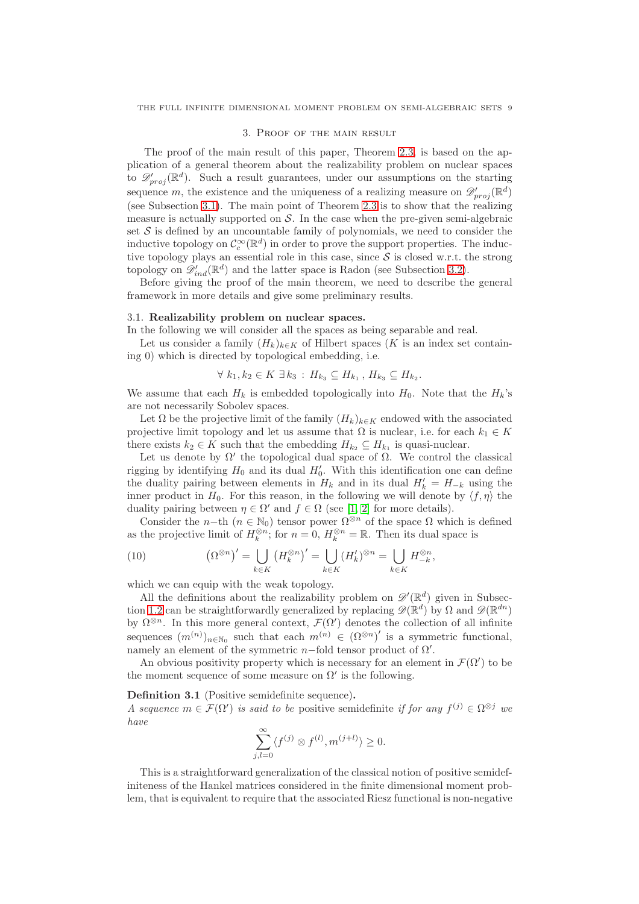## 3. Proof of the main result

The proof of the main result of this paper, Theorem 2.3, is based on the application of a general theorem about the realizability problem on nuclear spaces to $\mathscr{D}'_{proj}(\mathbb{R}^d)$. Such a result guarantees, under our assumptions on the starting sequence $m$, the existence and the uniqueness of a realizing measure on $\mathscr{D}'_{proj}(\mathbb{R}^d)$ (see Subsection 3.1). The main point of Theorem 2.3 is to show that the realizing measure is actually supported on $\mathcal{S}$. In the case when the pre-given semi-algebraic set $\mathcal{S}$ is defined by an uncountable family of polynomials, we need to consider the inductive topology on $\mathcal{C}_c^\infty(\mathbb{R}^d)$ in order to prove the support properties. The inductive topology plays an essential role in this case, since $\mathcal{S}$ is closed w.r.t. the strong topology on $\mathscr{D}'_{ind}(\mathbb{R}^d)$ and the latter space is Radon (see Subsection 3.2).

Before giving the proof of the main theorem, we need to describe the general framework in more details and give some preliminary results.

### 3.1. Realizability problem on nuclear spaces.

In the following we will consider all the spaces as being separable and real.

Let us consider a family $(H_k)_{k\in K}$ of Hilbert spaces ($K$ is an index set containing 0) which is directed by topological embedding, i.e.

$$\forall\, k_1, k_2 \in K\ \exists\, k_3\ :\ H_{k_3} \subseteq H_{k_1}\,,\ H_{k_3} \subseteq H_{k_2}.$$

We assume that each $H_k$ is embedded topologically into $H_0$. Note that the $H_k$'s are not necessarily Sobolev spaces.

Let $\Omega$ be the projective limit of the family $(H_k)_{k\in K}$ endowed with the associated projective limit topology and let us assume that $\Omega$ is nuclear, i.e. for each $k_1 \in K$ there exists $k_2 \in K$ such that the embedding $H_{k_2} \subseteq H_{k_1}$ is quasi-nuclear.

Let us denote by $\Omega'$ the topological dual space of $\Omega$. We control the classical rigging by identifying $H_0$ and its dual $H_0'$. With this identification one can define the duality pairing between elements in $H_k$ and in its dual $H_k' = H_{-k}$ using the inner product in $H_0$. For this reason, in the following we will denote by $\langle f, \eta\rangle$ the duality pairing between $\eta \in \Omega'$ and $f \in \Omega$ (see [1, 2] for more details).

Consider the $n$−th ($n \in \mathbb{N}_0$) tensor power $\Omega^{\otimes n}$ of the space $\Omega$ which is defined as the projective limit of $H_k^{\otimes n}$; for $n = 0$, $H_k^{\otimes n} = \mathbb{R}$. Then its dual space is

$$\left(\Omega^{\otimes n}\right)' = \bigcup_{k\in K} \left(H_k^{\otimes n}\right)' = \bigcup_{k\in K} (H_k')^{\otimes n} = \bigcup_{k\in K} H_{-k}^{\otimes n}, \tag{10}$$

which we can equip with the weak topology.

All the definitions about the realizability problem on $\mathscr{D}'(\mathbb{R}^d)$ given in Subsection 1.2 can be straightforwardly generalized by replacing $\mathscr{D}(\mathbb{R}^d)$ by $\Omega$ and $\mathscr{D}(\mathbb{R}^{dn})$ by $\Omega^{\otimes n}$. In this more general context, $\mathcal{F}(\Omega')$ denotes the collection of all infinite sequences $(m^{(n)})_{n\in\mathbb{N}_0}$ such that each $m^{(n)} \in \left(\Omega^{\otimes n}\right)'$ is a symmetric functional, namely an element of the symmetric $n$−fold tensor product of $\Omega'$.

An obvious positivity property which is necessary for an element in $\mathcal{F}(\Omega')$ to be the moment sequence of some measure on $\Omega'$ is the following.

**Definition 3.1** (Positive semidefinite sequence)**.**
*A sequence $m \in \mathcal{F}(\Omega')$ is said to be* positive semidefinite *if for any $f^{(j)} \in \Omega^{\otimes j}$ we have*

$$\sum_{j,l=0}^{\infty} \langle f^{(j)} \otimes f^{(l)}, m^{(j+l)}\rangle \geq 0.$$

This is a straightforward generalization of the classical notion of positive semidefiniteness of the Hankel matrices considered in the finite dimensional moment problem, that is equivalent to require that the associated Riesz functional is non-negative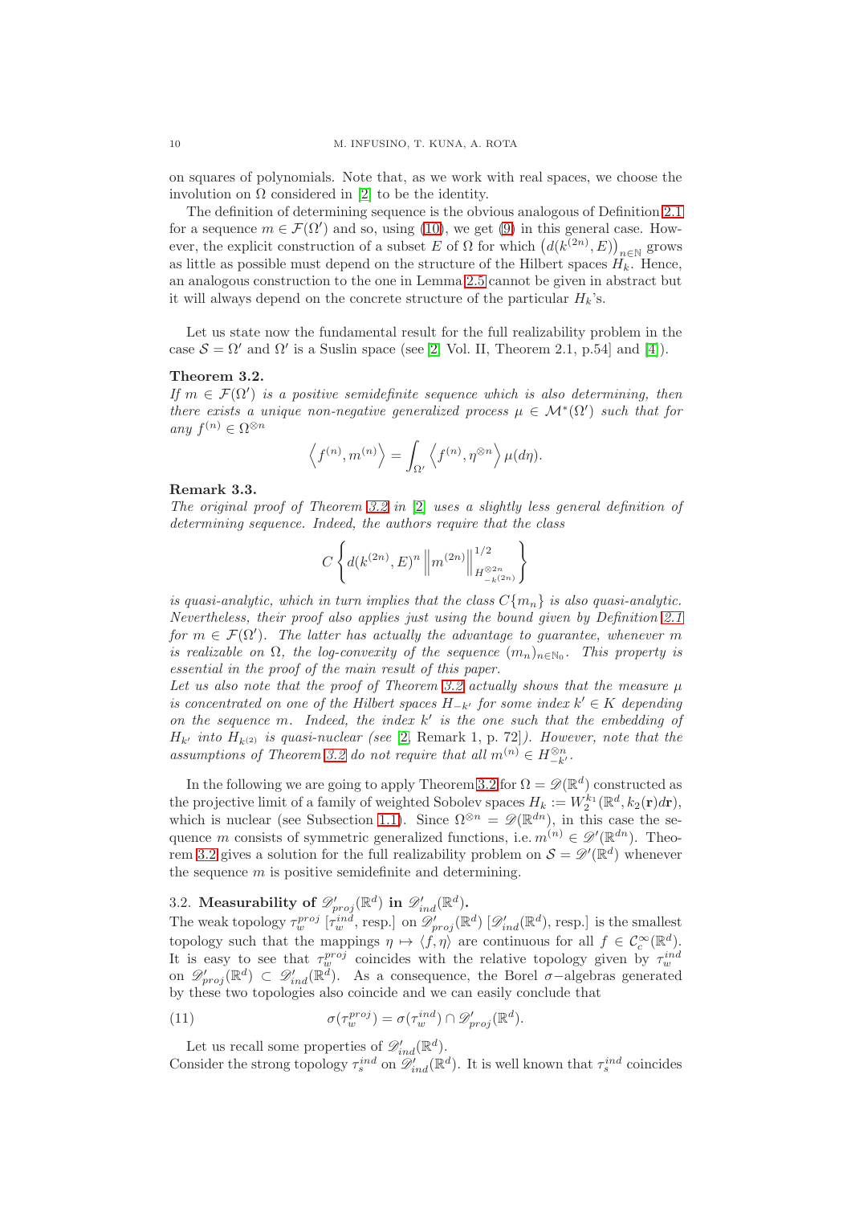on squares of polynomials. Note that, as we work with real spaces, we choose the involution on $\Omega$ considered in [2] to be the identity.

The definition of determining sequence is the obvious analogous of Definition 2.1 for a sequence $m \in \mathcal{F}(\Omega')$ and so, using (10), we get (9) in this general case. However, the explicit construction of a subset $E$ of $\Omega$ for which $\left(d(k^{(2n)}, E)\right)_{n\in\mathbb{N}}$ grows as little as possible must depend on the structure of the Hilbert spaces $H_k$. Hence, an analogous construction to the one in Lemma 2.5 cannot be given in abstract but it will always depend on the concrete structure of the particular $H_k$'s.

Let us state now the fundamental result for the full realizability problem in the case $\mathcal{S} = \Omega'$ and $\Omega'$ is a Suslin space (see [2, Vol. II, Theorem 2.1, p.54] and [4]).

**Theorem 3.2.**
*If $m \in \mathcal{F}(\Omega')$ is a positive semidefinite sequence which is also determining, then there exists a unique non-negative generalized process $\mu \in \mathcal{M}^*(\Omega')$ such that for any $f^{(n)} \in \Omega^{\otimes n}$*

$$\left\langle f^{(n)}, m^{(n)} \right\rangle = \int_{\Omega'} \left\langle f^{(n)}, \eta^{\otimes n} \right\rangle \mu(d\eta).$$

**Remark 3.3.**
*The original proof of Theorem 3.2 in [2] uses a slightly less general definition of determining sequence. Indeed, the authors require that the class*

$$C\left\{ d(k^{(2n)}, E)^n \left\| m^{(2n)} \right\|^{1/2}_{H^{\otimes 2n}_{-k^{(2n)}}} \right\}$$

*is quasi-analytic, which in turn implies that the class $C\{m_n\}$ is also quasi-analytic. Nevertheless, their proof also applies just using the bound given by Definition 2.1 for $m \in \mathcal{F}(\Omega')$. The latter has actually the advantage to guarantee, whenever $m$ is realizable on $\Omega$, the log-convexity of the sequence $(m_n)_{n\in\mathbb{N}_0}$. This property is essential in the proof of the main result of this paper.*
*Let us also note that the proof of Theorem 3.2 actually shows that the measure $\mu$ is concentrated on one of the Hilbert spaces $H_{-k'}$ for some index $k' \in K$ depending on the sequence $m$. Indeed, the index $k'$ is the one such that the embedding of $H_{k'}$ into $H_{k^{(2)}}$ is quasi-nuclear (see [2, Remark 1, p. 72]). However, note that the assumptions of Theorem 3.2 do not require that all $m^{(n)} \in H^{\otimes n}_{-k'}$.*

In the following we are going to apply Theorem 3.2 for $\Omega = \mathscr{D}(\mathbb{R}^d)$ constructed as the projective limit of a family of weighted Sobolev spaces $H_k := W_2^{k_1}(\mathbb{R}^d, k_2(\mathbf{r})d\mathbf{r})$, which is nuclear (see Subsection 1.1). Since $\Omega^{\otimes n} = \mathscr{D}(\mathbb{R}^{dn})$, in this case the sequence $m$ consists of symmetric generalized functions, i.e. $m^{(n)} \in \mathscr{D}'(\mathbb{R}^{dn})$. Theorem 3.2 gives a solution for the full realizability problem on $\mathcal{S} = \mathscr{D}'(\mathbb{R}^d)$ whenever the sequence $m$ is positive semidefinite and determining.

### 3.2. Measurability of $\mathscr{D}'_{proj}(\mathbb{R}^d)$ in $\mathscr{D}'_{ind}(\mathbb{R}^d)$.

The weak topology $\tau_w^{proj}$ [$\tau_w^{ind}$, resp.] on $\mathscr{D}'_{proj}(\mathbb{R}^d)$ [$\mathscr{D}'_{ind}(\mathbb{R}^d)$, resp.] is the smallest topology such that the mappings $\eta \mapsto \langle f, \eta\rangle$ are continuous for all $f \in \mathcal{C}_c^\infty(\mathbb{R}^d)$. It is easy to see that $\tau_w^{proj}$ coincides with the relative topology given by $\tau_w^{ind}$ on $\mathscr{D}'_{proj}(\mathbb{R}^d) \subset \mathscr{D}'_{ind}(\mathbb{R}^d)$. As a consequence, the Borel $\sigma-$algebras generated by these two topologies also coincide and we can easily conclude that

$$\sigma(\tau_w^{proj}) = \sigma(\tau_w^{ind}) \cap \mathscr{D}'_{proj}(\mathbb{R}^d). \tag{11}$$

Let us recall some properties of $\mathscr{D}'_{ind}(\mathbb{R}^d)$.
Consider the strong topology $\tau_s^{ind}$ on $\mathscr{D}'_{ind}(\mathbb{R}^d)$. It is well known that $\tau_s^{ind}$ coincides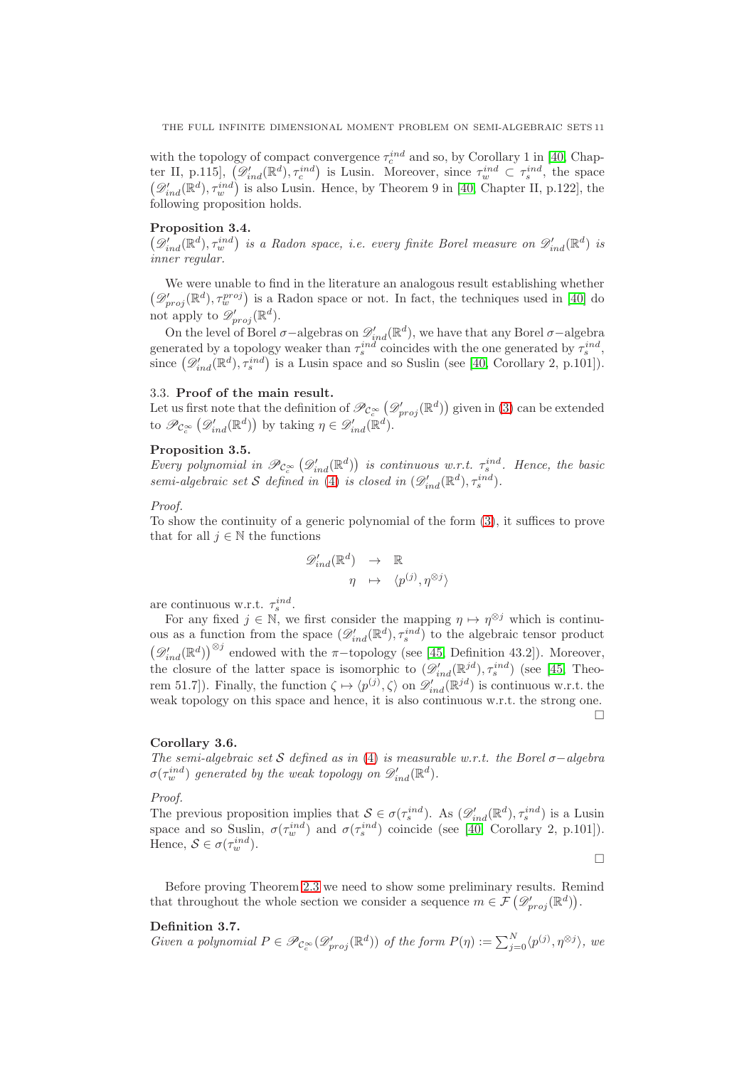with the topology of compact convergence $\tau_c^{ind}$ and so, by Corollary 1 in [40, Chapter II, p.115], $\left(\mathscr{D}'_{ind}(\mathbb{R}^d), \tau_c^{ind}\right)$ is Lusin. Moreover, since $\tau_w^{ind} \subset \tau_s^{ind}$, the space $\left(\mathscr{D}'_{ind}(\mathbb{R}^d), \tau_w^{ind}\right)$ is also Lusin. Hence, by Theorem 9 in [40, Chapter II, p.122], the following proposition holds.

**Proposition 3.4.**
*$\left(\mathscr{D}'_{ind}(\mathbb{R}^d), \tau_w^{ind}\right)$ is a Radon space, i.e. every finite Borel measure on $\mathscr{D}'_{ind}(\mathbb{R}^d)$ is inner regular.*

We were unable to find in the literature an analogous result establishing whether $\left(\mathscr{D}'_{proj}(\mathbb{R}^d), \tau_w^{proj}\right)$ is a Radon space or not. In fact, the techniques used in [40] do not apply to $\mathscr{D}'_{proj}(\mathbb{R}^d)$.

On the level of Borel $\sigma-$algebras on $\mathscr{D}'_{ind}(\mathbb{R}^d)$, we have that any Borel $\sigma-$algebra generated by a topology weaker than $\tau_s^{ind}$ coincides with the one generated by $\tau_s^{ind}$, since $\left(\mathscr{D}'_{ind}(\mathbb{R}^d), \tau_s^{ind}\right)$ is a Lusin space and so Suslin (see [40, Corollary 2, p.101]).

### 3.3. Proof of the main result.

Let us first note that the definition of $\mathscr{P}_{\mathcal{C}_c^\infty}\left(\mathscr{D}'_{proj}(\mathbb{R}^d)\right)$ given in (3) can be extended to $\mathscr{P}_{\mathcal{C}_c^\infty}\left(\mathscr{D}'_{ind}(\mathbb{R}^d)\right)$ by taking $\eta \in \mathscr{D}'_{ind}(\mathbb{R}^d)$.

**Proposition 3.5.**
*Every polynomial in $\mathscr{P}_{\mathcal{C}_c^\infty}\left(\mathscr{D}'_{ind}(\mathbb{R}^d)\right)$ is continuous w.r.t. $\tau_s^{ind}$. Hence, the basic semi-algebraic set $\mathcal{S}$ defined in (4) is closed in $(\mathscr{D}'_{ind}(\mathbb{R}^d), \tau_s^{ind})$.*

*Proof.*
To show the continuity of a generic polynomial of the form (3), it suffices to prove that for all $j \in \mathbb{N}$ the functions

$$\begin{array}{rcl} \mathscr{D}'_{ind}(\mathbb{R}^d) & \to & \mathbb{R} \\ \eta & \mapsto & \langle p^{(j)}, \eta^{\otimes j}\rangle \end{array}$$

are continuous w.r.t. $\tau_s^{ind}$.

For any fixed $j \in \mathbb{N}$, we first consider the mapping $\eta \mapsto \eta^{\otimes j}$ which is continuous as a function from the space $(\mathscr{D}'_{ind}(\mathbb{R}^d), \tau_s^{ind})$ to the algebraic tensor product $\left(\mathscr{D}'_{ind}(\mathbb{R}^d)\right)^{\otimes j}$ endowed with the $\pi-$topology (see [45, Definition 43.2]). Moreover, the closure of the latter space is isomorphic to $(\mathscr{D}'_{ind}(\mathbb{R}^{jd}), \tau_s^{ind})$ (see [45, Theorem 51.7]). Finally, the function $\zeta \mapsto \langle p^{(j)}, \zeta\rangle$ on $\mathscr{D}'_{ind}(\mathbb{R}^{jd})$ is continuous w.r.t. the weak topology on this space and hence, it is also continuous w.r.t. the strong one. $\square$

**Corollary 3.6.**
*The semi-algebraic set $\mathcal{S}$ defined as in (4) is measurable w.r.t. the Borel $\sigma-$algebra $\sigma(\tau_w^{ind})$ generated by the weak topology on $\mathscr{D}'_{ind}(\mathbb{R}^d)$.*

*Proof.*
The previous proposition implies that $\mathcal{S} \in \sigma(\tau_s^{ind})$. As $(\mathscr{D}'_{ind}(\mathbb{R}^d), \tau_s^{ind})$ is a Lusin space and so Suslin, $\sigma(\tau_w^{ind})$ and $\sigma(\tau_s^{ind})$ coincide (see [40, Corollary 2, p.101]). Hence, $\mathcal{S} \in \sigma(\tau_w^{ind})$.

$\square$

Before proving Theorem 2.3 we need to show some preliminary results. Remind that throughout the whole section we consider a sequence $m \in \mathcal{F}\left(\mathscr{D}'_{proj}(\mathbb{R}^d)\right)$.

**Definition 3.7.**
*Given a polynomial $P \in \mathscr{P}_{\mathcal{C}_c^\infty}(\mathscr{D}'_{proj}(\mathbb{R}^d))$ of the form $P(\eta) := \sum_{j=0}^N \langle p^{(j)}, \eta^{\otimes j}\rangle$, we*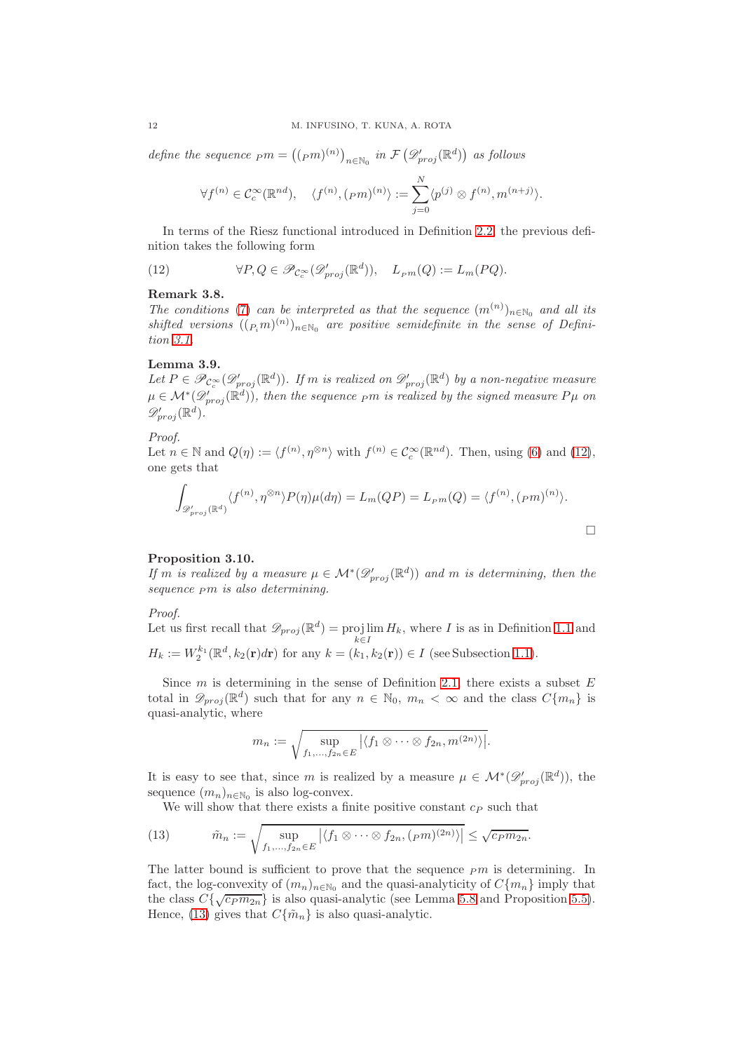*define the sequence* ${}_Pm = \left(({}_Pm)^{(n)}\right)_{n\in\mathbb{N}_0}$ *in* $\mathcal{F}\left(\mathscr{D}'_{proj}(\mathbb{R}^d)\right)$ *as follows*

$$\forall f^{(n)} \in \mathcal{C}_c^\infty(\mathbb{R}^{nd}), \quad \langle f^{(n)}, ({}_Pm)^{(n)}\rangle := \sum_{j=0}^{N} \langle p^{(j)} \otimes f^{(n)}, m^{(n+j)}\rangle.$$

In terms of the Riesz functional introduced in Definition 2.2, the previous definition takes the following form

$$\forall P, Q \in \mathscr{P}_{\mathcal{C}_c^\infty}(\mathscr{D}'_{proj}(\mathbb{R}^d)), \quad L_{{}_Pm}(Q) := L_m(PQ). \tag{12}$$

**Remark 3.8.**
*The conditions (7) can be interpreted as that the sequence* $(m^{(n)})_{n\in\mathbb{N}_0}$ *and all its shifted versions* $(({}_{P_i}m)^{(n)})_{n\in\mathbb{N}_0}$ *are positive semidefinite in the sense of Definition 3.1.*

**Lemma 3.9.**
*Let* $P \in \mathscr{P}_{\mathcal{C}_c^\infty}(\mathscr{D}'_{proj}(\mathbb{R}^d))$*. If* $m$ *is realized on* $\mathscr{D}'_{proj}(\mathbb{R}^d)$ *by a non-negative measure* $\mu \in \mathcal{M}^*(\mathscr{D}'_{proj}(\mathbb{R}^d))$*, then the sequence* ${}_Pm$ *is realized by the signed measure* $P\mu$ *on* $\mathscr{D}'_{proj}(\mathbb{R}^d)$*.*

*Proof.*
Let $n \in \mathbb{N}$ and $Q(\eta) := \langle f^{(n)}, \eta^{\otimes n}\rangle$ with $f^{(n)} \in \mathcal{C}_c^\infty(\mathbb{R}^{nd})$. Then, using (6) and (12), one gets that

$$\int_{\mathscr{D}'_{proj}(\mathbb{R}^d)} \langle f^{(n)}, \eta^{\otimes n}\rangle P(\eta)\mu(d\eta) = L_m(QP) = L_{{}_Pm}(Q) = \langle f^{(n)}, ({}_Pm)^{(n)}\rangle.$$

□

**Proposition 3.10.**
*If* $m$ *is realized by a measure* $\mu \in \mathcal{M}^*(\mathscr{D}'_{proj}(\mathbb{R}^d))$ *and* $m$ *is determining, then the sequence* ${}_Pm$ *is also determining.*

*Proof.*
Let us first recall that $\mathscr{D}_{proj}(\mathbb{R}^d) = \operatorname{proj\,lim}_{k\in I} H_k$, where $I$ is as in Definition 1.1 and $H_k := W_2^{k_1}(\mathbb{R}^d, k_2(\mathbf{r})d\mathbf{r})$ for any $k = (k_1, k_2(\mathbf{r})) \in I$ (see Subsection 1.1).

Since $m$ is determining in the sense of Definition 2.1, there exists a subset $E$ total in $\mathscr{D}_{proj}(\mathbb{R}^d)$ such that for any $n \in \mathbb{N}_0$, $m_n < \infty$ and the class $C\{m_n\}$ is quasi-analytic, where

$$m_n := \sqrt{\sup_{f_1,\ldots,f_{2n}\in E} \left|\langle f_1 \otimes \cdots \otimes f_{2n}, m^{(2n)}\rangle\right|}.$$

It is easy to see that, since $m$ is realized by a measure $\mu \in \mathcal{M}^*(\mathscr{D}'_{proj}(\mathbb{R}^d))$, the sequence $(m_n)_{n\in\mathbb{N}_0}$ is also log-convex.

We will show that there exists a finite positive constant $c_P$ such that

$$\tilde{m}_n := \sqrt{\sup_{f_1,\ldots,f_{2n}\in E} \left|\langle f_1 \otimes \cdots \otimes f_{2n}, ({}_Pm)^{(2n)}\rangle\right|} \leq \sqrt{c_P m_{2n}}. \tag{13}$$

The latter bound is sufficient to prove that the sequence ${}_Pm$ is determining. In fact, the log-convexity of $(m_n)_{n\in\mathbb{N}_0}$ and the quasi-analyticity of $C\{m_n\}$ imply that the class $C\{\sqrt{c_P m_{2n}}\}$ is also quasi-analytic (see Lemma 5.8 and Proposition 5.5). Hence, (13) gives that $C\{\tilde{m}_n\}$ is also quasi-analytic.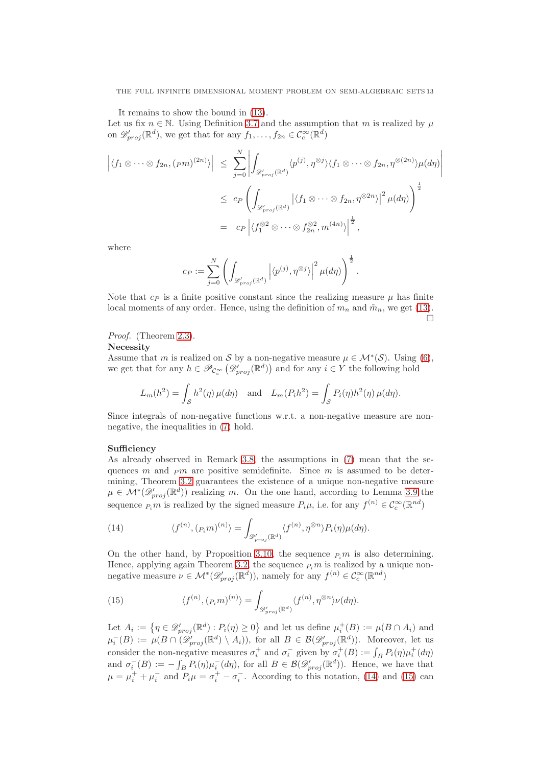It remains to show the bound in (13).

Let us fix $n \in \mathbb{N}$. Using Definition 3.7 and the assumption that $m$ is realized by $\mu$ on $\mathscr{D}'_{proj}(\mathbb{R}^d)$, we get that for any $f_1, \ldots, f_{2n} \in \mathcal{C}_c^\infty(\mathbb{R}^d)$

$$
\begin{aligned}
\left|\langle f_1 \otimes \cdots \otimes f_{2n}, ({}_Pm)^{(2n)}\rangle\right| &\leq \sum_{j=0}^{N} \left| \int_{\mathscr{D}'_{proj}(\mathbb{R}^d)} \langle p^{(j)}, \eta^{\otimes j}\rangle \langle f_1 \otimes \cdots \otimes f_{2n}, \eta^{\otimes (2n)}\rangle \mu(d\eta) \right| \\
&\leq c_P \left( \int_{\mathscr{D}'_{proj}(\mathbb{R}^d)} \left|\langle f_1 \otimes \cdots \otimes f_{2n}, \eta^{\otimes 2n}\rangle\right|^2 \mu(d\eta) \right)^{\frac{1}{2}} \\
&= c_P \left| \langle f_1^{\otimes 2} \otimes \cdots \otimes f_{2n}^{\otimes 2}, m^{(4n)}\rangle \right|^{\frac{1}{2}},
\end{aligned}
$$

where

$$
c_P := \sum_{j=0}^{N} \left( \int_{\mathscr{D}'_{proj}(\mathbb{R}^d)} \left|\langle p^{(j)}, \eta^{\otimes j}\rangle\right|^2 \mu(d\eta) \right)^{\frac{1}{2}}.
$$

Note that $c_P$ is a finite positive constant since the realizing measure $\mu$ has finite local moments of any order. Hence, using the definition of $m_n$ and $\tilde{m}_n$, we get (13). □

*Proof.* (Theorem 2.3).

**Necessity**

Assume that $m$ is realized on $\mathcal{S}$ by a non-negative measure $\mu \in \mathcal{M}^*(\mathcal{S})$. Using (6), we get that for any $h \in \mathscr{P}_{\mathcal{C}_c^\infty}\left(\mathscr{D}'_{proj}(\mathbb{R}^d)\right)$ and for any $i \in Y$ the following hold

$$
L_m(h^2) = \int_{\mathcal{S}} h^2(\eta)\, \mu(d\eta) \quad \text{and} \quad L_m(P_i h^2) = \int_{\mathcal{S}} P_i(\eta) h^2(\eta)\, \mu(d\eta).
$$

Since integrals of non-negative functions w.r.t. a non-negative measure are non-negative, the inequalities in (7) hold.

**Sufficiency**

As already observed in Remark 3.8, the assumptions in (7) mean that the sequences $m$ and ${}_Pm$ are positive semidefinite. Since $m$ is assumed to be determining, Theorem 3.2 guarantees the existence of a unique non-negative measure $\mu \in \mathcal{M}^*(\mathscr{D}'_{proj}(\mathbb{R}^d))$ realizing $m$. On the one hand, according to Lemma 3.9 the sequence ${}_{P_i}m$ is realized by the signed measure $P_i\mu$, i.e. for any $f^{(n)} \in \mathcal{C}_c^\infty(\mathbb{R}^{nd})$

$$
\langle f^{(n)}, ({}_{P_i}m)^{(n)}\rangle = \int_{\mathscr{D}'_{proj}(\mathbb{R}^d)} \langle f^{(n)}, \eta^{\otimes n}\rangle P_i(\eta)\mu(d\eta). \tag{14}
$$

On the other hand, by Proposition 3.10, the sequence ${}_{P_i}m$ is also determining. Hence, applying again Theorem 3.2, the sequence ${}_{P_i}m$ is realized by a unique non-negative measure $\nu \in \mathcal{M}^*(\mathscr{D}'_{proj}(\mathbb{R}^d))$, namely for any $f^{(n)} \in \mathcal{C}_c^\infty(\mathbb{R}^{nd})$

$$
\langle f^{(n)}, ({}_{P_i}m)^{(n)}\rangle = \int_{\mathscr{D}'_{proj}(\mathbb{R}^d)} \langle f^{(n)}, \eta^{\otimes n}\rangle \nu(d\eta). \tag{15}
$$

Let $A_i := \left\{\eta \in \mathscr{D}'_{proj}(\mathbb{R}^d) : P_i(\eta) \geq 0\right\}$ and let us define $\mu_i^+(B) := \mu(B \cap A_i)$ and $\mu_i^-(B) := \mu(B \cap (\mathscr{D}'_{proj}(\mathbb{R}^d) \setminus A_i))$, for all $B \in \mathcal{B}(\mathscr{D}'_{proj}(\mathbb{R}^d))$. Moreover, let us consider the non-negative measures $\sigma_i^+$ and $\sigma_i^-$ given by $\sigma_i^+(B) := \int_B P_i(\eta)\mu_i^+(d\eta)$ and $\sigma_i^-(B) := -\int_B P_i(\eta)\mu_i^-(d\eta)$, for all $B \in \mathcal{B}(\mathscr{D}'_{proj}(\mathbb{R}^d))$. Hence, we have that $\mu = \mu_i^+ + \mu_i^-$ and $P_i\mu = \sigma_i^+ - \sigma_i^-$. According to this notation, (14) and (15) can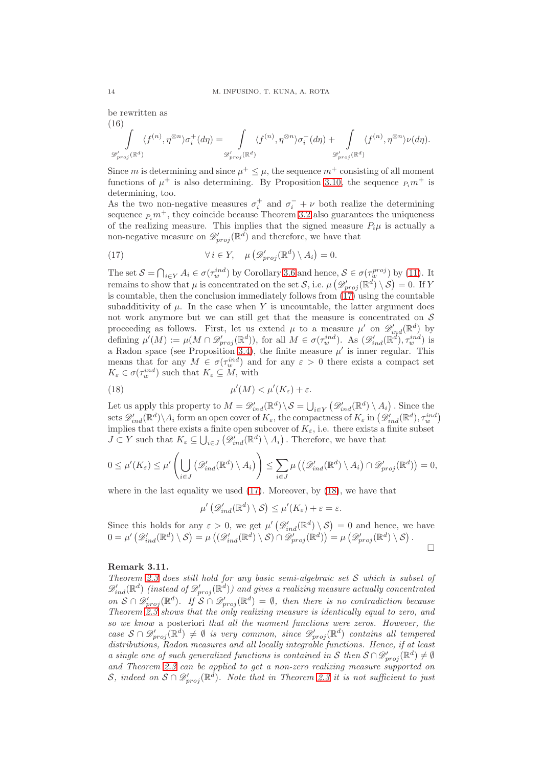be rewritten as

$$\int\limits_{\mathscr{D}'_{proj}(\mathbb{R}^d)} \langle f^{(n)}, \eta^{\otimes n}\rangle \sigma_i^+(d\eta) = \int\limits_{\mathscr{D}'_{proj}(\mathbb{R}^d)} \langle f^{(n)}, \eta^{\otimes n}\rangle \sigma_i^-(d\eta) + \int\limits_{\mathscr{D}'_{proj}(\mathbb{R}^d)} \langle f^{(n)}, \eta^{\otimes n}\rangle \nu(d\eta). \tag{16}$$

Since $m$ is determining and since $\mu^+ \leq \mu$, the sequence $m^+$ consisting of all moment functions of $\mu^+$ is also determining. By Proposition 3.10, the sequence ${}_{P_i}m^+$ is determining, too.

As the two non-negative measures $\sigma_i^+$ and $\sigma_i^- + \nu$ both realize the determining sequence ${}_{P_i}m^+$, they coincide because Theorem 3.2 also guarantees the uniqueness of the realizing measure. This implies that the signed measure $P_i\mu$ is actually a non-negative measure on $\mathscr{D}'_{proj}(\mathbb{R}^d)$ and therefore, we have that

$$\forall\, i \in Y, \quad \mu\left(\mathscr{D}'_{proj}(\mathbb{R}^d) \setminus A_i\right) = 0. \tag{17}$$

The set $\mathcal{S} = \bigcap_{i\in Y} A_i \in \sigma(\tau_w^{ind})$ by Corollary 3.6 and hence, $\mathcal{S} \in \sigma(\tau_w^{proj})$ by (11). It remains to show that $\mu$ is concentrated on the set $\mathcal{S}$, i.e. $\mu\left(\mathscr{D}'_{proj}(\mathbb{R}^d) \setminus \mathcal{S}\right) = 0$. If $Y$ is countable, then the conclusion immediately follows from (17) using the countable subadditivity of $\mu$. In the case when $Y$ is uncountable, the latter argument does not work anymore but we can still get that the measure is concentrated on $\mathcal{S}$ proceeding as follows. First, let us extend $\mu$ to a measure $\mu'$ on $\mathscr{D}'_{ind}(\mathbb{R}^d)$ by defining $\mu'(M) := \mu(M \cap \mathscr{D}'_{proj}(\mathbb{R}^d))$, for all $M \in \sigma(\tau_w^{ind})$. As $(\mathscr{D}'_{ind}(\mathbb{R}^d), \tau_w^{ind})$ is a Radon space (see Proposition 3.4), the finite measure $\mu'$ is inner regular. This means that for any $M \in \sigma(\tau_w^{ind})$ and for any $\varepsilon > 0$ there exists a compact set $K_\varepsilon \in \sigma(\tau_w^{ind})$ such that $K_\varepsilon \subseteq M$, with

$$\mu'(M) < \mu'(K_\varepsilon) + \varepsilon. \tag{18}$$

Let us apply this property to $M = \mathscr{D}'_{ind}(\mathbb{R}^d) \setminus \mathcal{S} = \bigcup_{i\in Y}\left(\mathscr{D}'_{ind}(\mathbb{R}^d) \setminus A_i\right)$. Since the sets $\mathscr{D}'_{ind}(\mathbb{R}^d)\setminus A_i$ form an open cover of $K_\varepsilon$, the compactness of $K_\varepsilon$ in $\left(\mathscr{D}'_{ind}(\mathbb{R}^d), \tau_w^{ind}\right)$ implies that there exists a finite open subcover of $K_\varepsilon$, i.e. there exists a finite subset $J \subset Y$ such that $K_\varepsilon \subseteq \bigcup_{i\in J}\left(\mathscr{D}'_{ind}(\mathbb{R}^d) \setminus A_i\right)$. Therefore, we have that

$$0 \leq \mu'(K_\varepsilon) \leq \mu'\left(\bigcup_{i\in J}\left(\mathscr{D}'_{ind}(\mathbb{R}^d) \setminus A_i\right)\right) \leq \sum_{i\in J} \mu\left(\left(\mathscr{D}'_{ind}(\mathbb{R}^d) \setminus A_i\right) \cap \mathscr{D}'_{proj}(\mathbb{R}^d)\right) = 0,$$

where in the last equality we used (17). Moreover, by (18), we have that

$$\mu'\left(\mathscr{D}'_{ind}(\mathbb{R}^d) \setminus \mathcal{S}\right) \leq \mu'(K_\varepsilon) + \varepsilon = \varepsilon.$$

Since this holds for any $\varepsilon > 0$, we get $\mu'\left(\mathscr{D}'_{ind}(\mathbb{R}^d) \setminus \mathcal{S}\right) = 0$ and hence, we have $0 = \mu'\left(\mathscr{D}'_{ind}(\mathbb{R}^d) \setminus \mathcal{S}\right) = \mu\left(\left(\mathscr{D}'_{ind}(\mathbb{R}^d) \setminus \mathcal{S}\right) \cap \mathscr{D}'_{proj}(\mathbb{R}^d)\right) = \mu\left(\mathscr{D}'_{proj}(\mathbb{R}^d) \setminus \mathcal{S}\right)$. □

**Remark 3.11.**
*Theorem 2.3 does still hold for any basic semi-algebraic set $\mathcal{S}$ which is subset of $\mathscr{D}'_{ind}(\mathbb{R}^d)$ (instead of $\mathscr{D}'_{proj}(\mathbb{R}^d)$) and gives a realizing measure actually concentrated on $\mathcal{S} \cap \mathscr{D}'_{proj}(\mathbb{R}^d)$. If $\mathcal{S} \cap \mathscr{D}'_{proj}(\mathbb{R}^d) = \emptyset$, then there is no contradiction because Theorem 2.3 shows that the only realizing measure is identically equal to zero, and so we know* a posteriori *that all the moment functions were zeros. However, the case $\mathcal{S} \cap \mathscr{D}'_{proj}(\mathbb{R}^d) \neq \emptyset$ is very common, since $\mathscr{D}'_{proj}(\mathbb{R}^d)$ contains all tempered distributions, Radon measures and all locally integrable functions. Hence, if at least a single one of such generalized functions is contained in $\mathcal{S}$ then $\mathcal{S} \cap \mathscr{D}'_{proj}(\mathbb{R}^d) \neq \emptyset$ and Theorem 2.3 can be applied to get a non-zero realizing measure supported on $\mathcal{S}$, indeed on $\mathcal{S} \cap \mathscr{D}'_{proj}(\mathbb{R}^d)$. Note that in Theorem 2.3 it is not sufficient to just*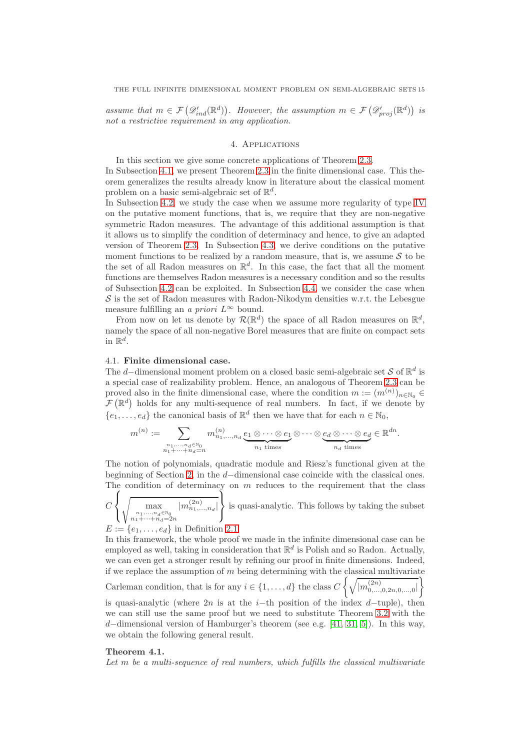*assume that $m \in \mathcal{F}\left(\mathscr{D}'_{ind}(\mathbb{R}^d)\right)$. However, the assumption $m \in \mathcal{F}\left(\mathscr{D}'_{proj}(\mathbb{R}^d)\right)$ is not a restrictive requirement in any application.*

## 4. Applications

In this section we give some concrete applications of Theorem 2.3.
In Subsection 4.1, we present Theorem 2.3 in the finite dimensional case. This theorem generalizes the results already know in literature about the classical moment problem on a basic semi-algebraic set of $\mathbb{R}^d$.
In Subsection 4.2, we study the case when we assume more regularity of type IV on the putative moment functions, that is, we require that they are non-negative symmetric Radon measures. The advantage of this additional assumption is that it allows us to simplify the condition of determinacy and hence, to give an adapted version of Theorem 2.3. In Subsection 4.3, we derive conditions on the putative moment functions to be realized by a random measure, that is, we assume $\mathcal{S}$ to be the set of all Radon measures on $\mathbb{R}^d$. In this case, the fact that all the moment functions are themselves Radon measures is a necessary condition and so the results of Subsection 4.2 can be exploited. In Subsection 4.4, we consider the case when $\mathcal{S}$ is the set of Radon measures with Radon-Nikodym densities w.r.t. the Lebesgue measure fulfilling an *a priori* $L^\infty$ bound.

From now on let us denote by $\mathcal{R}(\mathbb{R}^d)$ the space of all Radon measures on $\mathbb{R}^d$, namely the space of all non-negative Borel measures that are finite on compact sets in $\mathbb{R}^d$.

### 4.1. **Finite dimensional case.**

The $d-$dimensional moment problem on a closed basic semi-algebraic set $\mathcal{S}$ of $\mathbb{R}^d$ is a special case of realizability problem. Hence, an analogous of Theorem 2.3 can be proved also in the finite dimensional case, where the condition $m := (m^{(n)})_{n\in\mathbb{N}_0} \in \mathcal{F}\left(\mathbb{R}^d\right)$ holds for any multi-sequence of real numbers. In fact, if we denote by $\{e_1, \dots, e_d\}$ the canonical basis of $\mathbb{R}^d$ then we have that for each $n \in \mathbb{N}_0$,

$$m^{(n)} := \sum_{\substack{n_1,\dots,n_d\in\mathbb{N}_0\\ n_1+\cdots+n_d=n}} m^{(n)}_{n_1,\dots,n_d} \underbrace{e_1\otimes\cdots\otimes e_1}_{n_1 \text{ times}} \otimes\cdots\otimes \underbrace{e_d\otimes\cdots\otimes e_d}_{n_d \text{ times}} \in \mathbb{R}^{dn}.$$

The notion of polynomials, quadratic module and Riesz's functional given at the beginning of Section 2, in the $d-$dimensional case coincide with the classical ones. The condition of determinacy on $m$ reduces to the requirement that the class $C\left\{\sqrt{\max\limits_{\substack{n_1,\dots,n_d\in\mathbb{N}_0\\ n_1+\cdots+n_d=2n}} |m^{(2n)}_{n_1,\dots,n_d}|}\right\}$ is quasi-analytic. This follows by taking the subset $E := \{e_1, \dots, e_d\}$ in Definition 2.1.
In this framework, the whole proof we made in the infinite dimensional case can be employed as well, taking in consideration that $\mathbb{R}^d$ is Polish and so Radon. Actually, we can even get a stronger result by refining our proof in finite dimensions. Indeed, if we replace the assumption of $m$ being determining with the classical multivariate Carleman condition, that is for any $i \in \{1, \dots, d\}$ the class $C\left\{\sqrt{|m^{(2n)}_{0,\dots,0,2n,0,\dots,0}|}\right\}$ is quasi-analytic (where $2n$ is at the $i-$th position of the index $d-$tuple), then we can still use the same proof but we need to substitute Theorem 3.2 with the $d-$dimensional version of Hamburger's theorem (see e.g. [41, 31, 5]). In this way, we obtain the following general result.

**Theorem 4.1.**
*Let $m$ be a multi-sequence of real numbers, which fulfills the classical multivariate*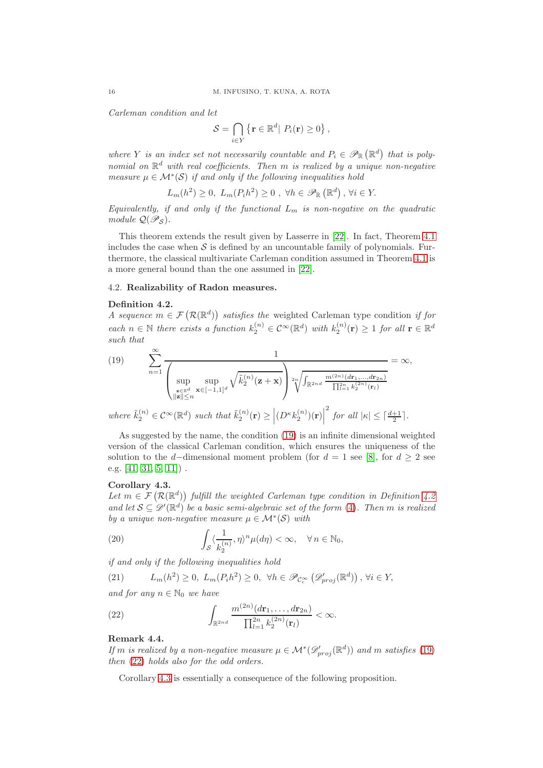*Carleman condition and let*

$$\mathcal{S} = \bigcap_{i\in Y} \left\{ \mathbf{r} \in \mathbb{R}^d | \; P_i(\mathbf{r}) \geq 0 \right\},$$

*where $Y$ is an index set not necessarily countable and $P_i \in \mathscr{P}_{\mathbb{R}}\left(\mathbb{R}^d\right)$ that is polynomial on $\mathbb{R}^d$ with real coefficients. Then $m$ is realized by a unique non-negative measure $\mu \in \mathcal{M}^*(\mathcal{S})$ if and only if the following inequalities hold*

$$L_m(h^2) \geq 0, \; L_m(P_i h^2) \geq 0 \;, \; \forall h \in \mathscr{P}_{\mathbb{R}}\left(\mathbb{R}^d\right), \, \forall i \in Y.$$

*Equivalently, if and only if the functional $L_m$ is non-negative on the quadratic module $\mathcal{Q}(\mathscr{P}_{\mathcal{S}})$.*

This theorem extends the result given by Lasserre in [22]. In fact, Theorem 4.1 includes the case when $\mathcal{S}$ is defined by an uncountable family of polynomials. Furthermore, the classical multivariate Carleman condition assumed in Theorem 4.1 is a more general bound than the one assumed in [22].

### 4.2. **Realizability of Radon measures.**

**Definition 4.2.**
*A sequence $m \in \mathcal{F}\left(\mathcal{R}(\mathbb{R}^d)\right)$ satisfies the* weighted Carleman type condition *if for each $n \in \mathbb{N}$ there exists a function $k_2^{(n)} \in \mathcal{C}^\infty(\mathbb{R}^d)$ with $k_2^{(n)}(\mathbf{r}) \geq 1$ for all $\mathbf{r} \in \mathbb{R}^d$ such that*

$$\sum_{n=1}^{\infty} \frac{1}{\left( \sup\limits_{\substack{\mathbf{z}\in\mathbb{R}^d \\ \|\mathbf{z}\|\leq n}} \sup\limits_{\mathbf{x}\in[-1,1]^d} \sqrt{\tilde{k}_2^{(n)}(\mathbf{z}+\mathbf{x})} \right) \sqrt[2n]{\int_{\mathbb{R}^{2nd}} \frac{m^{(2n)}(d\mathbf{r}_1,\ldots,d\mathbf{r}_{2n})}{\prod_{l=1}^{2n} k_2^{(2n)}(\mathbf{r}_l)}}} = \infty, \tag{19}$$

*where $\tilde{k}_2^{(n)} \in \mathcal{C}^\infty(\mathbb{R}^d)$ such that $\tilde{k}_2^{(n)}(\mathbf{r}) \geq \left| (D^\kappa k_2^{(n)})(\mathbf{r}) \right|^2$ for all $|\kappa| \leq \lceil \frac{d+1}{2} \rceil$.*

As suggested by the name, the condition (19) is an infinite dimensional weighted version of the classical Carleman condition, which ensures the uniqueness of the solution to the $d-$dimensional moment problem (for $d = 1$ see [8], for $d \geq 2$ see e.g. [41, 31, 5, 11]) .

**Corollary 4.3.**
*Let $m \in \mathcal{F}\left(\mathcal{R}(\mathbb{R}^d)\right)$ fulfill the weighted Carleman type condition in Definition 4.2 and let $\mathcal{S} \subseteq \mathscr{D}'(\mathbb{R}^d)$ be a basic semi-algebraic set of the form (4). Then $m$ is realized by a unique non-negative measure $\mu \in \mathcal{M}^*(\mathcal{S})$ with*

$$\int_{\mathcal{S}} \langle \frac{1}{k_2^{(n)}}, \eta \rangle^n \mu(d\eta) < \infty, \quad \forall \, n \in \mathbb{N}_0, \tag{20}$$

*if and only if the following inequalities hold*

$$L_m(h^2) \geq 0, \; L_m(P_i h^2) \geq 0, \;\; \forall h \in \mathscr{P}_{\mathcal{C}_c^\infty}\left(\mathscr{D}'_{proj}(\mathbb{R}^d)\right), \, \forall i \in Y, \tag{21}$$

*and for any $n \in \mathbb{N}_0$ we have*

$$\int_{\mathbb{R}^{2nd}} \frac{m^{(2n)}(d\mathbf{r}_1,\ldots,d\mathbf{r}_{2n})}{\prod_{l=1}^{2n} k_2^{(2n)}(\mathbf{r}_l)} < \infty. \tag{22}$$

**Remark 4.4.**
*If $m$ is realized by a non-negative measure $\mu \in \mathcal{M}^*(\mathscr{D}'_{proj}(\mathbb{R}^d))$ and $m$ satisfies (19) then (22) holds also for the odd orders.*

Corollary 4.3 is essentially a consequence of the following proposition.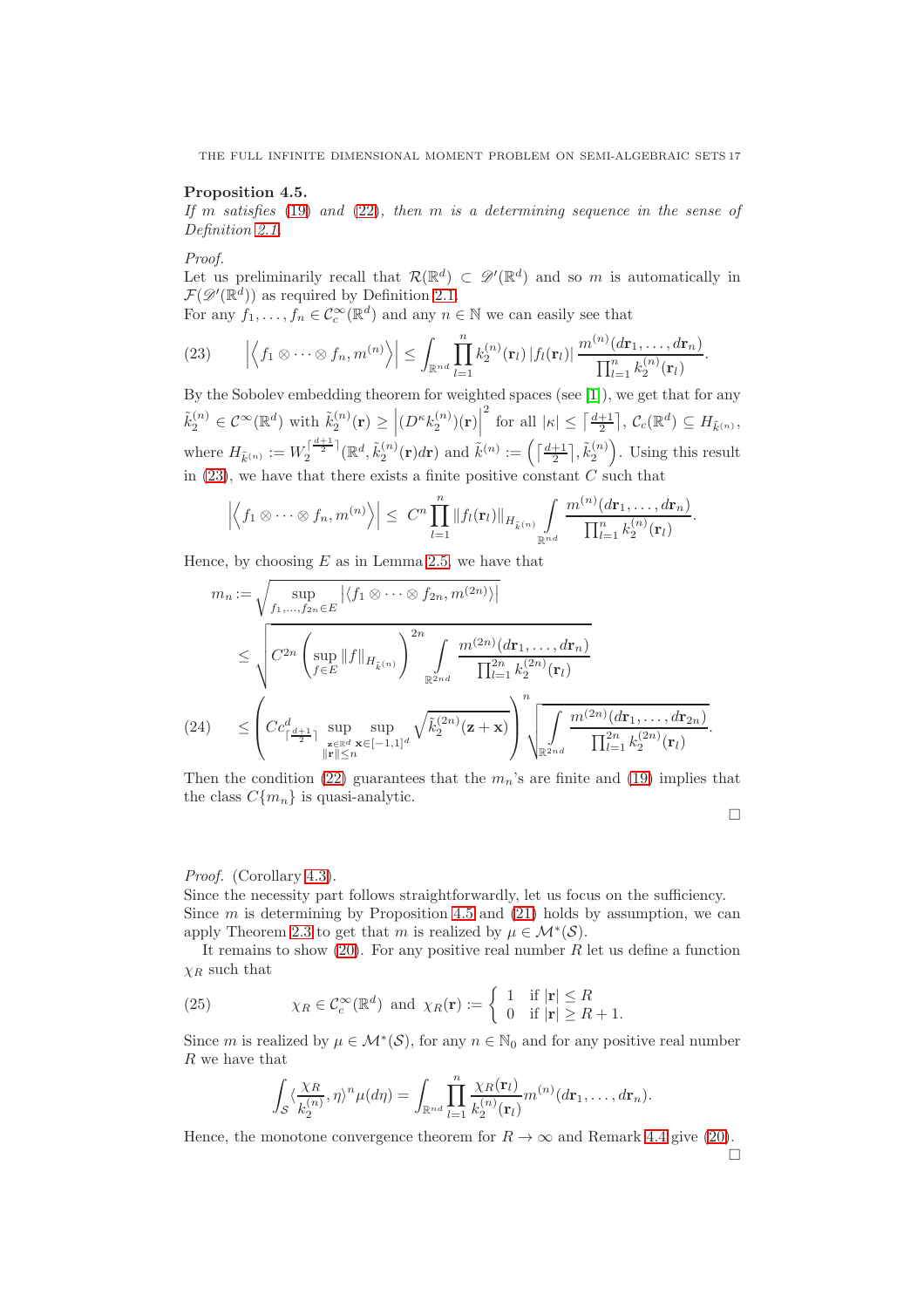**Proposition 4.5.**
*If $m$ satisfies (19) and (22), then $m$ is a determining sequence in the sense of Definition 2.1.*

*Proof.*
Let us preliminarily recall that $\mathcal{R}(\mathbb{R}^d) \subset \mathscr{D}'(\mathbb{R}^d)$ and so $m$ is automatically in $\mathcal{F}(\mathscr{D}'(\mathbb{R}^d))$ as required by Definition 2.1.
For any $f_1, \ldots, f_n \in \mathcal{C}_c^\infty(\mathbb{R}^d)$ and any $n \in \mathbb{N}$ we can easily see that

$$
\left|\left\langle f_1 \otimes \cdots \otimes f_n, m^{(n)} \right\rangle\right| \leq \int_{\mathbb{R}^{nd}} \prod_{l=1}^{n} k_2^{(n)}(\mathbf{r}_l)\, |f_l(\mathbf{r}_l)|\, \frac{m^{(n)}(d\mathbf{r}_1, \ldots, d\mathbf{r}_n)}{\prod_{l=1}^n k_2^{(n)}(\mathbf{r}_l)}. \tag{23}
$$

By the Sobolev embedding theorem for weighted spaces (see [1]), we get that for any $\tilde{k}_2^{(n)} \in \mathcal{C}^\infty(\mathbb{R}^d)$ with $\tilde{k}_2^{(n)}(\mathbf{r}) \geq \left|(D^\kappa k_2^{(n)})(\mathbf{r})\right|^2$ for all $|\kappa| \leq \left\lceil \frac{d+1}{2} \right\rceil$, $\mathcal{C}_c(\mathbb{R}^d) \subseteq H_{\tilde{k}^{(n)}}$, where $H_{\tilde{k}^{(n)}} := W_2^{\lceil \frac{d+1}{2} \rceil}(\mathbb{R}^d, \tilde{k}_2^{(n)}(\mathbf{r}) d\mathbf{r})$ and $\tilde{k}^{(n)} := \left( \left\lceil \frac{d+1}{2} \right\rceil, \tilde{k}_2^{(n)} \right)$. Using this result in (23), we have that there exists a finite positive constant $C$ such that

$$
\left|\left\langle f_1 \otimes \cdots \otimes f_n, m^{(n)} \right\rangle\right| \leq \; C^n \prod_{l=1}^{n} \|f_l(\mathbf{r}_l)\|_{H_{\tilde{k}^{(n)}}} \int_{\mathbb{R}^{nd}} \frac{m^{(n)}(d\mathbf{r}_1, \ldots, d\mathbf{r}_n)}{\prod_{l=1}^n k_2^{(n)}(\mathbf{r}_l)}.
$$

Hence, by choosing $E$ as in Lemma 2.5, we have that

$$
\begin{aligned}
m_n &:= \sqrt{\sup_{f_1, \ldots, f_{2n} \in E} \left|\langle f_1 \otimes \cdots \otimes f_{2n}, m^{(2n)} \rangle\right|} \\
&\leq \sqrt{C^{2n} \left( \sup_{f \in E} \|f\|_{H_{\tilde{k}^{(n)}}} \right)^{2n} \int_{\mathbb{R}^{2nd}} \frac{m^{(2n)}(d\mathbf{r}_1, \ldots, d\mathbf{r}_n)}{\prod_{l=1}^{2n} k_2^{(2n)}(\mathbf{r}_l)}} \\
&\leq \left( C c^d_{\lceil \frac{d+1}{2} \rceil} \sup_{\substack{\mathbf{z} \in \mathbb{R}^d \\ \|\mathbf{r}\| \leq n}} \sup_{\mathbf{x} \in [-1,1]^d} \sqrt{\tilde{k}_2^{(2n)}(\mathbf{z} + \mathbf{x})} \right)^n \sqrt{\int_{\mathbb{R}^{2nd}} \frac{m^{(2n)}(d\mathbf{r}_1, \ldots, d\mathbf{r}_{2n})}{\prod_{l=1}^{2n} k_2^{(2n)}(\mathbf{r}_l)}}.
\end{aligned} \tag{24}
$$

Then the condition (22) guarantees that the $m_n$'s are finite and (19) implies that the class $C\{m_n\}$ is quasi-analytic.

$\square$

*Proof.* (Corollary 4.3).
Since the necessity part follows straightforwardly, let us focus on the sufficiency.
Since $m$ is determining by Proposition 4.5 and (21) holds by assumption, we can apply Theorem 2.3 to get that $m$ is realized by $\mu \in \mathcal{M}^*(\mathcal{S})$.

It remains to show (20). For any positive real number $R$ let us define a function $\chi_R$ such that

$$
\chi_R \in \mathcal{C}_c^\infty(\mathbb{R}^d) \text{ and } \chi_R(\mathbf{r}) := \begin{cases} 1 & \text{if } |\mathbf{r}| \leq R \\ 0 & \text{if } |\mathbf{r}| \geq R+1. \end{cases} \tag{25}
$$

Since $m$ is realized by $\mu \in \mathcal{M}^*(\mathcal{S})$, for any $n \in \mathbb{N}_0$ and for any positive real number $R$ we have that

$$
\int_{\mathcal{S}} \langle \frac{\chi_R}{k_2^{(n)}}, \eta \rangle^n \mu(d\eta) = \int_{\mathbb{R}^{nd}} \prod_{l=1}^{n} \frac{\chi_R(\mathbf{r}_l)}{k_2^{(n)}(\mathbf{r}_l)} m^{(n)}(d\mathbf{r}_1, \ldots, d\mathbf{r}_n).
$$

Hence, the monotone convergence theorem for $R \to \infty$ and Remark 4.4 give (20).
$\square$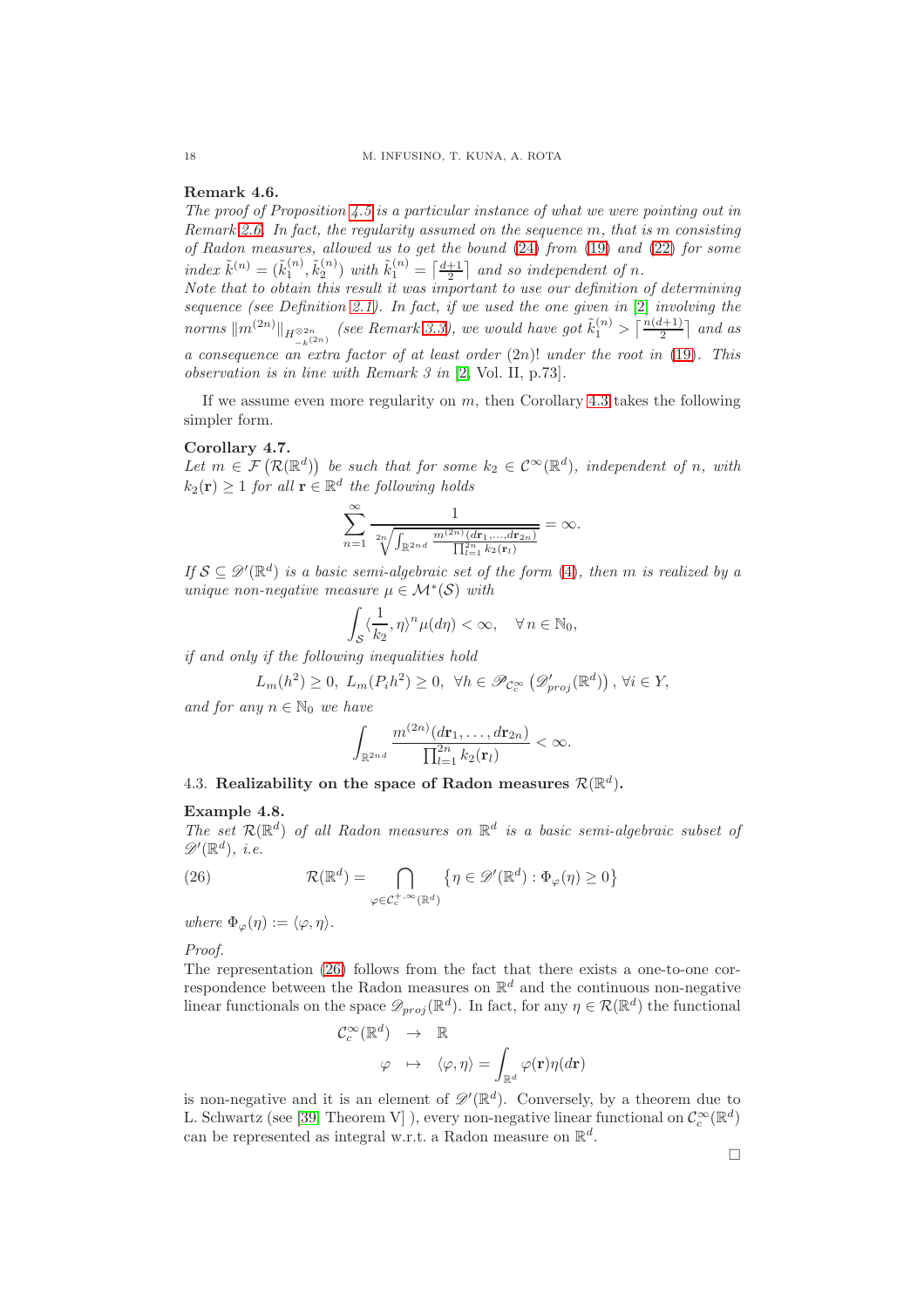**Remark 4.6.**
*The proof of Proposition 4.5 is a particular instance of what we were pointing out in Remark 2.6. In fact, the regularity assumed on the sequence $m$, that is $m$ consisting of Radon measures, allowed us to get the bound (24) from (19) and (22) for some index $\tilde{k}^{(n)} = (\tilde{k}_1^{(n)}, \tilde{k}_2^{(n)})$ with $\tilde{k}_1^{(n)} = \lceil \frac{d+1}{2} \rceil$ and so independent of $n$.*
*Note that to obtain this result it was important to use our definition of determining sequence (see Definition 2.1). In fact, if we used the one given in [2] involving the norms $\|m^{(2n)}\|_{H^{\otimes 2n}_{-k^{(2n)}}}$ (see Remark 3.3), we would have got $\tilde{k}_1^{(n)} > \lceil \frac{n(d+1)}{2} \rceil$ and as a consequence an extra factor of at least order $(2n)!$ under the root in (19). This observation is in line with Remark 3 in [2, Vol. II, p.73].*

If we assume even more regularity on $m$, then Corollary 4.3 takes the following simpler form.

**Corollary 4.7.**
*Let $m \in \mathcal{F}\left(\mathcal{R}(\mathbb{R}^d)\right)$ be such that for some $k_2 \in \mathcal{C}^\infty(\mathbb{R}^d)$, independent of $n$, with $k_2(\mathbf{r}) \geq 1$ for all $\mathbf{r} \in \mathbb{R}^d$ the following holds*

$$\sum_{n=1}^{\infty} \frac{1}{\sqrt[2n]{\int_{\mathbb{R}^{2nd}} \frac{m^{(2n)}(d\mathbf{r}_1,\ldots,d\mathbf{r}_{2n})}{\prod_{l=1}^{2n} k_2(\mathbf{r}_l)}}} = \infty.$$

*If $\mathcal{S} \subseteq \mathscr{D}'(\mathbb{R}^d)$ is a basic semi-algebraic set of the form (4), then $m$ is realized by a unique non-negative measure $\mu \in \mathcal{M}^*(\mathcal{S})$ with*

$$\int_{\mathcal{S}} \langle \frac{1}{k_2}, \eta \rangle^n \mu(d\eta) < \infty, \quad \forall\, n \in \mathbb{N}_0,$$

*if and only if the following inequalities hold*

$$L_m(h^2) \geq 0,\ L_m(P_i h^2) \geq 0,\ \forall h \in \mathscr{P}_{\mathcal{C}_c^\infty}\left(\mathscr{D}'_{proj}(\mathbb{R}^d)\right),\ \forall i \in Y,$$

*and for any $n \in \mathbb{N}_0$ we have*

$$\int_{\mathbb{R}^{2nd}} \frac{m^{(2n)}(d\mathbf{r}_1,\ldots,d\mathbf{r}_{2n})}{\prod_{l=1}^{2n} k_2(\mathbf{r}_l)} < \infty.$$

### 4.3. Realizability on the space of Radon measures $\mathcal{R}(\mathbb{R}^d)$.

**Example 4.8.**
*The set $\mathcal{R}(\mathbb{R}^d)$ of all Radon measures on $\mathbb{R}^d$ is a basic semi-algebraic subset of $\mathscr{D}'(\mathbb{R}^d)$, i.e.*

$$\mathcal{R}(\mathbb{R}^d) = \bigcap_{\varphi \in \mathcal{C}_c^{+,\infty}(\mathbb{R}^d)} \left\{\eta \in \mathscr{D}'(\mathbb{R}^d) : \Phi_\varphi(\eta) \geq 0\right\} \tag{26}$$

*where $\Phi_\varphi(\eta) := \langle \varphi, \eta \rangle$.*

*Proof.*
The representation (26) follows from the fact that there exists a one-to-one correspondence between the Radon measures on $\mathbb{R}^d$ and the continuous non-negative linear functionals on the space $\mathscr{D}_{proj}(\mathbb{R}^d)$. In fact, for any $\eta \in \mathcal{R}(\mathbb{R}^d)$ the functional

$$\begin{aligned} \mathcal{C}_c^\infty(\mathbb{R}^d) &\to \mathbb{R} \\ \varphi &\mapsto \langle \varphi, \eta \rangle = \int_{\mathbb{R}^d} \varphi(\mathbf{r})\eta(d\mathbf{r}) \end{aligned}$$

is non-negative and it is an element of $\mathscr{D}'(\mathbb{R}^d)$. Conversely, by a theorem due to L. Schwartz (see [39, Theorem V] ), every non-negative linear functional on $\mathcal{C}_c^\infty(\mathbb{R}^d)$ can be represented as integral w.r.t. a Radon measure on $\mathbb{R}^d$.

□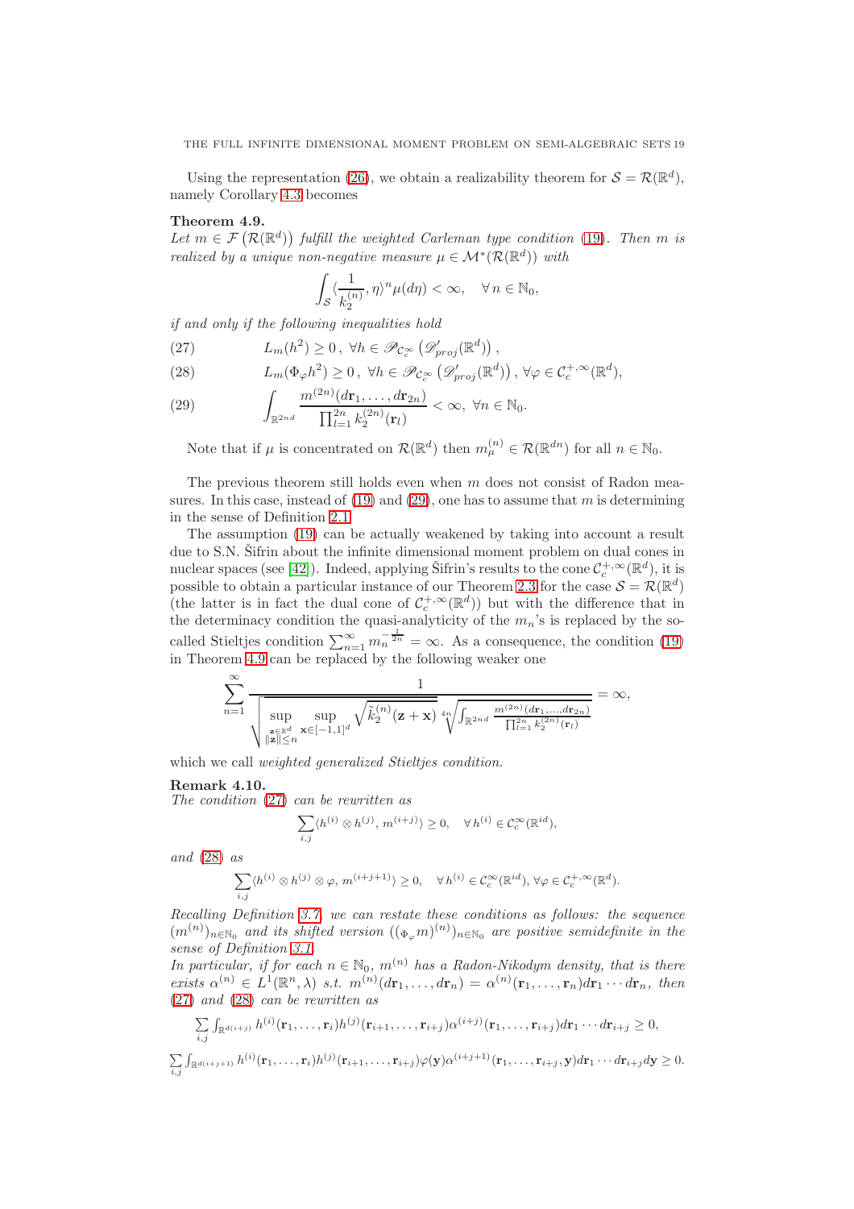Using the representation (26), we obtain a realizability theorem for $\mathcal{S} = \mathcal{R}(\mathbb{R}^d)$, namely Corollary 4.3 becomes

**Theorem 4.9.**
*Let $m \in \mathcal{F}\left(\mathcal{R}(\mathbb{R}^d)\right)$ fulfill the weighted Carleman type condition (19). Then $m$ is realized by a unique non-negative measure $\mu \in \mathcal{M}^*(\mathcal{R}(\mathbb{R}^d))$ with*

$$\int_{\mathcal{S}} \langle \frac{1}{k_2^{(n)}}, \eta\rangle^n \mu(d\eta) < \infty, \quad \forall\, n \in \mathbb{N}_0,$$

*if and only if the following inequalities hold*

$$L_m(h^2) \geq 0\,,\ \forall h \in \mathscr{P}_{\mathcal{C}_c^\infty}\left(\mathscr{D}'_{proj}(\mathbb{R}^d)\right), \tag{27}$$

$$L_m(\Phi_\varphi h^2) \geq 0\,,\ \forall h \in \mathscr{P}_{\mathcal{C}_c^\infty}\left(\mathscr{D}'_{proj}(\mathbb{R}^d)\right), \forall \varphi \in \mathcal{C}_c^{+,\infty}(\mathbb{R}^d), \tag{28}$$

$$\int_{\mathbb{R}^{2nd}} \frac{m^{(2n)}(d\mathbf{r}_1, \ldots, d\mathbf{r}_{2n})}{\prod_{l=1}^{2n} k_2^{(2n)}(\mathbf{r}_l)} < \infty,\ \forall n \in \mathbb{N}_0. \tag{29}$$

Note that if $\mu$ is concentrated on $\mathcal{R}(\mathbb{R}^d)$ then $m_\mu^{(n)} \in \mathcal{R}(\mathbb{R}^{dn})$ for all $n \in \mathbb{N}_0$.

The previous theorem still holds even when $m$ does not consist of Radon measures. In this case, instead of (19) and (29), one has to assume that $m$ is determining in the sense of Definition 2.1.

The assumption (19) can be actually weakened by taking into account a result due to S.N. Šifrin about the infinite dimensional moment problem on dual cones in nuclear spaces (see [42]). Indeed, applying Šifrin's results to the cone $\mathcal{C}_c^{+,\infty}(\mathbb{R}^d)$, it is possible to obtain a particular instance of our Theorem 2.3 for the case $\mathcal{S} = \mathcal{R}(\mathbb{R}^d)$ (the latter is in fact the dual cone of $\mathcal{C}_c^{+,\infty}(\mathbb{R}^d)$) but with the difference that in the determinacy condition the quasi-analyticity of the $m_n$'s is replaced by the so-called Stieltjes condition $\sum_{n=1}^{\infty} m_n^{-\frac{1}{2n}} = \infty$. As a consequence, the condition (19) in Theorem 4.9 can be replaced by the following weaker one

$$\sum_{n=1}^{\infty} \frac{1}{\sqrt{\sup\limits_{\substack{\mathbf{z}\in\mathbb{R}^d\\ \|\mathbf{z}\|\leq n}} \sup\limits_{\mathbf{x}\in[-1,1]^d} \sqrt{\tilde{k}_2^{(n)}(\mathbf{z}+\mathbf{x})}\ \sqrt[4n]{\int_{\mathbb{R}^{2nd}} \frac{m^{(2n)}(d\mathbf{r}_1,\ldots,d\mathbf{r}_{2n})}{\prod_{l=1}^{2n} k_2^{(2n)}(\mathbf{r}_l)}}}} = \infty,$$

which we call *weighted generalized Stieltjes condition*.

**Remark 4.10.**
*The condition (27) can be rewritten as*

$$\sum_{i,j} \langle h^{(i)} \otimes h^{(j)}, m^{(i+j)}\rangle \geq 0, \quad \forall\, h^{(i)} \in \mathcal{C}_c^\infty(\mathbb{R}^{id}),$$

*and (28) as*

$$\sum_{i,j} \langle h^{(i)} \otimes h^{(j)} \otimes \varphi, m^{(i+j+1)}\rangle \geq 0, \quad \forall\, h^{(i)} \in \mathcal{C}_c^\infty(\mathbb{R}^{id}), \forall \varphi \in \mathcal{C}_c^{+,\infty}(\mathbb{R}^d).$$

*Recalling Definition 3.7, we can restate these conditions as follows: the sequence $(m^{(n)})_{n\in\mathbb{N}_0}$ and its shifted version $(({}_{\Phi_\varphi} m)^{(n)})_{n\in\mathbb{N}_0}$ are positive semidefinite in the sense of Definition 3.1.*
*In particular, if for each $n \in \mathbb{N}_0$, $m^{(n)}$ has a Radon-Nikodym density, that is there exists $\alpha^{(n)} \in L^1(\mathbb{R}^n, \lambda)$ s.t. $m^{(n)}(d\mathbf{r}_1, \ldots, d\mathbf{r}_n) = \alpha^{(n)}(\mathbf{r}_1, \ldots, \mathbf{r}_n)d\mathbf{r}_1 \cdots d\mathbf{r}_n$, then (27) and (28) can be rewritten as*

$$\sum_{i,j} \int_{\mathbb{R}^{d(i+j)}} h^{(i)}(\mathbf{r}_1, \ldots, \mathbf{r}_i) h^{(j)}(\mathbf{r}_{i+1}, \ldots, \mathbf{r}_{i+j}) \alpha^{(i+j)}(\mathbf{r}_1, \ldots, \mathbf{r}_{i+j}) d\mathbf{r}_1 \cdots d\mathbf{r}_{i+j} \geq 0,$$

$$\sum_{i,j} \int_{\mathbb{R}^{d(i+j+1)}} h^{(i)}(\mathbf{r}_1, \ldots, \mathbf{r}_i) h^{(j)}(\mathbf{r}_{i+1}, \ldots, \mathbf{r}_{i+j}) \varphi(\mathbf{y}) \alpha^{(i+j+1)}(\mathbf{r}_1, \ldots, \mathbf{r}_{i+j}, \mathbf{y}) d\mathbf{r}_1 \cdots d\mathbf{r}_{i+j} d\mathbf{y} \geq 0.$$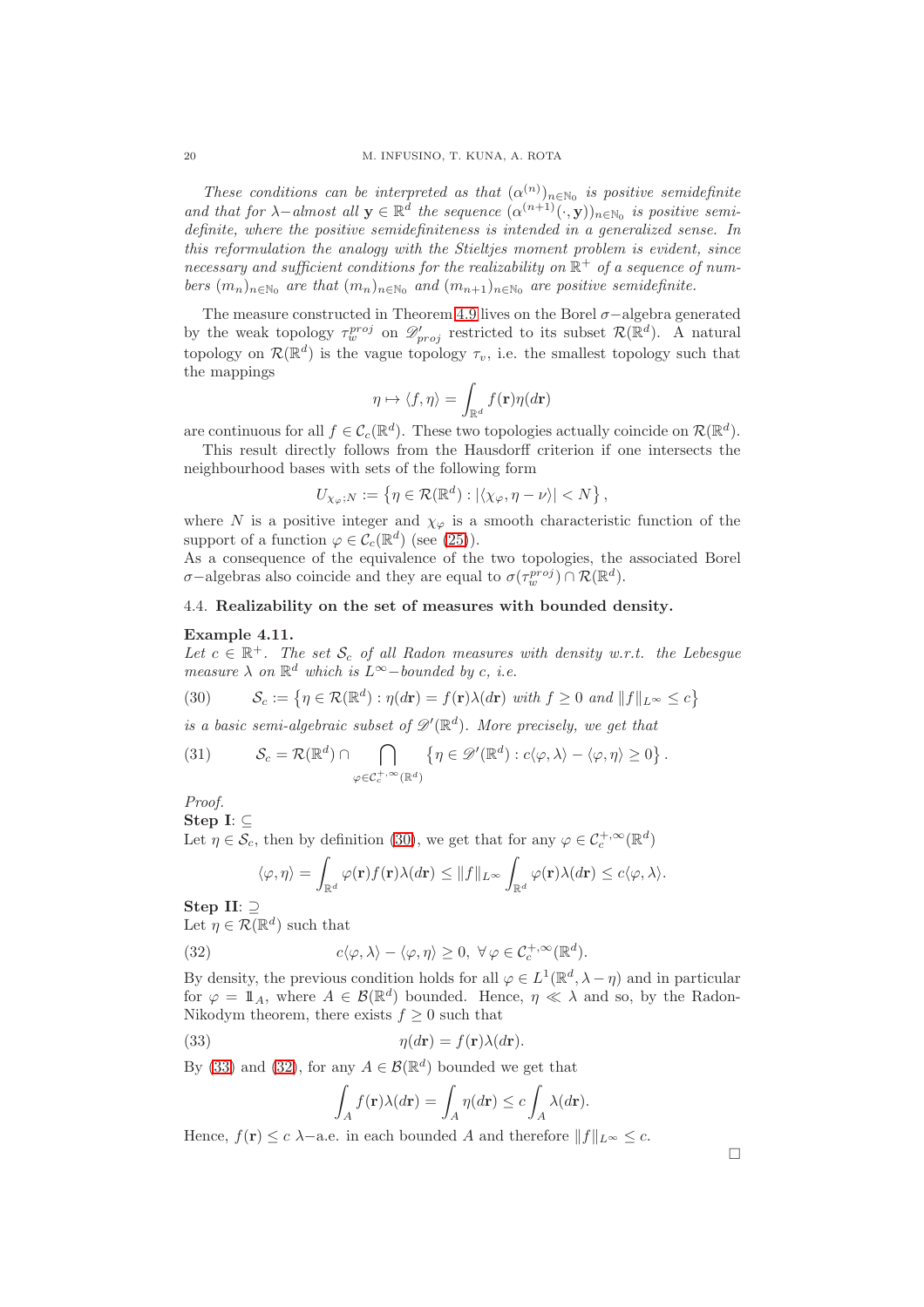*These conditions can be interpreted as that $(\alpha^{(n)})_{n\in\mathbb{N}_0}$ is positive semidefinite and that for $\lambda-$almost all $\mathbf{y}\in\mathbb{R}^d$ the sequence $(\alpha^{(n+1)}(\cdot,\mathbf{y}))_{n\in\mathbb{N}_0}$ is positive semidefinite, where the positive semidefiniteness is intended in a generalized sense. In this reformulation the analogy with the Stieltjes moment problem is evident, since necessary and sufficient conditions for the realizability on $\mathbb{R}^+$ of a sequence of numbers $(m_n)_{n\in\mathbb{N}_0}$ are that $(m_n)_{n\in\mathbb{N}_0}$ and $(m_{n+1})_{n\in\mathbb{N}_0}$ are positive semidefinite.*

The measure constructed in Theorem 4.9 lives on the Borel $\sigma-$algebra generated by the weak topology $\tau_w^{proj}$ on $\mathscr{D}'_{proj}$ restricted to its subset $\mathcal{R}(\mathbb{R}^d)$. A natural topology on $\mathcal{R}(\mathbb{R}^d)$ is the vague topology $\tau_v$, i.e. the smallest topology such that the mappings

$$\eta\mapsto\langle f,\eta\rangle=\int_{\mathbb{R}^d}f(\mathbf{r})\eta(d\mathbf{r})$$

are continuous for all $f\in\mathcal{C}_c(\mathbb{R}^d)$. These two topologies actually coincide on $\mathcal{R}(\mathbb{R}^d)$.

This result directly follows from the Hausdorff criterion if one intersects the neighbourhood bases with sets of the following form

$$U_{\chi_\varphi;N}:=\left\{\eta\in\mathcal{R}(\mathbb{R}^d):|\langle\chi_\varphi,\eta-\nu\rangle|<N\right\},$$

where $N$ is a positive integer and $\chi_\varphi$ is a smooth characteristic function of the support of a function $\varphi\in\mathcal{C}_c(\mathbb{R}^d)$ (see (25)).
As a consequence of the equivalence of the two topologies, the associated Borel $\sigma-$algebras also coincide and they are equal to $\sigma(\tau_w^{proj})\cap\mathcal{R}(\mathbb{R}^d)$.

## 4.4. **Realizability on the set of measures with bounded density.**

**Example 4.11.**
*Let $c\in\mathbb{R}^+$. The set $\mathcal{S}_c$ of all Radon measures with density w.r.t. the Lebesgue measure $\lambda$ on $\mathbb{R}^d$ which is $L^\infty-$bounded by $c$, i.e.*

$$\mathcal{S}_c:=\left\{\eta\in\mathcal{R}(\mathbb{R}^d):\eta(d\mathbf{r})=f(\mathbf{r})\lambda(d\mathbf{r})\text{ with }f\geq 0\text{ and }\|f\|_{L^\infty}\leq c\right\}\tag{30}$$

*is a basic semi-algebraic subset of $\mathscr{D}'(\mathbb{R}^d)$. More precisely, we get that*

$$\mathcal{S}_c=\mathcal{R}(\mathbb{R}^d)\cap\bigcap_{\varphi\in\mathcal{C}_c^{+,\infty}(\mathbb{R}^d)}\left\{\eta\in\mathscr{D}'(\mathbb{R}^d):c\langle\varphi,\lambda\rangle-\langle\varphi,\eta\rangle\geq 0\right\}.\tag{31}$$

*Proof.*
**Step I**: $\subseteq$
Let $\eta\in\mathcal{S}_c$, then by definition (30), we get that for any $\varphi\in\mathcal{C}_c^{+,\infty}(\mathbb{R}^d)$

$$\langle\varphi,\eta\rangle=\int_{\mathbb{R}^d}\varphi(\mathbf{r})f(\mathbf{r})\lambda(d\mathbf{r})\leq\|f\|_{L^\infty}\int_{\mathbb{R}^d}\varphi(\mathbf{r})\lambda(d\mathbf{r})\leq c\langle\varphi,\lambda\rangle.$$

**Step II**: $\supseteq$
Let $\eta\in\mathcal{R}(\mathbb{R}^d)$ such that

$$c\langle\varphi,\lambda\rangle-\langle\varphi,\eta\rangle\geq 0,\ \forall\,\varphi\in\mathcal{C}_c^{+,\infty}(\mathbb{R}^d).\tag{32}$$

By density, the previous condition holds for all $\varphi\in L^1(\mathbb{R}^d,\lambda-\eta)$ and in particular for $\varphi=\mathbb{1}_A$, where $A\in\mathcal{B}(\mathbb{R}^d)$ bounded. Hence, $\eta\ll\lambda$ and so, by the Radon-Nikodym theorem, there exists $f\geq 0$ such that

$$\eta(d\mathbf{r})=f(\mathbf{r})\lambda(d\mathbf{r}).\tag{33}$$

By (33) and (32), for any $A\in\mathcal{B}(\mathbb{R}^d)$ bounded we get that

$$\int_A f(\mathbf{r})\lambda(d\mathbf{r})=\int_A\eta(d\mathbf{r})\leq c\int_A\lambda(d\mathbf{r}).$$

Hence, $f(\mathbf{r})\leq c\ \lambda-$a.e. in each bounded $A$ and therefore $\|f\|_{L^\infty}\leq c$.

□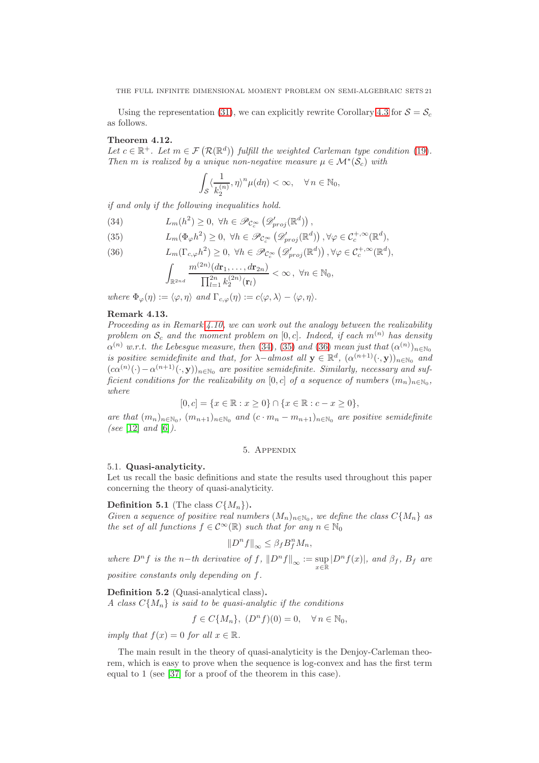Using the representation (31), we can explicitly rewrite Corollary 4.3 for $\mathcal{S} = \mathcal{S}_c$ as follows.

**Theorem 4.12.**
*Let $c \in \mathbb{R}^+$. Let $m \in \mathcal{F}\left(\mathcal{R}(\mathbb{R}^d)\right)$ fulfill the weighted Carleman type condition (19). Then $m$ is realized by a unique non-negative measure $\mu \in \mathcal{M}^*(\mathcal{S}_c)$ with*

$$\int_{\mathcal{S}} \langle \frac{1}{k_2^{(n)}}, \eta \rangle^n \mu(d\eta) < \infty, \quad \forall\, n \in \mathbb{N}_0,$$

*if and only if the following inequalities hold.*

$$L_m(h^2) \geq 0, \ \forall h \in \mathscr{P}_{\mathcal{C}_c^\infty}\left(\mathscr{D}'_{proj}(\mathbb{R}^d)\right), \tag{34}$$

$$L_m(\Phi_\varphi h^2) \geq 0, \ \forall h \in \mathscr{P}_{\mathcal{C}_c^\infty}\left(\mathscr{D}'_{proj}(\mathbb{R}^d)\right), \forall \varphi \in \mathcal{C}_c^{+,\infty}(\mathbb{R}^d), \tag{35}$$

$$L_m(\Gamma_{c,\varphi} h^2) \geq 0, \ \forall h \in \mathscr{P}_{\mathcal{C}_c^\infty}\left(\mathscr{D}'_{proj}(\mathbb{R}^d)\right), \forall \varphi \in \mathcal{C}_c^{+,\infty}(\mathbb{R}^d), \tag{36}$$

$$\int_{\mathbb{R}^{2nd}} \frac{m^{(2n)}(d\mathbf{r}_1, \ldots, d\mathbf{r}_{2n})}{\prod_{l=1}^{2n} k_2^{(2n)}(\mathbf{r}_l)} < \infty\,, \ \forall n \in \mathbb{N}_0,$$

*where $\Phi_\varphi(\eta) := \langle \varphi, \eta \rangle$ and $\Gamma_{c,\varphi}(\eta) := c\langle \varphi, \lambda \rangle - \langle \varphi, \eta \rangle$.*

**Remark 4.13.**
*Proceeding as in Remark 4.10, we can work out the analogy between the realizability problem on $\mathcal{S}_c$ and the moment problem on $[0, c]$. Indeed, if each $m^{(n)}$ has density $\alpha^{(n)}$ w.r.t. the Lebesgue measure, then (34), (35) and (36) mean just that $(\alpha^{(n)})_{n \in \mathbb{N}_0}$ is positive semidefinite and that, for $\lambda-$almost all $\mathbf{y} \in \mathbb{R}^d$, $(\alpha^{(n+1)}(\cdot, \mathbf{y}))_{n \in \mathbb{N}_0}$ and $(c\alpha^{(n)}(\cdot) - \alpha^{(n+1)}(\cdot, \mathbf{y}))_{n \in \mathbb{N}_0}$ are positive semidefinite. Similarly, necessary and sufficient conditions for the realizability on $[0, c]$ of a sequence of numbers $(m_n)_{n \in \mathbb{N}_0}$, where*

$$[0, c] = \{x \in \mathbb{R} : x \geq 0\} \cap \{x \in \mathbb{R} : c - x \geq 0\},$$

*are that $(m_n)_{n \in \mathbb{N}_0}$, $(m_{n+1})_{n \in \mathbb{N}_0}$ and $(c \cdot m_n - m_{n+1})_{n \in \mathbb{N}_0}$ are positive semidefinite (see [12] and [6]).*

## 5. Appendix

### 5.1. Quasi-analyticity.

Let us recall the basic definitions and state the results used throughout this paper concerning the theory of quasi-analyticity.

**Definition 5.1** (The class $C\{M_n\}$)**.**
*Given a sequence of positive real numbers $(M_n)_{n \in \mathbb{N}_0}$, we define the class $C\{M_n\}$ as the set of all functions $f \in \mathcal{C}^\infty(\mathbb{R})$ such that for any $n \in \mathbb{N}_0$*

$$\|D^n f\|_\infty \leq \beta_f B_f^n M_n,$$

*where $D^n f$ is the $n-$th derivative of $f$, $\|D^n f\|_\infty := \sup_{x \in \mathbb{R}} |D^n f(x)|$, and $\beta_f$, $B_f$ are positive constants only depending on $f$.*

**Definition 5.2** (Quasi-analytical class)**.**
*A class $C\{M_n\}$ is said to be quasi-analytic if the conditions*

$$f \in C\{M_n\}, \ (D^n f)(0) = 0, \quad \forall\, n \in \mathbb{N}_0,$$

*imply that $f(x) = 0$ for all $x \in \mathbb{R}$.*

The main result in the theory of quasi-analyticity is the Denjoy-Carleman theorem, which is easy to prove when the sequence is log-convex and has the first term equal to 1 (see [37] for a proof of the theorem in this case).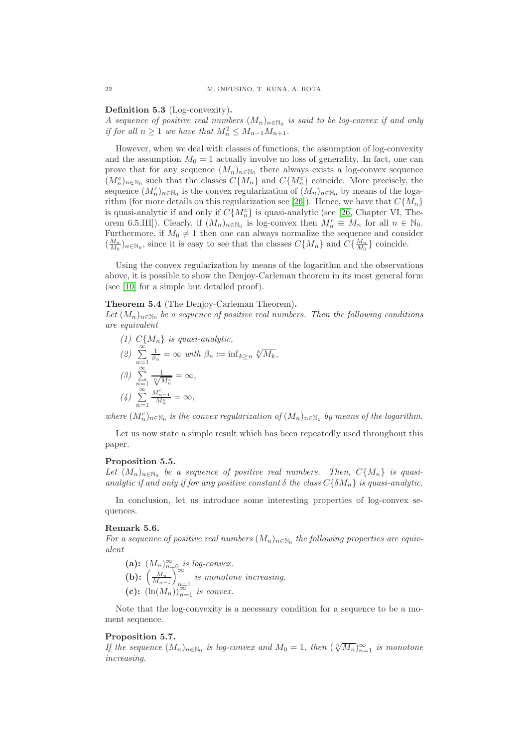**Definition 5.3** (Log-convexity)**.**
*A sequence of positive real numbers $(M_n)_{n\in\mathbb{N}_0}$ is said to be log-convex if and only if for all $n \geq 1$ we have that $M_n^2 \leq M_{n-1}M_{n+1}$.*

However, when we deal with classes of functions, the assumption of log-convexity and the assumption $M_0 = 1$ actually involve no loss of generality. In fact, one can prove that for any sequence $(M_n)_{n\in\mathbb{N}_0}$ there always exists a log-convex sequence $(M_n^c)_{n\in\mathbb{N}_0}$ such that the classes $C\{M_n\}$ and $C\{M_n^c\}$ coincide. More precisely, the sequence $(M_n^c)_{n\in\mathbb{N}_0}$ is the convex regularization of $(M_n)_{n\in\mathbb{N}_0}$ by means of the logarithm (for more details on this regularization see [26]). Hence, we have that $C\{M_n\}$ is quasi-analytic if and only if $C\{M_n^c\}$ is quasi-analytic (see [26, Chapter VI, Theorem 6.5.III]). Clearly, if $(M_n)_{n\in\mathbb{N}_0}$ is log-convex then $M_n^c \equiv M_n$ for all $n \in \mathbb{N}_0$. Furthermore, if $M_0 \neq 1$ then one can always normalize the sequence and consider $(\frac{M_n}{M_0})_{n\in\mathbb{N}_0}$, since it is easy to see that the classes $C\{M_n\}$ and $C\{\frac{M_n}{M_0}\}$ coincide.

Using the convex regularization by means of the logarithm and the observations above, it is possible to show the Denjoy-Carleman theorem in its most general form (see [10] for a simple but detailed proof).

**Theorem 5.4** (The Denjoy-Carleman Theorem)**.**
*Let $(M_n)_{n\in\mathbb{N}_0}$ be a sequence of positive real numbers. Then the following conditions are equivalent*

*(1) $C\{M_n\}$ is quasi-analytic,*

*(2) $\sum_{n=1}^{\infty} \frac{1}{\beta_n} = \infty$ with $\beta_n := \inf_{k\geq n} \sqrt[k]{M_k}$,*

*(3) $\sum_{n=1}^{\infty} \frac{1}{\sqrt[n]{M_n^c}} = \infty$,*

*(4) $\sum_{n=1}^{\infty} \frac{M_{n-1}^c}{M_n^c} = \infty$,*

*where $(M_n^c)_{n\in\mathbb{N}_0}$ is the convex regularization of $(M_n)_{n\in\mathbb{N}_0}$ by means of the logarithm.*

Let us now state a simple result which has been repeatedly used throughout this paper.

**Proposition 5.5.**
*Let $(M_n)_{n\in\mathbb{N}_0}$ be a sequence of positive real numbers. Then, $C\{M_n\}$ is quasi-analytic if and only if for any positive constant $\delta$ the class $C\{\delta M_n\}$ is quasi-analytic.*

In conclusion, let us introduce some interesting properties of log-convex sequences.

**Remark 5.6.**
*For a sequence of positive real numbers $(M_n)_{n\in\mathbb{N}_0}$ the following properties are equivalent*

**(a):** *$(M_n)_{n=0}^{\infty}$ is log-convex.*

**(b):** *$\left(\frac{M_n}{M_{n-1}}\right)_{n=1}^{\infty}$ is monotone increasing.*

**(c):** *$(\ln(M_n))_{n=1}^{\infty}$ is convex.*

Note that the log-convexity is a necessary condition for a sequence to be a moment sequence.

**Proposition 5.7.**
*If the sequence $(M_n)_{n\in\mathbb{N}_0}$ is log-convex and $M_0 = 1$, then $(\sqrt[n]{M_n})_{n=1}^{\infty}$ is monotone increasing.*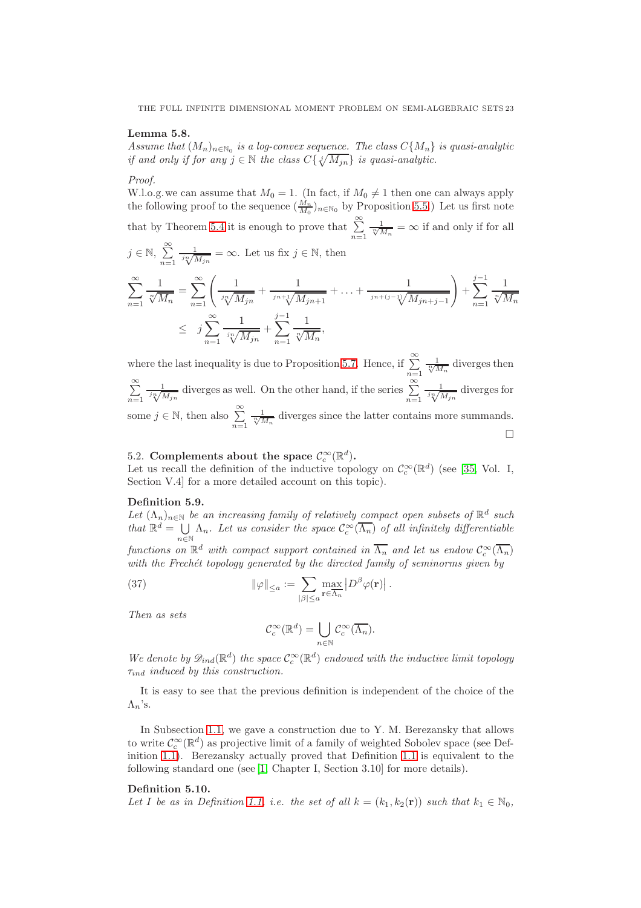**Lemma 5.8.**
*Assume that $(M_n)_{n\in\mathbb{N}_0}$ is a log-convex sequence. The class $C\{M_n\}$ is quasi-analytic if and only if for any $j \in \mathbb{N}$ the class $C\{\sqrt[j]{M_{jn}}\}$ is quasi-analytic.*

*Proof.*
W.l.o.g. we can assume that $M_0 = 1$. (In fact, if $M_0 \neq 1$ then one can always apply the following proof to the sequence $(\frac{M_n}{M_0})_{n\in\mathbb{N}_0}$ by Proposition 5.5.) Let us first note that by Theorem 5.4 it is enough to prove that $\sum_{n=1}^{\infty} \frac{1}{\sqrt[n]{M_n}} = \infty$ if and only if for all $j \in \mathbb{N}$, $\sum_{n=1}^{\infty} \frac{1}{\sqrt[jn]{M_{jn}}} = \infty$. Let us fix $j \in \mathbb{N}$, then

$$
\begin{aligned}
\sum_{n=1}^{\infty} \frac{1}{\sqrt[n]{M_n}} &= \sum_{n=1}^{\infty} \left( \frac{1}{\sqrt[jn]{M_{jn}}} + \frac{1}{\sqrt[jn+1]{M_{jn+1}}} + \ldots + \frac{1}{\sqrt[jn+(j-1)]{M_{jn+j-1}}} \right) + \sum_{n=1}^{j-1} \frac{1}{\sqrt[n]{M_n}} \\
&\leq \; j \sum_{n=1}^{\infty} \frac{1}{\sqrt[jn]{M_{jn}}} + \sum_{n=1}^{j-1} \frac{1}{\sqrt[n]{M_n}},
\end{aligned}
$$

where the last inequality is due to Proposition 5.7. Hence, if $\sum_{n=1}^{\infty} \frac{1}{\sqrt[n]{M_n}}$ diverges then $\sum_{n=1}^{\infty} \frac{1}{\sqrt[jn]{M_{jn}}}$ diverges as well. On the other hand, if the series $\sum_{n=1}^{\infty} \frac{1}{\sqrt[jn]{M_{jn}}}$ diverges for some $j \in \mathbb{N}$, then also $\sum_{n=1}^{\infty} \frac{1}{\sqrt[n]{M_n}}$ diverges since the latter contains more summands. □

## 5.2. Complements about the space $\mathcal{C}_c^\infty(\mathbb{R}^d)$.

Let us recall the definition of the inductive topology on $\mathcal{C}_c^\infty(\mathbb{R}^d)$ (see [35, Vol. I, Section V.4] for a more detailed account on this topic).

**Definition 5.9.**
*Let $(\Lambda_n)_{n\in\mathbb{N}}$ be an increasing family of relatively compact open subsets of $\mathbb{R}^d$ such that $\mathbb{R}^d = \bigcup_{n\in\mathbb{N}} \Lambda_n$. Let us consider the space $\mathcal{C}_c^\infty(\overline{\Lambda_n})$ of all infinitely differentiable functions on $\mathbb{R}^d$ with compact support contained in $\overline{\Lambda_n}$ and let us endow $\mathcal{C}_c^\infty(\overline{\Lambda_n})$ with the Frechét topology generated by the directed family of seminorms given by*

$$
\|\varphi\|_{\leq a} := \sum_{|\beta|\leq a} \max_{\mathbf{r}\in\overline{\Lambda_n}} \left| D^\beta \varphi(\mathbf{r}) \right|. \tag{37}
$$

*Then as sets*

$$
\mathcal{C}_c^\infty(\mathbb{R}^d) = \bigcup_{n\in\mathbb{N}} \mathcal{C}_c^\infty(\overline{\Lambda_n}).
$$

*We denote by $\mathscr{D}_{ind}(\mathbb{R}^d)$ the space $\mathcal{C}_c^\infty(\mathbb{R}^d)$ endowed with the inductive limit topology $\tau_{ind}$ induced by this construction.*

It is easy to see that the previous definition is independent of the choice of the $\Lambda_n$'s.

In Subsection 1.1, we gave a construction due to Y. M. Berezansky that allows to write $\mathcal{C}_c^\infty(\mathbb{R}^d)$ as projective limit of a family of weighted Sobolev space (see Definition 1.1). Berezansky actually proved that Definition 1.1 is equivalent to the following standard one (see [1, Chapter I, Section 3.10] for more details).

**Definition 5.10.**
*Let $I$ be as in Definition 1.1, i.e. the set of all $k = (k_1, k_2(\mathbf{r}))$ such that $k_1 \in \mathbb{N}_0$,*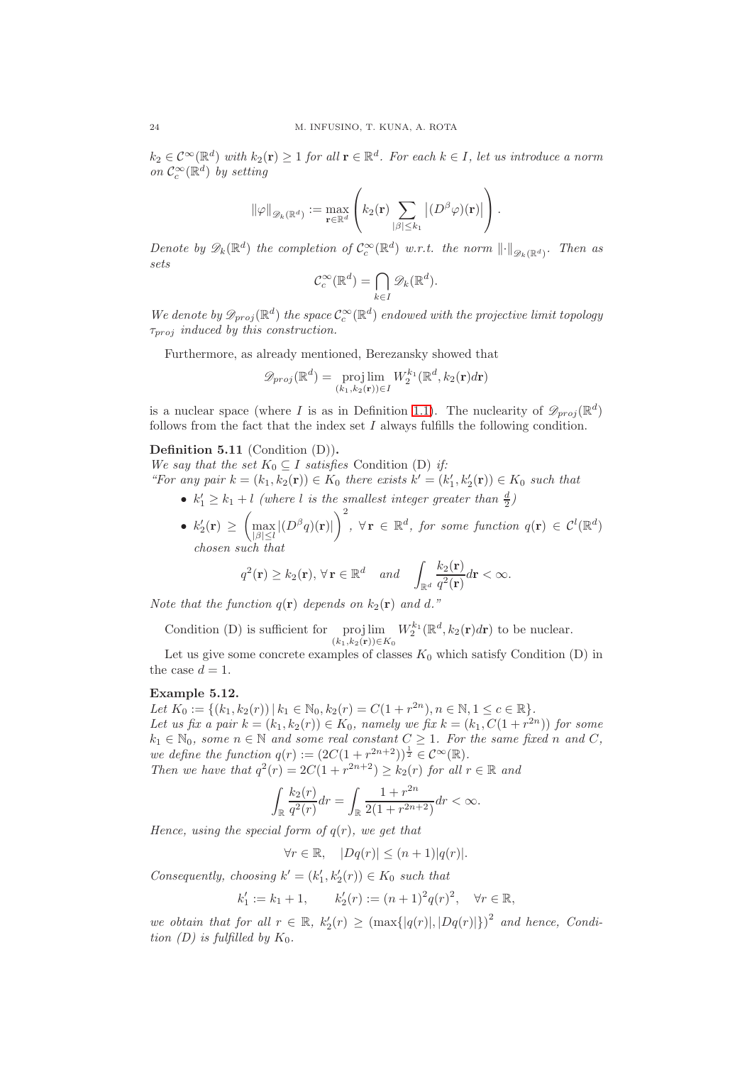$k_2 \in \mathcal{C}^\infty(\mathbb{R}^d)$ *with* $k_2(\mathbf{r}) \geq 1$ *for all* $\mathbf{r} \in \mathbb{R}^d$*. For each* $k \in I$*, let us introduce a norm on* $\mathcal{C}_c^\infty(\mathbb{R}^d)$ *by setting*

$$\|\varphi\|_{\mathscr{D}_k(\mathbb{R}^d)} := \max_{\mathbf{r}\in\mathbb{R}^d} \left( k_2(\mathbf{r}) \sum_{|\beta|\leq k_1} \left|(D^\beta \varphi)(\mathbf{r})\right| \right).$$

*Denote by* $\mathscr{D}_k(\mathbb{R}^d)$ *the completion of* $\mathcal{C}_c^\infty(\mathbb{R}^d)$ *w.r.t. the norm* $\|\cdot\|_{\mathscr{D}_k(\mathbb{R}^d)}$*. Then as sets*

$$\mathcal{C}_c^\infty(\mathbb{R}^d) = \bigcap_{k\in I} \mathscr{D}_k(\mathbb{R}^d).$$

*We denote by* $\mathscr{D}_{proj}(\mathbb{R}^d)$ *the space* $\mathcal{C}_c^\infty(\mathbb{R}^d)$ *endowed with the projective limit topology* $\tau_{proj}$ *induced by this construction.*

Furthermore, as already mentioned, Berezansky showed that

$$\mathscr{D}_{proj}(\mathbb{R}^d) = \operatorname*{proj\,lim}_{(k_1,k_2(\mathbf{r}))\in I} W_2^{k_1}(\mathbb{R}^d, k_2(\mathbf{r})d\mathbf{r})$$

is a nuclear space (where $I$ is as in Definition 1.1). The nuclearity of $\mathscr{D}_{proj}(\mathbb{R}^d)$ follows from the fact that the index set $I$ always fulfills the following condition.

**Definition 5.11** (Condition (D))**.**
*We say that the set* $K_0 \subseteq I$ *satisfies* Condition (D) *if:*
*"For any pair* $k = (k_1, k_2(\mathbf{r})) \in K_0$ *there exists* $k' = (k'_1, k'_2(\mathbf{r})) \in K_0$ *such that*

- $k'_1 \geq k_1 + l$ *(where* $l$ *is the smallest integer greater than* $\frac{d}{2}$*)*
- $k'_2(\mathbf{r}) \geq \left( \max_{|\beta|\leq l} |(D^\beta q)(\mathbf{r})| \right)^2$*,* $\forall\, \mathbf{r} \in \mathbb{R}^d$*, for some function* $q(\mathbf{r}) \in \mathcal{C}^l(\mathbb{R}^d)$ *chosen such that*

$$q^2(\mathbf{r}) \geq k_2(\mathbf{r}), \forall\, \mathbf{r} \in \mathbb{R}^d \quad and \quad \int_{\mathbb{R}^d} \frac{k_2(\mathbf{r})}{q^2(\mathbf{r})} d\mathbf{r} < \infty.$$

*Note that the function* $q(\mathbf{r})$ *depends on* $k_2(\mathbf{r})$ *and* $d$*."*

Condition (D) is sufficient for $\operatorname*{proj\,lim}_{(k_1,k_2(\mathbf{r}))\in K_0} W_2^{k_1}(\mathbb{R}^d, k_2(\mathbf{r})d\mathbf{r})$ to be nuclear.

Let us give some concrete examples of classes $K_0$ which satisfy Condition (D) in the case $d = 1$.

**Example 5.12.**
*Let* $K_0 := \{(k_1, k_2(r)) \,|\, k_1 \in \mathbb{N}_0, k_2(r) = C(1 + r^{2n}), n \in \mathbb{N}, 1 \leq c \in \mathbb{R}\}$*.*
*Let us fix a pair* $k = (k_1, k_2(r)) \in K_0$*, namely we fix* $k = (k_1, C(1 + r^{2n}))$ *for some* $k_1 \in \mathbb{N}_0$*, some* $n \in \mathbb{N}$ *and some real constant* $C \geq 1$*. For the same fixed* $n$ *and* $C$*, we define the function* $q(r) := (2C(1 + r^{2n+2}))^{\frac{1}{2}} \in \mathcal{C}^\infty(\mathbb{R})$*.*
*Then we have that* $q^2(r) = 2C(1 + r^{2n+2}) \geq k_2(r)$ *for all* $r \in \mathbb{R}$ *and*

$$\int_{\mathbb{R}} \frac{k_2(r)}{q^2(r)} dr = \int_{\mathbb{R}} \frac{1 + r^{2n}}{2(1 + r^{2n+2})} dr < \infty.$$

*Hence, using the special form of* $q(r)$*, we get that*

$$\forall r \in \mathbb{R}, \quad |Dq(r)| \leq (n+1)|q(r)|.$$

*Consequently, choosing* $k' = (k'_1, k'_2(r)) \in K_0$ *such that*

$$k'_1 := k_1 + 1, \qquad k'_2(r) := (n+1)^2 q(r)^2, \quad \forall r \in \mathbb{R},$$

*we obtain that for all* $r \in \mathbb{R}$*,* $k'_2(r) \geq \left(\max\{|q(r)|, |Dq(r)|\}\right)^2$ *and hence, Condition (D) is fulfilled by* $K_0$*.*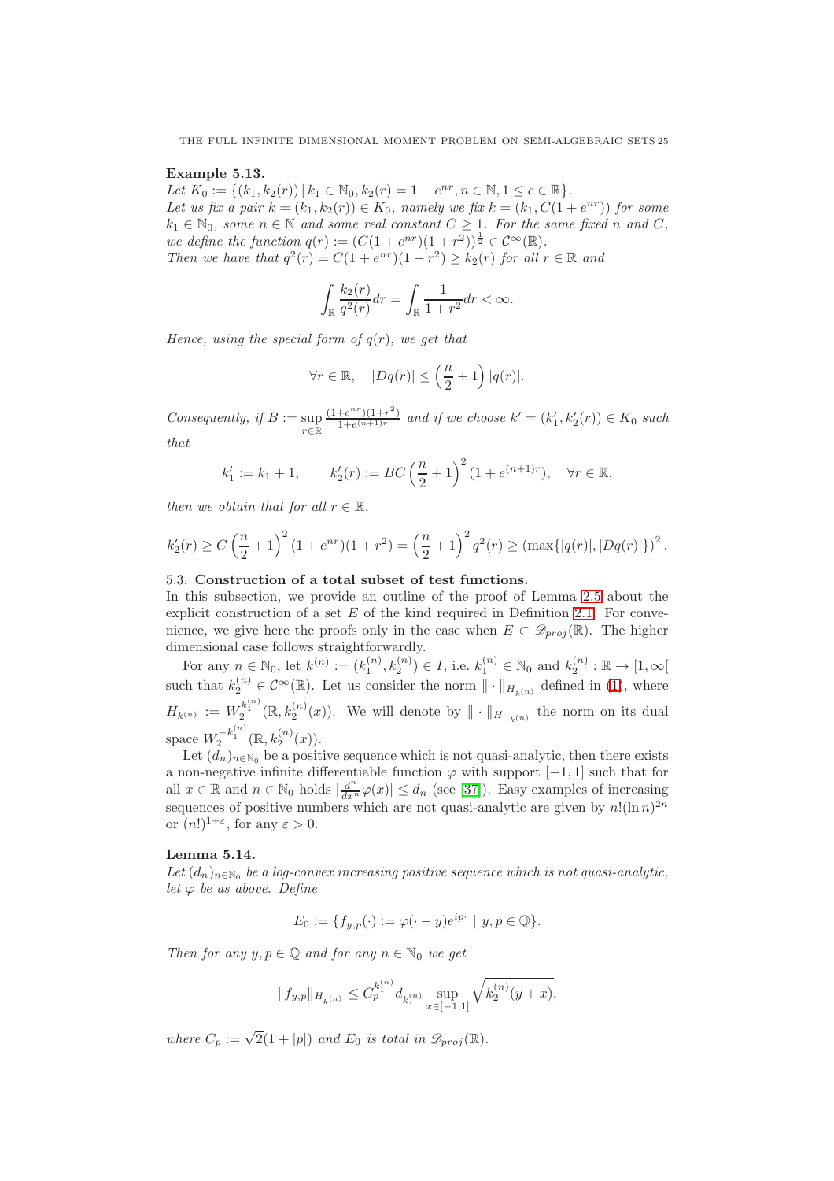**Example 5.13.**

*Let $K_0 := \{(k_1, k_2(r)) \,|\, k_1 \in \mathbb{N}_0, k_2(r) = 1 + e^{nr}, n \in \mathbb{N}, 1 \leq c \in \mathbb{R}\}$.*
*Let us fix a pair $k = (k_1, k_2(r)) \in K_0$, namely we fix $k = (k_1, C(1 + e^{nr}))$ for some $k_1 \in \mathbb{N}_0$, some $n \in \mathbb{N}$ and some real constant $C \geq 1$. For the same fixed $n$ and $C$, we define the function $q(r) := (C(1 + e^{nr})(1 + r^2))^{\frac{1}{2}} \in \mathcal{C}^\infty(\mathbb{R})$.*
*Then we have that $q^2(r) = C(1 + e^{nr})(1 + r^2) \geq k_2(r)$ for all $r \in \mathbb{R}$ and*

$$\int_{\mathbb{R}} \frac{k_2(r)}{q^2(r)} dr = \int_{\mathbb{R}} \frac{1}{1 + r^2} dr < \infty.$$

*Hence, using the special form of $q(r)$, we get that*

$$\forall r \in \mathbb{R}, \quad |Dq(r)| \leq \left(\frac{n}{2} + 1\right) |q(r)|.$$

*Consequently, if $B := \sup\limits_{r \in \mathbb{R}} \frac{(1+e^{nr})(1+r^2)}{1+e^{(n+1)r}}$ and if we choose $k' = (k'_1, k'_2(r)) \in K_0$ such that*

$$k'_1 := k_1 + 1, \qquad k'_2(r) := BC\left(\frac{n}{2} + 1\right)^2 (1 + e^{(n+1)r}), \quad \forall r \in \mathbb{R},$$

*then we obtain that for all $r \in \mathbb{R}$,*

$$k'_2(r) \geq C\left(\frac{n}{2} + 1\right)^2 (1 + e^{nr})(1 + r^2) = \left(\frac{n}{2} + 1\right)^2 q^2(r) \geq (\max\{|q(r)|, |Dq(r)|\})^2.$$

### 5.3. Construction of a total subset of test functions.

In this subsection, we provide an outline of the proof of Lemma 2.5 about the explicit construction of a set $E$ of the kind required in Definition 2.1. For convenience, we give here the proofs only in the case when $E \subset \mathscr{D}_{proj}(\mathbb{R})$. The higher dimensional case follows straightforwardly.

For any $n \in \mathbb{N}_0$, let $k^{(n)} := (k_1^{(n)}, k_2^{(n)}) \in I$, i.e. $k_1^{(n)} \in \mathbb{N}_0$ and $k_2^{(n)} : \mathbb{R} \to [1, \infty[$ such that $k_2^{(n)} \in \mathcal{C}^\infty(\mathbb{R})$. Let us consider the norm $\| \cdot \|_{H_{k^{(n)}}}$ defined in (1), where $H_{k^{(n)}} := W_2^{k_1^{(n)}}(\mathbb{R}, k_2^{(n)}(x))$. We will denote by $\| \cdot \|_{H_{-k^{(n)}}}$ the norm on its dual space $W_2^{-k_1^{(n)}}(\mathbb{R}, k_2^{(n)}(x))$.

Let $(d_n)_{n \in \mathbb{N}_0}$ be a positive sequence which is not quasi-analytic, then there exists a non-negative infinite differentiable function $\varphi$ with support $[-1, 1]$ such that for all $x \in \mathbb{R}$ and $n \in \mathbb{N}_0$ holds $|\frac{d^n}{dx^n}\varphi(x)| \leq d_n$ (see [37]). Easy examples of increasing sequences of positive numbers which are not quasi-analytic are given by $n!(\ln n)^{2n}$ or $(n!)^{1+\varepsilon}$, for any $\varepsilon > 0$.

**Lemma 5.14.**

*Let $(d_n)_{n \in \mathbb{N}_0}$ be a log-convex increasing positive sequence which is not quasi-analytic, let $\varphi$ be as above. Define*

$$E_0 := \{f_{y,p}(\cdot) := \varphi(\cdot - y)e^{ip\cdot} \mid y, p \in \mathbb{Q}\}.$$

*Then for any $y, p \in \mathbb{Q}$ and for any $n \in \mathbb{N}_0$ we get*

$$\|f_{y,p}\|_{H_{k^{(n)}}} \leq C_p^{k_1^{(n)}} d_{k_1^{(n)}} \sup_{x \in [-1,1]} \sqrt{k_2^{(n)}(y + x)},$$

*where $C_p := \sqrt{2}(1 + |p|)$ and $E_0$ is total in $\mathscr{D}_{proj}(\mathbb{R})$.*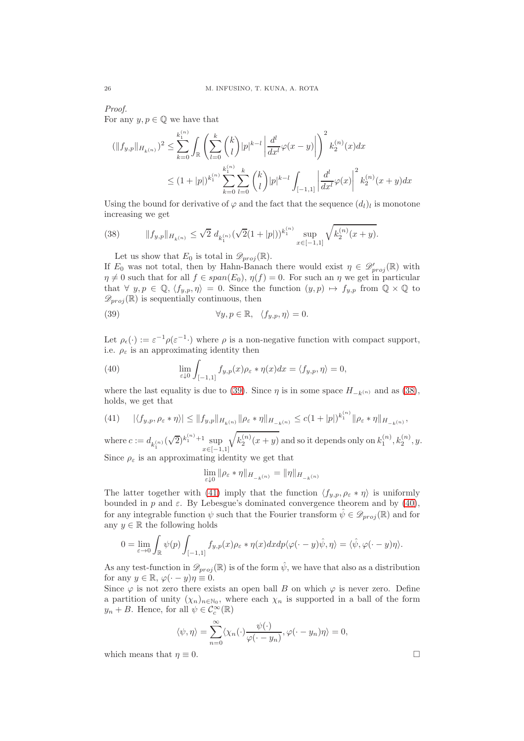*Proof.*
For any $y, p \in \mathbb{Q}$ we have that

$$(\|f_{y,p}\|_{H_{k^{(n)}}})^2 \leq \sum_{k=0}^{k_1^{(n)}} \int_{\mathbb{R}} \left( \sum_{l=0}^{k} \binom{k}{l} |p|^{k-l} \left| \frac{d^l}{dx^l} \varphi(x-y) \right| \right)^2 k_2^{(n)}(x) dx$$

$$\leq (1+|p|)^{k_1^{(n)}} \sum_{k=0}^{k_1^{(n)}} \sum_{l=0}^{k} \binom{k}{l} |p|^{k-l} \int_{[-1,1]} \left| \frac{d^l}{dx^l} \varphi(x) \right|^2 k_2^{(n)}(x+y) dx$$

Using the bound for derivative of $\varphi$ and the fact that the sequence $(d_l)_l$ is monotone increasing we get

$$\|f_{y,p}\|_{H_{k^{(n)}}} \leq \sqrt{2}\, d_{k_1^{(n)}} (\sqrt{2}(1+|p|))^{k_1^{(n)}} \sup_{x \in [-1,1]} \sqrt{k_2^{(n)}(x+y)}. \tag{38}$$

Let us show that $E_0$ is total in $\mathscr{D}_{proj}(\mathbb{R})$.
If $E_0$ was not total, then by Hahn-Banach there would exist $\eta \in \mathscr{D}'_{proj}(\mathbb{R})$ with $\eta \neq 0$ such that for all $f \in span(E_0)$, $\eta(f) = 0$. For such an $\eta$ we get in particular that $\forall\ y, p \in \mathbb{Q}$, $\langle f_{y,p}, \eta \rangle = 0$. Since the function $(y,p) \mapsto f_{y,p}$ from $\mathbb{Q} \times \mathbb{Q}$ to $\mathscr{D}_{proj}(\mathbb{R})$ is sequentially continuous, then

$$\forall y, p \in \mathbb{R}, \quad \langle f_{y,p}, \eta \rangle = 0. \tag{39}$$

Let $\rho_\epsilon(\cdot) := \varepsilon^{-1}\rho(\varepsilon^{-1}\cdot)$ where $\rho$ is a non-negative function with compact support, i.e. $\rho_\varepsilon$ is an approximating identity then

$$\lim_{\varepsilon \downarrow 0} \int_{[-1,1]} f_{y,p}(x) \rho_\varepsilon * \eta(x) dx = \langle f_{y,p}, \eta \rangle = 0, \tag{40}$$

where the last equality is due to (39). Since $\eta$ is in some space $H_{-k^{(n)}}$ and as (38), holds, we get that

$$|\langle f_{y,p}, \rho_\varepsilon * \eta \rangle| \leq \|f_{y,p}\|_{H_{k^{(n)}}} \|\rho_\varepsilon * \eta\|_{H_{-k^{(n)}}} \leq c(1+|p|)^{k_1^{(n)}} \|\rho_\varepsilon * \eta\|_{H_{-k^{(n)}}}, \tag{41}$$

where $c := d_{k_1^{(n)}} (\sqrt{2})^{k_1^{(n)}+1} \sup_{x \in [-1,1]} \sqrt{k_2^{(n)}(x+y)}$ and so it depends only on $k_1^{(n)}, k_2^{(n)}, y$.
Since $\rho_\varepsilon$ is an approximating identity we get that

$$\lim_{\varepsilon \downarrow 0} \|\rho_\varepsilon * \eta\|_{H_{-k^{(n)}}} = \|\eta\|_{H_{-k^{(n)}}}$$

The latter together with (41) imply that the function $\langle f_{y,p}, \rho_\varepsilon * \eta \rangle$ is uniformly bounded in $p$ and $\varepsilon$. By Lebesgue's dominated convergence theorem and by (40), for any integrable function $\psi$ such that the Fourier transform $\hat{\psi} \in \mathscr{D}_{proj}(\mathbb{R})$ and for any $y \in \mathbb{R}$ the following holds

$$0 = \lim_{\varepsilon \to 0} \int_{\mathbb{R}} \psi(p) \int_{[-1,1]} f_{y,p}(x) \rho_\varepsilon * \eta(x) dx dp \langle \varphi(\cdot - y)\hat{\psi}, \eta \rangle = \langle \hat{\psi}, \varphi(\cdot - y)\eta \rangle.$$

As any test-function in $\mathscr{D}_{proj}(\mathbb{R})$ is of the form $\hat{\psi}$, we have that also as a distribution for any $y \in \mathbb{R}$, $\varphi(\cdot - y)\eta \equiv 0$.
Since $\varphi$ is not zero there exists an open ball $B$ on which $\varphi$ is never zero. Define a partition of unity $(\chi_n)_{n \in \mathbb{N}_0}$, where each $\chi_n$ is supported in a ball of the form $y_n + B$. Hence, for all $\psi \in \mathcal{C}_c^\infty(\mathbb{R})$

$$\langle \psi, \eta \rangle = \sum_{n=0}^{\infty} \langle \chi_n(\cdot) \frac{\psi(\cdot)}{\varphi(\cdot - y_n)}, \varphi(\cdot - y_n)\eta \rangle = 0,$$

which means that $\eta \equiv 0$. $\square$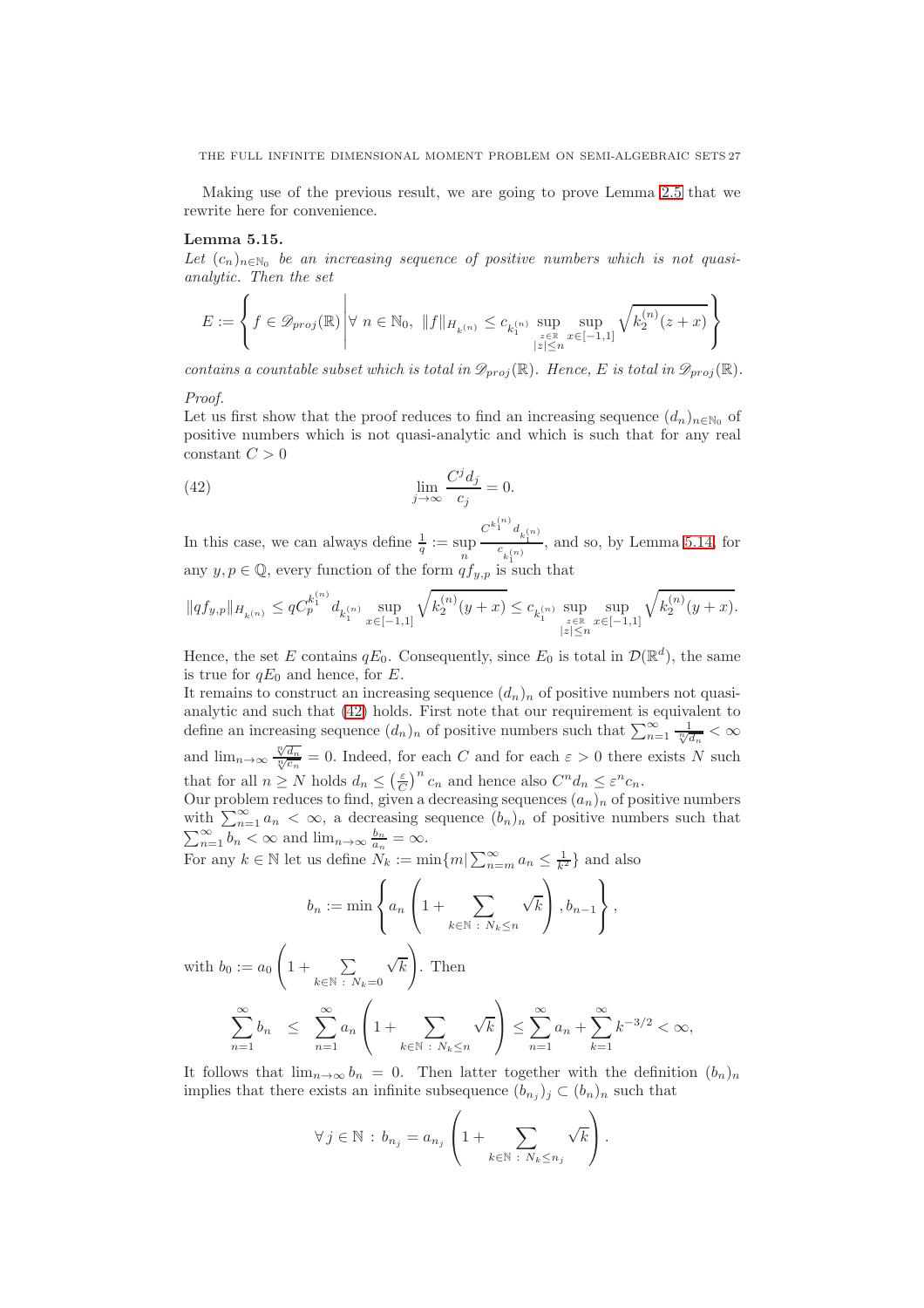Making use of the previous result, we are going to prove Lemma 2.5 that we rewrite here for convenience.

**Lemma 5.15.**
*Let $(c_n)_{n\in\mathbb{N}_0}$ be an increasing sequence of positive numbers which is not quasi-analytic. Then the set*

$$E := \left\{ f \in \mathscr{D}_{proj}(\mathbb{R}) \;\middle|\; \forall\, n \in \mathbb{N}_0,\ \|f\|_{H_{k^{(n)}}} \leq c_{k_1^{(n)}} \sup_{\substack{z\in\mathbb{R} \\ |z|\leq n}} \sup_{x\in[-1,1]} \sqrt{k_2^{(n)}(z+x)} \right\}$$

*contains a countable subset which is total in $\mathscr{D}_{proj}(\mathbb{R})$. Hence, $E$ is total in $\mathscr{D}_{proj}(\mathbb{R})$.*

*Proof.*
Let us first show that the proof reduces to find an increasing sequence $(d_n)_{n\in\mathbb{N}_0}$ of positive numbers which is not quasi-analytic and which is such that for any real constant $C > 0$

$$\lim_{j\to\infty} \frac{C^j d_j}{c_j} = 0. \tag{42}$$

In this case, we can always define $\frac{1}{q} := \sup_n \frac{C^{k_1^{(n)}} d_{k_1^{(n)}}}{c_{k_1^{(n)}}}$, and so, by Lemma 5.14, for any $y, p \in \mathbb{Q}$, every function of the form $qf_{y,p}$ is such that

$$\|qf_{y,p}\|_{H_{k^{(n)}}} \leq qC_p^{k_1^{(n)}} d_{k_1^{(n)}} \sup_{x\in[-1,1]} \sqrt{k_2^{(n)}(y+x)} \leq c_{k_1^{(n)}} \sup_{\substack{z\in\mathbb{R} \\ |z|\leq n}} \sup_{x\in[-1,1]} \sqrt{k_2^{(n)}(y+x)}.$$

Hence, the set $E$ contains $qE_0$. Consequently, since $E_0$ is total in $\mathcal{D}(\mathbb{R}^d)$, the same is true for $qE_0$ and hence, for $E$.
It remains to construct an increasing sequence $(d_n)_n$ of positive numbers not quasi-analytic and such that (42) holds. First note that our requirement is equivalent to define an increasing sequence $(d_n)_n$ of positive numbers such that $\sum_{n=1}^{\infty} \frac{1}{\sqrt[n]{d_n}} < \infty$ and $\lim_{n\to\infty} \frac{\sqrt[n]{d_n}}{\sqrt[n]{c_n}} = 0$. Indeed, for each $C$ and for each $\varepsilon > 0$ there exists $N$ such that for all $n \geq N$ holds $d_n \leq \left(\frac{\varepsilon}{C}\right)^n c_n$ and hence also $C^n d_n \leq \varepsilon^n c_n$.
Our problem reduces to find, given a decreasing sequences $(a_n)_n$ of positive numbers with $\sum_{n=1}^{\infty} a_n < \infty$, a decreasing sequence $(b_n)_n$ of positive numbers such that $\sum_{n=1}^{\infty} b_n < \infty$ and $\lim_{n\to\infty} \frac{b_n}{a_n} = \infty$.
For any $k \in \mathbb{N}$ let us define $N_k := \min\{m | \sum_{n=m}^{\infty} a_n \leq \frac{1}{k^2}\}$ and also

$$b_n := \min\left\{ a_n \left(1 + \sum_{k\in\mathbb{N}\,:\,N_k\leq n} \sqrt{k}\right), b_{n-1} \right\},$$

with $b_0 := a_0 \left(1 + \sum_{k\in\mathbb{N}\,:\,N_k=0} \sqrt{k}\right)$. Then

$$\sum_{n=1}^{\infty} b_n \leq \sum_{n=1}^{\infty} a_n \left(1 + \sum_{k\in\mathbb{N}\,:\,N_k\leq n} \sqrt{k}\right) \leq \sum_{n=1}^{\infty} a_n + \sum_{k=1}^{\infty} k^{-3/2} < \infty,$$

It follows that $\lim_{n\to\infty} b_n = 0$. Then latter together with the definition $(b_n)_n$ implies that there exists an infinite subsequence $(b_{n_j})_j \subset (b_n)_n$ such that

$$\forall\, j \in \mathbb{N} : b_{n_j} = a_{n_j} \left(1 + \sum_{k\in\mathbb{N}\,:\,N_k\leq n_j} \sqrt{k}\right).$$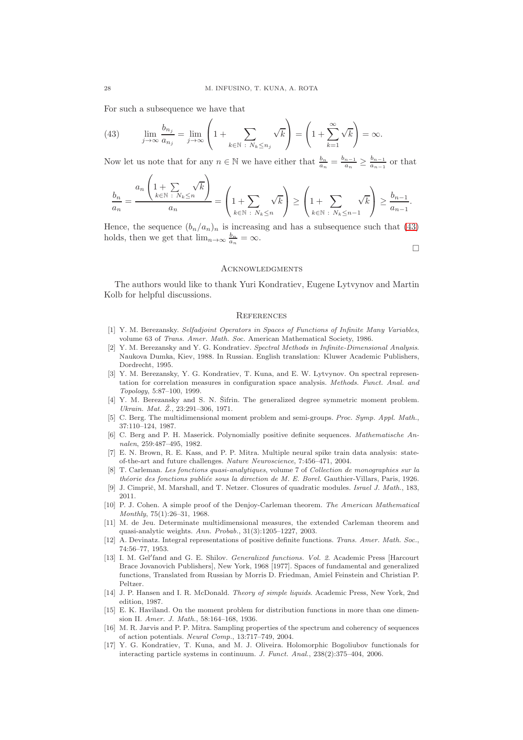For such a subsequence we have that

$$\lim_{j\to\infty} \frac{b_{n_j}}{a_{n_j}} = \lim_{j\to\infty} \left(1 + \sum_{k\in\mathbb{N}\,:\,N_k\leq n_j} \sqrt{k}\right) = \left(1 + \sum_{k=1}^{\infty} \sqrt{k}\right) = \infty. \tag{43}$$

Now let us note that for any $n \in \mathbb{N}$ we have either that $\frac{b_n}{a_n} = \frac{b_{n-1}}{a_n} \geq \frac{b_{n-1}}{a_{n-1}}$ or that

$$\frac{b_n}{a_n} = \frac{a_n\left(1 + \sum\limits_{k\in\mathbb{N}\,:\,N_k\leq n} \sqrt{k}\right)}{a_n} = \left(1 + \sum_{k\in\mathbb{N}\,:\,N_k\leq n} \sqrt{k}\right) \geq \left(1 + \sum_{k\in\mathbb{N}\,:\,N_k\leq n-1} \sqrt{k}\right) \geq \frac{b_{n-1}}{a_{n-1}}.$$

Hence, the sequence $(b_n/a_n)_n$ is increasing and has a subsequence such that (43) holds, then we get that $\lim_{n\to\infty} \frac{b_n}{a_n} = \infty$.

□

## Acknowledgments

The authors would like to thank Yuri Kondratiev, Eugene Lytvynov and Martin Kolb for helpful discussions.

## References

[1] Y. M. Berezansky. *Selfadjoint Operators in Spaces of Functions of Infinite Many Variables*, volume 63 of *Trans. Amer. Math. Soc.* American Mathematical Society, 1986.

[2] Y. M. Berezansky and Y. G. Kondratiev. *Spectral Methods in Infinite-Dimensional Analysis*. Naukova Dumka, Kiev, 1988. In Russian. English translation: Kluwer Academic Publishers, Dordrecht, 1995.

[3] Y. M. Berezansky, Y. G. Kondratiev, T. Kuna, and E. W. Lytvynov. On spectral representation for correlation measures in configuration space analysis. *Methods. Funct. Anal. and Topology*, 5:87–100, 1999.

[4] Y. M. Berezansky and S. N. Šifrin. The generalized degree symmetric moment problem. *Ukrain. Mat. Ž.*, 23:291–306, 1971.

[5] C. Berg. The multidimensional moment problem and semi-groups. *Proc. Symp. Appl. Math.*, 37:110–124, 1987.

[6] C. Berg and P. H. Maserick. Polynomially positive definite sequences. *Mathematische Annalen*, 259:487–495, 1982.

[7] E. N. Brown, R. E. Kass, and P. P. Mitra. Multiple neural spike train data analysis: state-of-the-art and future challenges. *Nature Neuroscience*, 7:456–471, 2004.

[8] T. Carleman. *Les fonctions quasi-analytiques*, volume 7 of *Collection de monographies sur la théorie des fonctions publiée sous la direction de M. E. Borel*. Gauthier-Villars, Paris, 1926.

[9] J. Cimprič, M. Marshall, and T. Netzer. Closures of quadratic modules. *Israel J. Math.*, 183, 2011.

[10] P. J. Cohen. A simple proof of the Denjoy-Carleman theorem. *The American Mathematical Monthly*, 75(1):26–31, 1968.

[11] M. de Jeu. Determinate multidimensional measures, the extended Carleman theorem and quasi-analytic weights. *Ann. Probab.*, 31(3):1205–1227, 2003.

[12] A. Devinatz. Integral representations of positive definite functions. *Trans. Amer. Math. Soc.*, 74:56–77, 1953.

[13] I. M. Gel′fand and G. E. Shilov. *Generalized functions. Vol. 2*. Academic Press [Harcourt Brace Jovanovich Publishers], New York, 1968 [1977]. Spaces of fundamental and generalized functions, Translated from Russian by Morris D. Friedman, Amiel Feinstein and Christian P. Peltzer.

[14] J. P. Hansen and I. R. McDonald. *Theory of simple liquids*. Academic Press, New York, 2nd edition, 1987.

[15] E. K. Haviland. On the moment problem for distribution functions in more than one dimension II. *Amer. J. Math.*, 58:164–168, 1936.

[16] M. R. Jarvis and P. P. Mitra. Sampling properties of the spectrum and coherency of sequences of action potentials. *Neural Comp.*, 13:717–749, 2004.

[17] Y. G. Kondratiev, T. Kuna, and M. J. Oliveira. Holomorphic Bogoliubov functionals for interacting particle systems in continuum. *J. Funct. Anal.*, 238(2):375–404, 2006.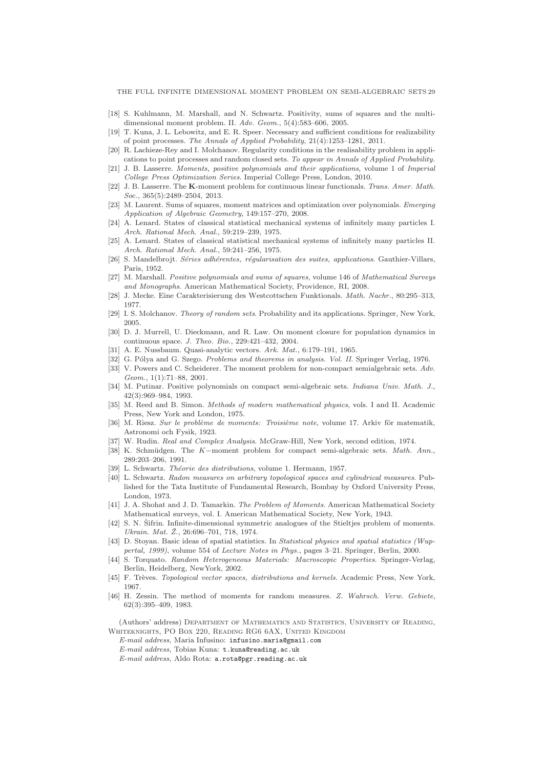[18] S. Kuhlmann, M. Marshall, and N. Schwartz. Positivity, sums of squares and the multi-dimensional moment problem. II. *Adv. Geom.*, 5(4):583–606, 2005.

[19] T. Kuna, J. L. Lebowitz, and E. R. Speer. Necessary and sufficient conditions for realizability of point processes. *The Annals of Applied Probability*, 21(4):1253–1281, 2011.

[20] R. Lachieze-Rey and I. Molchanov. Regularity conditions in the realisability problem in applications to point processes and random closed sets. *To appear in Annals of Applied Probability.*

[21] J. B. Lasserre. *Moments, positive polynomials and their applications*, volume 1 of *Imperial College Press Optimization Series*. Imperial College Press, London, 2010.

[22] J. B. Lasserre. The **K**-moment problem for continuous linear functionals. *Trans. Amer. Math. Soc.*, 365(5):2489–2504, 2013.

[23] M. Laurent. Sums of squares, moment matrices and optimization over polynomials. *Emerging Application of Algebraic Geometry*, 149:157–270, 2008.

[24] A. Lenard. States of classical statistical mechanical systems of infinitely many particles I. *Arch. Rational Mech. Anal.*, 59:219–239, 1975.

[25] A. Lenard. States of classical statistical mechanical systems of infinitely many particles II. *Arch. Rational Mech. Anal.*, 59:241–256, 1975.

[26] S. Mandelbrojt. *Séries adhérentes, régularisation des suites, applications*. Gauthier-Villars, Paris, 1952.

[27] M. Marshall. *Positive polynomials and sums of squares*, volume 146 of *Mathematical Surveys and Monographs*. American Mathematical Society, Providence, RI, 2008.

[28] J. Mecke. Eine Carakterisierung des Westcottschen Funktionals. *Math. Nachr.*, 80:295–313, 1977.

[29] I. S. Molchanov. *Theory of random sets*. Probability and its applications. Springer, New York, 2005.

[30] D. J. Murrell, U. Dieckmann, and R. Law. On moment closure for population dynamics in continuous space. *J. Theo. Bio.*, 229:421–432, 2004.

[31] A. E. Nussbaum. Quasi-analytic vectors. *Ark. Mat.*, 6:179–191, 1965.

[32] G. Pólya and G. Szego. *Problems and theorems in analysis. Vol. II*. Springer Verlag, 1976.

[33] V. Powers and C. Scheiderer. The moment problem for non-compact semialgebraic sets. *Adv. Geom.*, 1(1):71–88, 2001.

[34] M. Putinar. Positive polynomials on compact semi-algebraic sets. *Indiana Univ. Math. J.*, 42(3):969–984, 1993.

[35] M. Reed and B. Simon. *Methods of modern mathematical physics*, vols. I and II. Academic Press, New York and London, 1975.

[36] M. Riesz. *Sur le problème de moments: Troisième note*, volume 17. Arkiv för matematik, Astronomi och Fysik, 1923.

[37] W. Rudin. *Real and Complex Analysis*. McGraw-Hill, New York, second edition, 1974.

[38] K. Schmüdgen. The $K-$moment problem for compact semi-algebraic sets. *Math. Ann.*, 289:203–206, 1991.

[39] L. Schwartz. *Théorie des distributions*, volume 1. Hermann, 1957.

[40] L. Schwartz. *Radon measures on arbitrary topological spaces and cylindrical measures*. Published for the Tata Institute of Fundamental Research, Bombay by Oxford University Press, London, 1973.

[41] J. A. Shohat and J. D. Tamarkin. *The Problem of Moments*. American Mathematical Society Mathematical surveys, vol. I. American Mathematical Society, New York, 1943.

[42] S. N. Šifrin. Infinite-dimensional symmetric analogues of the Stieltjes problem of moments. *Ukrain. Mat. Ž.*, 26:696–701, 718, 1974.

[43] D. Stoyan. Basic ideas of spatial statistics. In *Statistical physics and spatial statistics (Wuppertal, 1999)*, volume 554 of *Lecture Notes in Phys.*, pages 3–21. Springer, Berlin, 2000.

[44] S. Torquato. *Random Heterogeneous Materials: Macroscopic Properties*. Springer-Verlag, Berlin, Heidelberg, NewYork, 2002.

[45] F. Trèves. *Topological vector spaces, distributions and kernels*. Academic Press, New York, 1967.

[46] H. Zessin. The method of moments for random measures. *Z. Wahrsch. Verw. Gebiete*, 62(3):395–409, 1983.

(Authors' address) Department of Mathematics and Statistics, University of Reading, Whiteknights, PO Box 220, Reading RG6 6AX, United Kingdom

*E-mail address*, Maria Infusino: infusino.maria@gmail.com

*E-mail address*, Tobias Kuna: t.kuna@reading.ac.uk

*E-mail address*, Aldo Rota: a.rota@pgr.reading.ac.uk